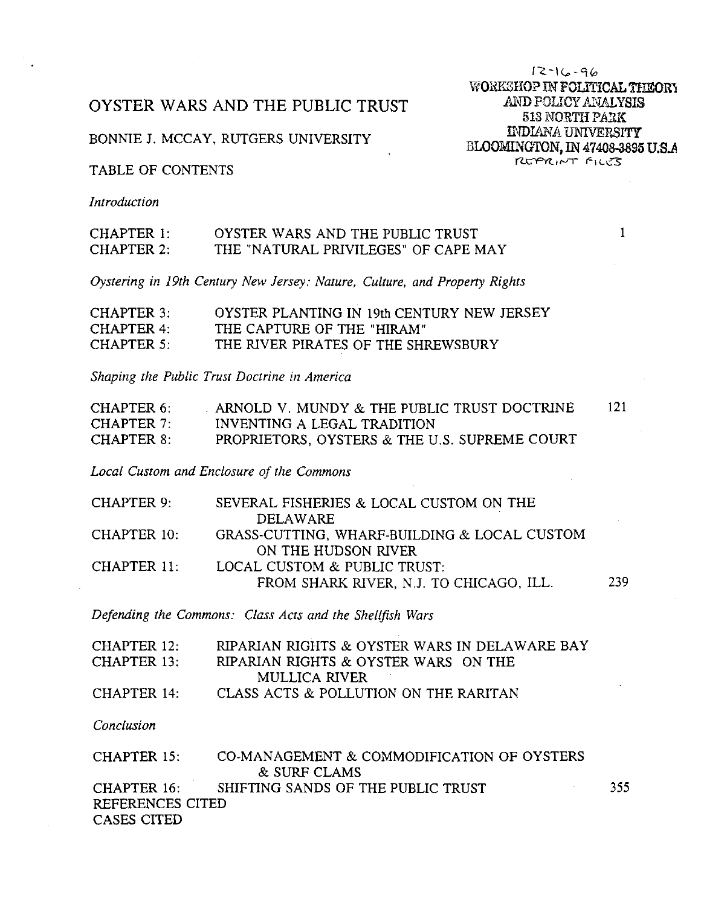12-16-96
WORKSHOP IN POLITICAL THEORY
AND POLICY ANALYSIS
513 NORTH PARK
INDIANA UNIVERSITY
BLOOMINGTON, IN 47408-3895 U.S.A
REPRINT FILES

# OYSTER WARS AND THE PUBLIC TRUST

BONNIE J. MCCAY, RUTGERS UNIVERSITY

## TABLE OF CONTENTS

*Introduction*

| | | |
|---|---|---|
| CHAPTER 1: | OYSTER WARS AND THE PUBLIC TRUST | 1 |
| CHAPTER 2: | THE "NATURAL PRIVILEGES" OF CAPE MAY | |

*Oystering in 19th Century New Jersey: Nature, Culture, and Property Rights*

| | | |
|---|---|---|
| CHAPTER 3: | OYSTER PLANTING IN 19th CENTURY NEW JERSEY | |
| CHAPTER 4: | THE CAPTURE OF THE "HIRAM" | |
| CHAPTER 5: | THE RIVER PIRATES OF THE SHREWSBURY | |

*Shaping the Public Trust Doctrine in America*

| | | |
|---|---|---|
| CHAPTER 6: | ARNOLD V. MUNDY & THE PUBLIC TRUST DOCTRINE | 121 |
| CHAPTER 7: | INVENTING A LEGAL TRADITION | |
| CHAPTER 8: | PROPRIETORS, OYSTERS & THE U.S. SUPREME COURT | |

*Local Custom and Enclosure of the Commons*

| | | |
|---|---|---|
| CHAPTER 9: | SEVERAL FISHERIES & LOCAL CUSTOM ON THE DELAWARE | |
| CHAPTER 10: | GRASS-CUTTING, WHARF-BUILDING & LOCAL CUSTOM ON THE HUDSON RIVER | |
| CHAPTER 11: | LOCAL CUSTOM & PUBLIC TRUST: FROM SHARK RIVER, N.J. TO CHICAGO, ILL. | 239 |

*Defending the Commons: Class Acts and the Shellfish Wars*

| | | |
|---|---|---|
| CHAPTER 12: | RIPARIAN RIGHTS & OYSTER WARS IN DELAWARE BAY | |
| CHAPTER 13: | RIPARIAN RIGHTS & OYSTER WARS ON THE MULLICA RIVER | |
| CHAPTER 14: | CLASS ACTS & POLLUTION ON THE RARITAN | |

*Conclusion*

| | | |
|---|---|---|
| CHAPTER 15: | CO-MANAGEMENT & COMMODIFICATION OF OYSTERS & SURF CLAMS | |
| CHAPTER 16: | SHIFTING SANDS OF THE PUBLIC TRUST | 355 |

REFERENCES CITED

CASES CITED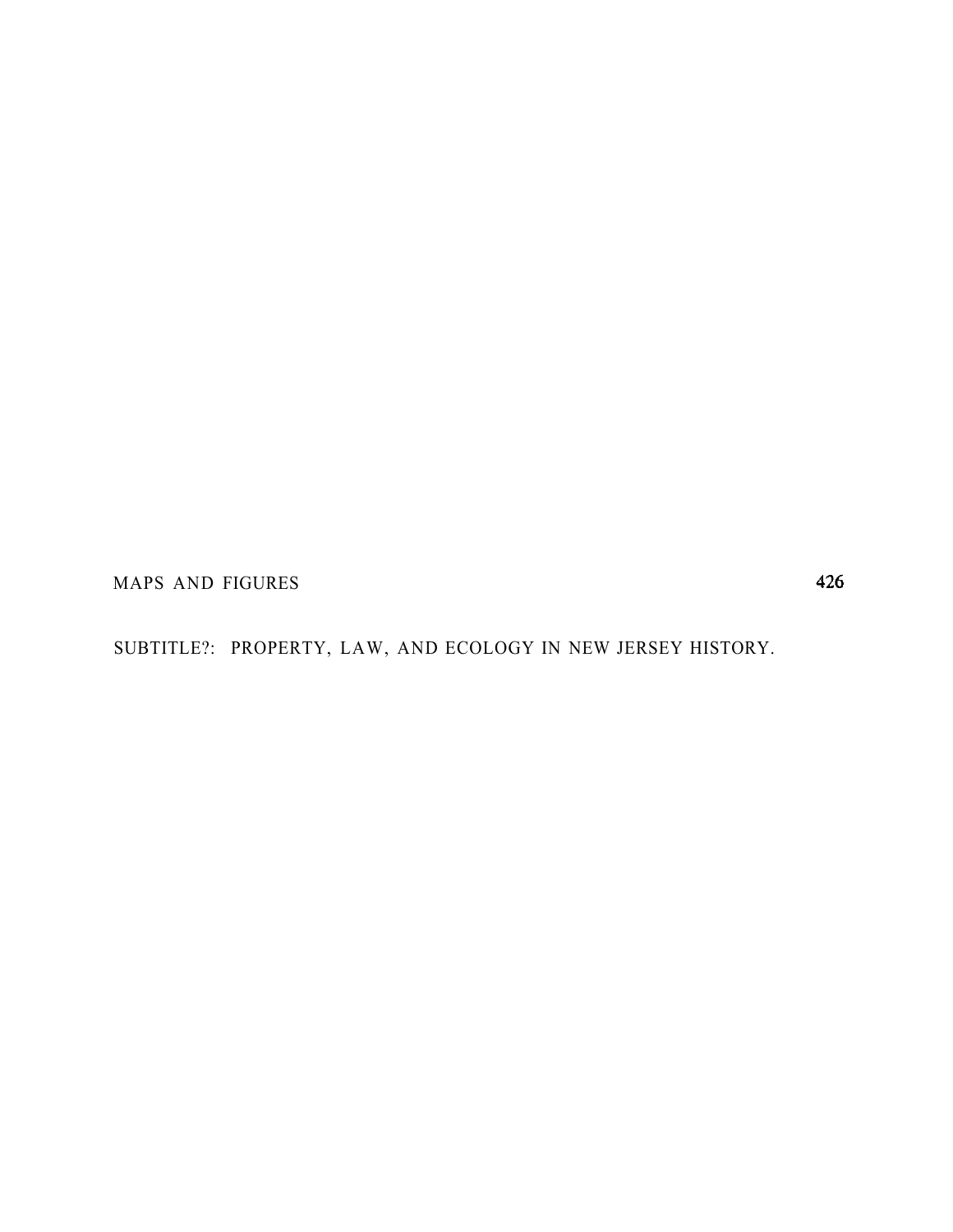MAPS AND FIGURES 426

SUBTITLE?: PROPERTY, LAW, AND ECOLOGY IN NEW JERSEY HISTORY.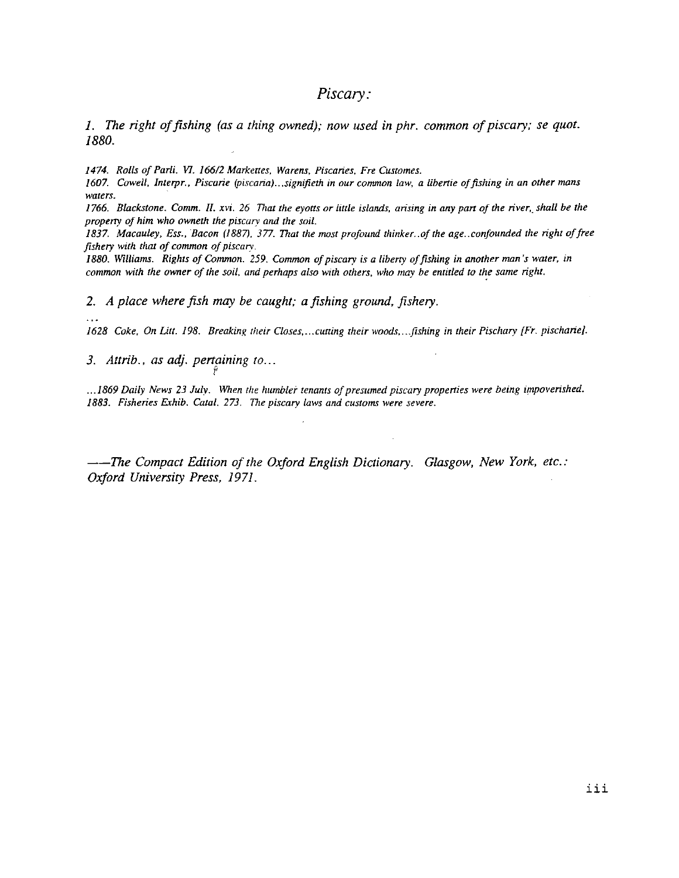# *Piscary:*

*1. The right of fishing (as a thing owned); now used in phr. common of piscary; se quot. 1880.*

*1474. Rolls of Parli. VI. 166/2 Markettes, Warens, Piscaries, Fre Customes.*
*1607. Cowell, Interpr., Piscarie (piscaria)...signifieth in our common law, a libertie of fishing in an other mans waters.*
*1766. Blackstone. Comm. II. xvi. 26 That the eyotts or little islands, arising in any part of the river, shall be the property of him who owneth the piscary and the soil.*
*1837. Macauley, Ess., Bacon (1887). 377. That the most profound thinker..of the age..confounded the right of free fishery with that of common of piscary.*
*1880. Williams. Rights of Common. 259. Common of piscary is a liberty of fishing in another man's water, in common with the owner of the soil, and perhaps also with others, who may be entitled to the same right.*

*2. A place where fish may be caught; a fishing ground, fishery.*

...
*1628 Coke, On Litt. 198. Breaking their Closes,...cutting their woods,...fishing in their Pischary [Fr. pischarie].*

*3. Attrib., as adj. pertaining to...*

*...1869 Daily News 23 July. When the humbler tenants of presumed piscary properties were being impoverished.*
*1883. Fisheries Exhib. Catal. 273. The piscary laws and customs were severe.*

*——The Compact Edition of the Oxford English Dictionary. Glasgow, New York, etc.: Oxford University Press, 1971.*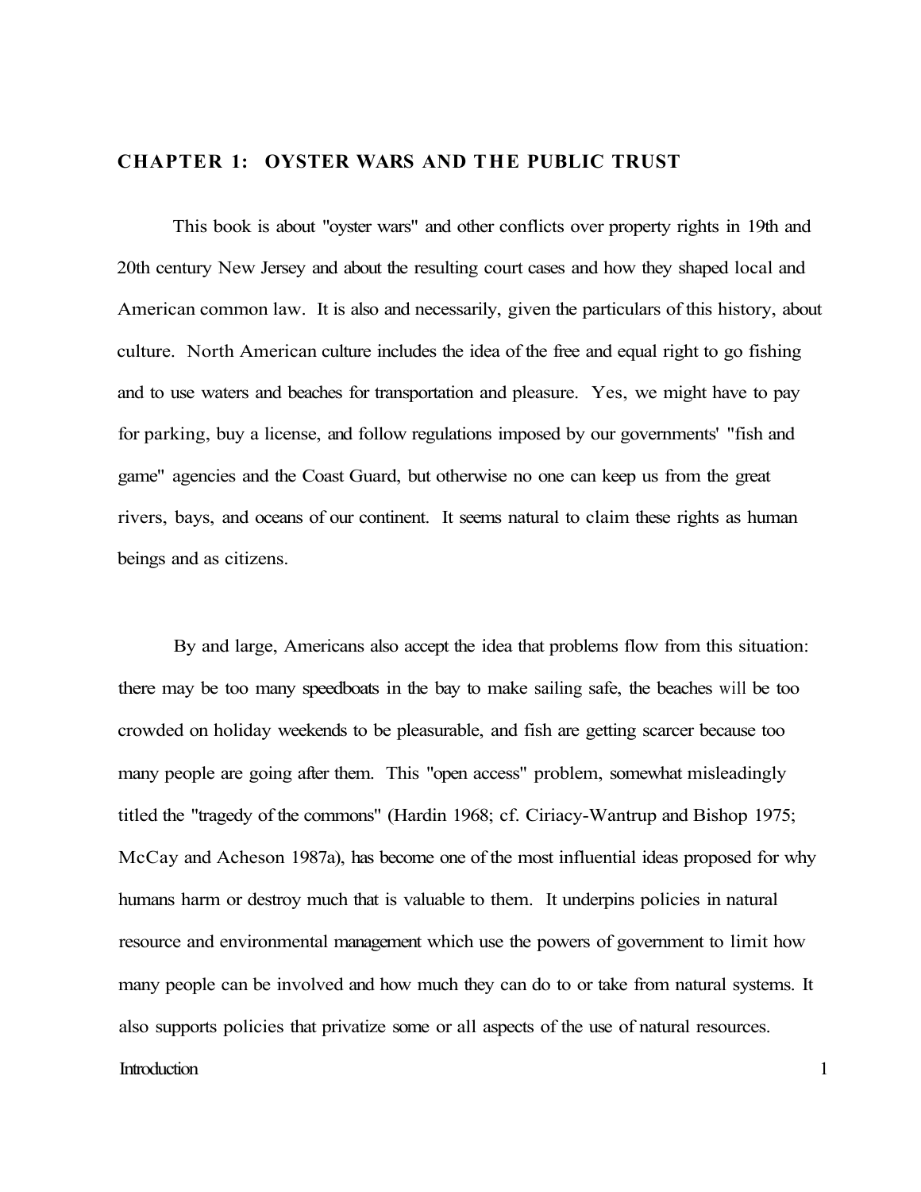## CHAPTER 1: OYSTER WARS AND THE PUBLIC TRUST

This book is about "oyster wars" and other conflicts over property rights in 19th and 20th century New Jersey and about the resulting court cases and how they shaped local and American common law. It is also and necessarily, given the particulars of this history, about culture. North American culture includes the idea of the free and equal right to go fishing and to use waters and beaches for transportation and pleasure. Yes, we might have to pay for parking, buy a license, and follow regulations imposed by our governments' "fish and game" agencies and the Coast Guard, but otherwise no one can keep us from the great rivers, bays, and oceans of our continent. It seems natural to claim these rights as human beings and as citizens.

By and large, Americans also accept the idea that problems flow from this situation: there may be too many speedboats in the bay to make sailing safe, the beaches will be too crowded on holiday weekends to be pleasurable, and fish are getting scarcer because too many people are going after them. This "open access" problem, somewhat misleadingly titled the "tragedy of the commons" (Hardin 1968; cf. Ciriacy-Wantrup and Bishop 1975; McCay and Acheson 1987a), has become one of the most influential ideas proposed for why humans harm or destroy much that is valuable to them. It underpins policies in natural resource and environmental management which use the powers of government to limit how many people can be involved and how much they can do to or take from natural systems. It also supports policies that privatize some or all aspects of the use of natural resources.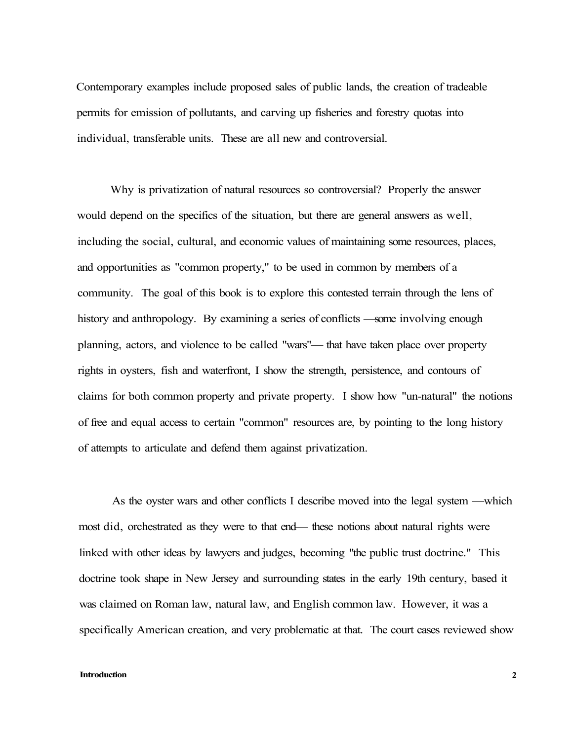Contemporary examples include proposed sales of public lands, the creation of tradeable permits for emission of pollutants, and carving up fisheries and forestry quotas into individual, transferable units. These are all new and controversial.

Why is privatization of natural resources so controversial? Properly the answer would depend on the specifics of the situation, but there are general answers as well, including the social, cultural, and economic values of maintaining some resources, places, and opportunities as "common property," to be used in common by members of a community. The goal of this book is to explore this contested terrain through the lens of history and anthropology. By examining a series of conflicts —some involving enough planning, actors, and violence to be called "wars"— that have taken place over property rights in oysters, fish and waterfront, I show the strength, persistence, and contours of claims for both common property and private property. I show how "un-natural" the notions of free and equal access to certain "common" resources are, by pointing to the long history of attempts to articulate and defend them against privatization.

As the oyster wars and other conflicts I describe moved into the legal system —which most did, orchestrated as they were to that end— these notions about natural rights were linked with other ideas by lawyers and judges, becoming "the public trust doctrine." This doctrine took shape in New Jersey and surrounding states in the early 19th century, based it was claimed on Roman law, natural law, and English common law. However, it was a specifically American creation, and very problematic at that. The court cases reviewed show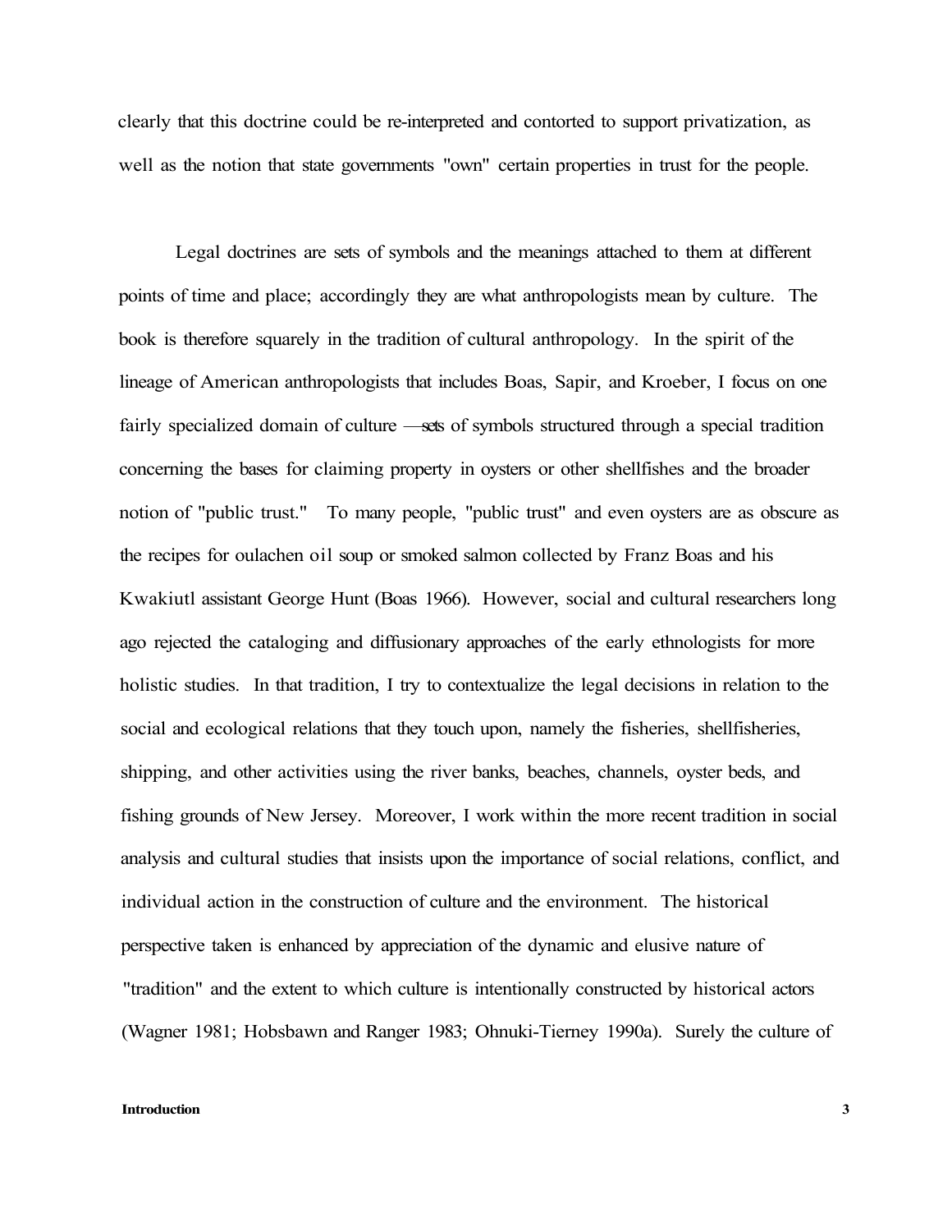clearly that this doctrine could be re-interpreted and contorted to support privatization, as well as the notion that state governments "own" certain properties in trust for the people.

Legal doctrines are sets of symbols and the meanings attached to them at different points of time and place; accordingly they are what anthropologists mean by culture. The book is therefore squarely in the tradition of cultural anthropology. In the spirit of the lineage of American anthropologists that includes Boas, Sapir, and Kroeber, I focus on one fairly specialized domain of culture —sets of symbols structured through a special tradition concerning the bases for claiming property in oysters or other shellfishes and the broader notion of "public trust." To many people, "public trust" and even oysters are as obscure as the recipes for oulachen oil soup or smoked salmon collected by Franz Boas and his Kwakiutl assistant George Hunt (Boas 1966). However, social and cultural researchers long ago rejected the cataloging and diffusionary approaches of the early ethnologists for more holistic studies. In that tradition, I try to contextualize the legal decisions in relation to the social and ecological relations that they touch upon, namely the fisheries, shellfisheries, shipping, and other activities using the river banks, beaches, channels, oyster beds, and fishing grounds of New Jersey. Moreover, I work within the more recent tradition in social analysis and cultural studies that insists upon the importance of social relations, conflict, and individual action in the construction of culture and the environment. The historical perspective taken is enhanced by appreciation of the dynamic and elusive nature of "tradition" and the extent to which culture is intentionally constructed by historical actors (Wagner 1981; Hobsbawn and Ranger 1983; Ohnuki-Tierney 1990a). Surely the culture of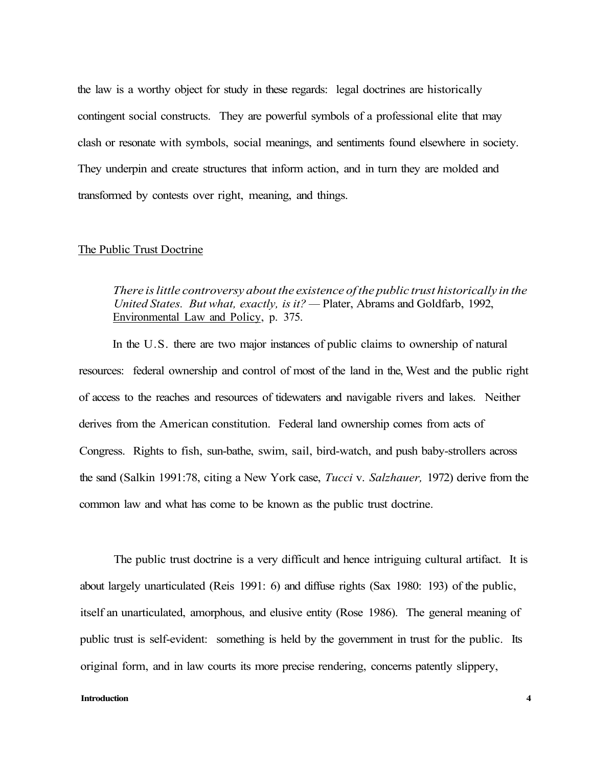the law is a worthy object for study in these regards: legal doctrines are historically contingent social constructs. They are powerful symbols of a professional elite that may clash or resonate with symbols, social meanings, and sentiments found elsewhere in society. They underpin and create structures that inform action, and in turn they are molded and transformed by contests over right, meaning, and things.

## The Public Trust Doctrine

> *There is little controversy about the existence of the public trust historically in the United States. But what, exactly, is it?* — Plater, Abrams and Goldfarb, 1992, Environmental Law and Policy, p. 375.

In the U.S. there are two major instances of public claims to ownership of natural resources: federal ownership and control of most of the land in the, West and the public right of access to the reaches and resources of tidewaters and navigable rivers and lakes. Neither derives from the American constitution. Federal land ownership comes from acts of Congress. Rights to fish, sun-bathe, swim, sail, bird-watch, and push baby-strollers across the sand (Salkin 1991:78, citing a New York case, *Tucci* v. *Salzhauer,* 1972) derive from the common law and what has come to be known as the public trust doctrine.

The public trust doctrine is a very difficult and hence intriguing cultural artifact. It is about largely unarticulated (Reis 1991: 6) and diffuse rights (Sax 1980: 193) of the public, itself an unarticulated, amorphous, and elusive entity (Rose 1986). The general meaning of public trust is self-evident: something is held by the government in trust for the public. Its original form, and in law courts its more precise rendering, concerns patently slippery,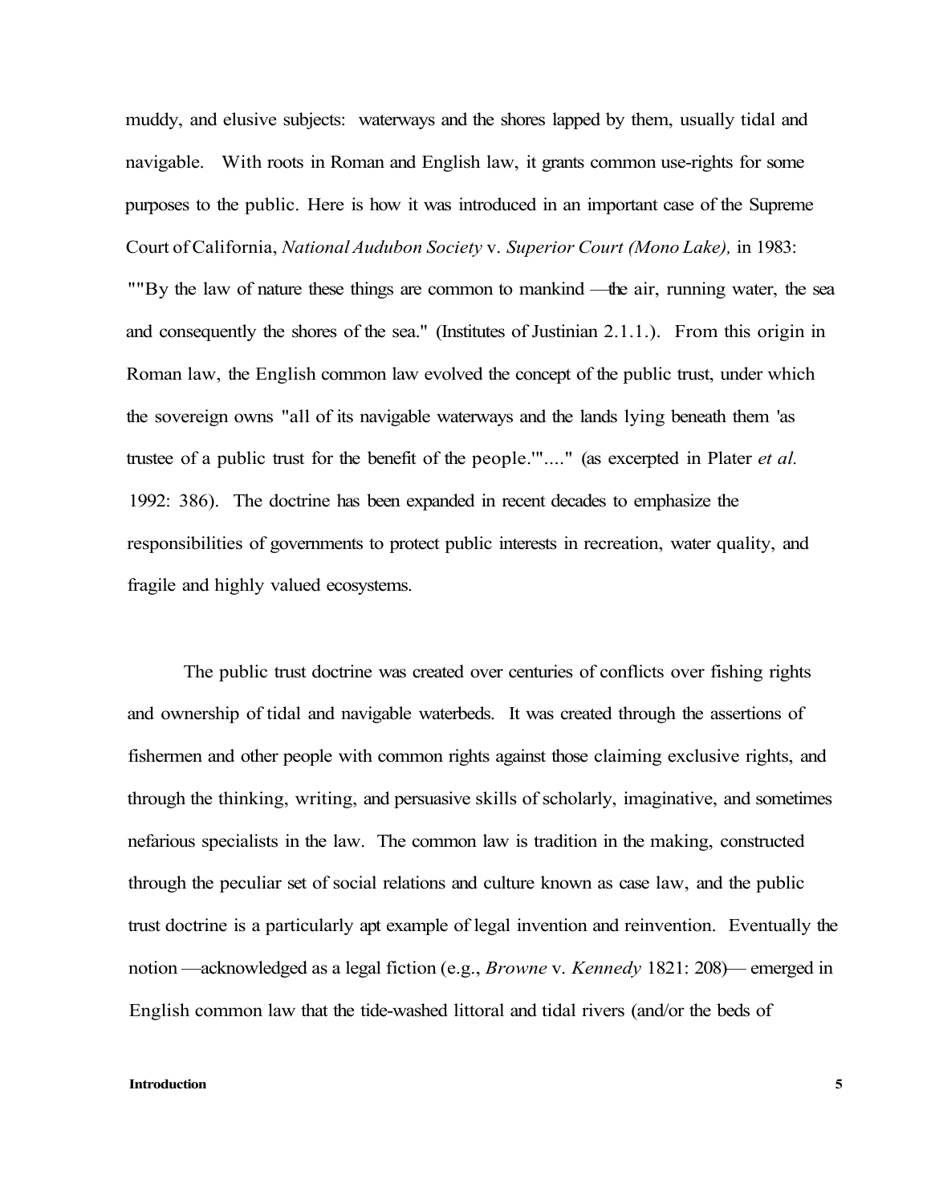muddy, and elusive subjects: waterways and the shores lapped by them, usually tidal and navigable. With roots in Roman and English law, it grants common use-rights for some purposes to the public. Here is how it was introduced in an important case of the Supreme Court of California, *National Audubon Society* v. *Superior Court (Mono Lake),* in 1983: ""By the law of nature these things are common to mankind —the air, running water, the sea and consequently the shores of the sea." (Institutes of Justinian 2.1.1.). From this origin in Roman law, the English common law evolved the concept of the public trust, under which the sovereign owns "all of its navigable waterways and the lands lying beneath them 'as trustee of a public trust for the benefit of the people.'"...." (as excerpted in Plater *et al.* 1992: 386). The doctrine has been expanded in recent decades to emphasize the responsibilities of governments to protect public interests in recreation, water quality, and fragile and highly valued ecosystems.

The public trust doctrine was created over centuries of conflicts over fishing rights and ownership of tidal and navigable waterbeds. It was created through the assertions of fishermen and other people with common rights against those claiming exclusive rights, and through the thinking, writing, and persuasive skills of scholarly, imaginative, and sometimes nefarious specialists in the law. The common law is tradition in the making, constructed through the peculiar set of social relations and culture known as case law, and the public trust doctrine is a particularly apt example of legal invention and reinvention. Eventually the notion —acknowledged as a legal fiction (e.g., *Browne* v. *Kennedy* 1821: 208)— emerged in English common law that the tide-washed littoral and tidal rivers (and/or the beds of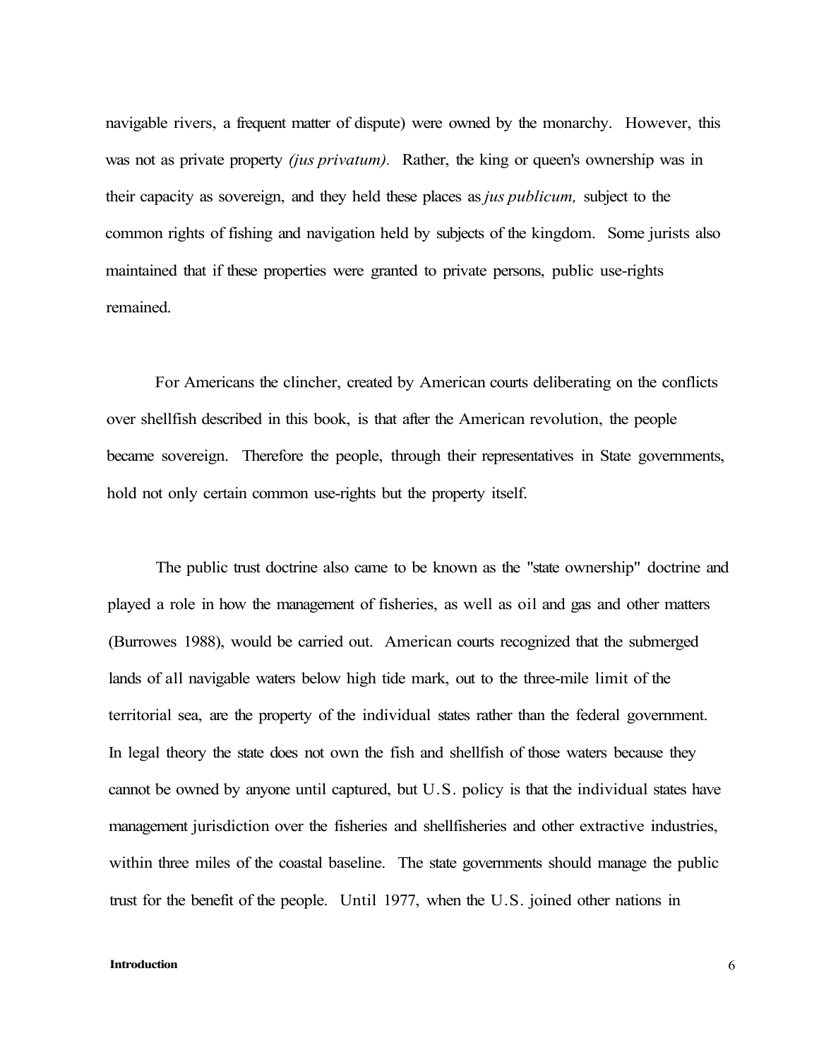navigable rivers, a frequent matter of dispute) were owned by the monarchy. However, this was not as private property *(jus privatum).* Rather, the king or queen's ownership was in their capacity as sovereign, and they held these places as *jus publicum,* subject to the common rights of fishing and navigation held by subjects of the kingdom. Some jurists also maintained that if these properties were granted to private persons, public use-rights remained.

For Americans the clincher, created by American courts deliberating on the conflicts over shellfish described in this book, is that after the American revolution, the people became sovereign. Therefore the people, through their representatives in State governments, hold not only certain common use-rights but the property itself.

The public trust doctrine also came to be known as the "state ownership" doctrine and played a role in how the management of fisheries, as well as oil and gas and other matters (Burrowes 1988), would be carried out. American courts recognized that the submerged lands of all navigable waters below high tide mark, out to the three-mile limit of the territorial sea, are the property of the individual states rather than the federal government. In legal theory the state does not own the fish and shellfish of those waters because they cannot be owned by anyone until captured, but U.S. policy is that the individual states have management jurisdiction over the fisheries and shellfisheries and other extractive industries, within three miles of the coastal baseline. The state governments should manage the public trust for the benefit of the people. Until 1977, when the U.S. joined other nations in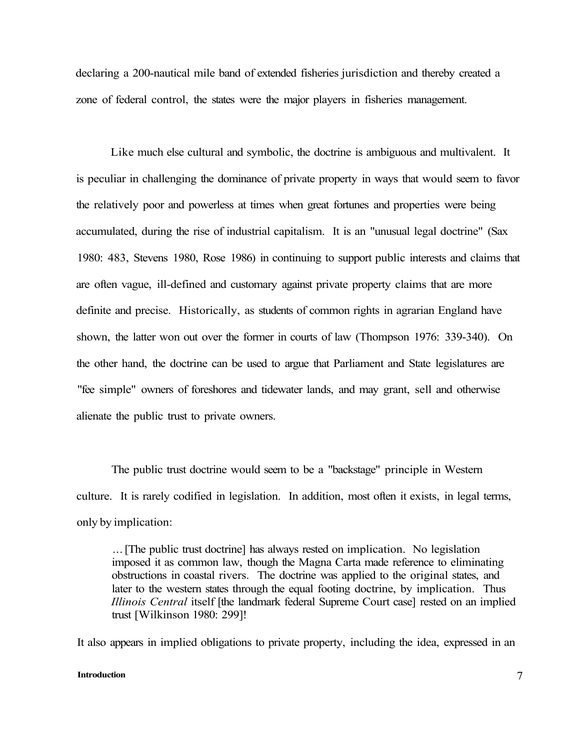declaring a 200-nautical mile band of extended fisheries jurisdiction and thereby created a zone of federal control, the states were the major players in fisheries management.

Like much else cultural and symbolic, the doctrine is ambiguous and multivalent. It is peculiar in challenging the dominance of private property in ways that would seem to favor the relatively poor and powerless at times when great fortunes and properties were being accumulated, during the rise of industrial capitalism. It is an "unusual legal doctrine" (Sax 1980: 483, Stevens 1980, Rose 1986) in continuing to support public interests and claims that are often vague, ill-defined and customary against private property claims that are more definite and precise. Historically, as students of common rights in agrarian England have shown, the latter won out over the former in courts of law (Thompson 1976: 339-340). On the other hand, the doctrine can be used to argue that Parliament and State legislatures are "fee simple" owners of foreshores and tidewater lands, and may grant, sell and otherwise alienate the public trust to private owners.

The public trust doctrine would seem to be a "backstage" principle in Western culture. It is rarely codified in legislation. In addition, most often it exists, in legal terms, only by implication:

> … [The public trust doctrine] has always rested on implication. No legislation imposed it as common law, though the Magna Carta made reference to eliminating obstructions in coastal rivers. The doctrine was applied to the original states, and later to the western states through the equal footing doctrine, by implication. Thus *Illinois Central* itself [the landmark federal Supreme Court case] rested on an implied trust [Wilkinson 1980: 299]!

It also appears in implied obligations to private property, including the idea, expressed in an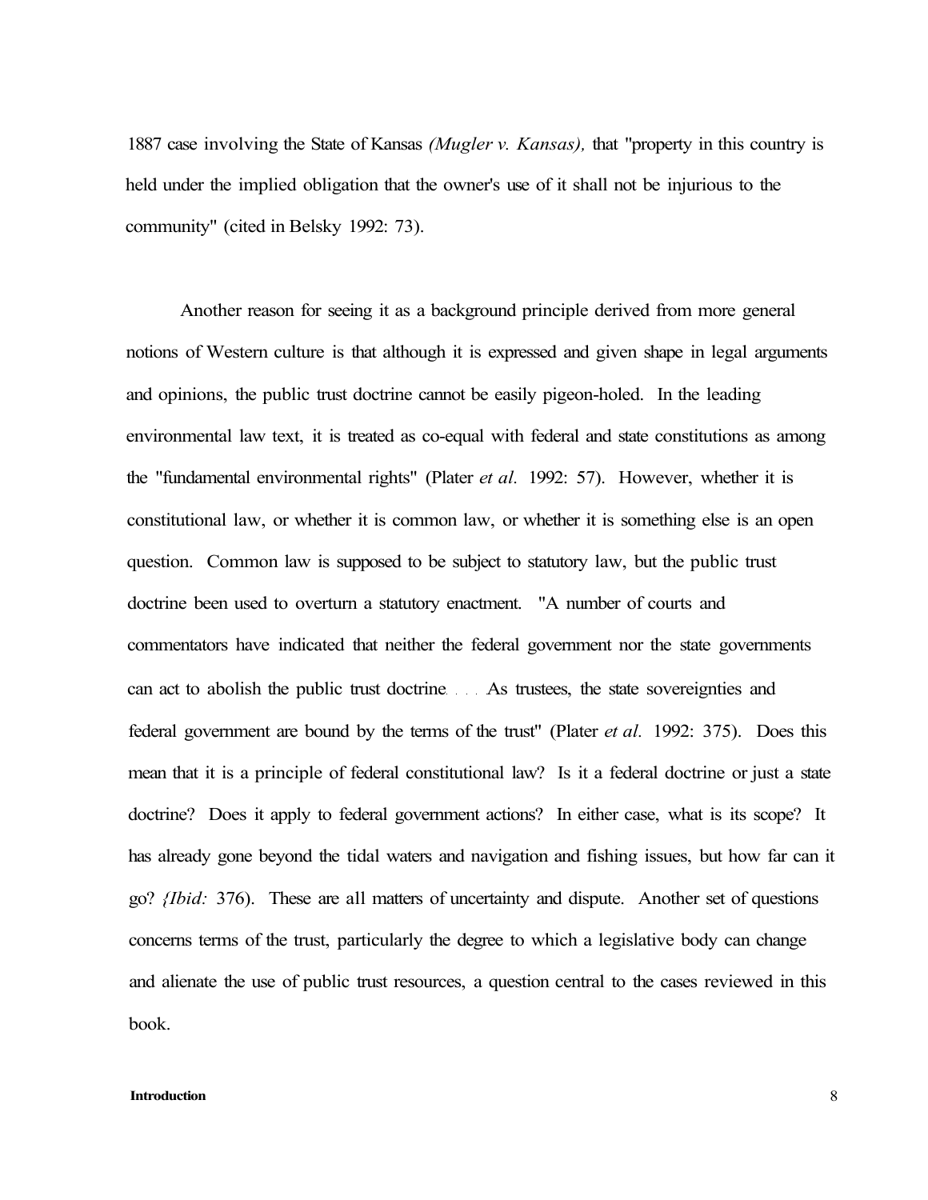1887 case involving the State of Kansas *(Mugler v. Kansas),* that "property in this country is held under the implied obligation that the owner's use of it shall not be injurious to the community" (cited in Belsky 1992: 73).

Another reason for seeing it as a background principle derived from more general notions of Western culture is that although it is expressed and given shape in legal arguments and opinions, the public trust doctrine cannot be easily pigeon-holed. In the leading environmental law text, it is treated as co-equal with federal and state constitutions as among the "fundamental environmental rights" (Plater *et al.* 1992: 57). However, whether it is constitutional law, or whether it is common law, or whether it is something else is an open question. Common law is supposed to be subject to statutory law, but the public trust doctrine been used to overturn a statutory enactment. "A number of courts and commentators have indicated that neither the federal government nor the state governments can act to abolish the public trust doctrine. . . . As trustees, the state sovereignties and federal government are bound by the terms of the trust" (Plater *et al.* 1992: 375). Does this mean that it is a principle of federal constitutional law? Is it a federal doctrine or just a state doctrine? Does it apply to federal government actions? In either case, what is its scope? It has already gone beyond the tidal waters and navigation and fishing issues, but how far can it go? *{Ibid:* 376). These are all matters of uncertainty and dispute. Another set of questions concerns terms of the trust, particularly the degree to which a legislative body can change and alienate the use of public trust resources, a question central to the cases reviewed in this book.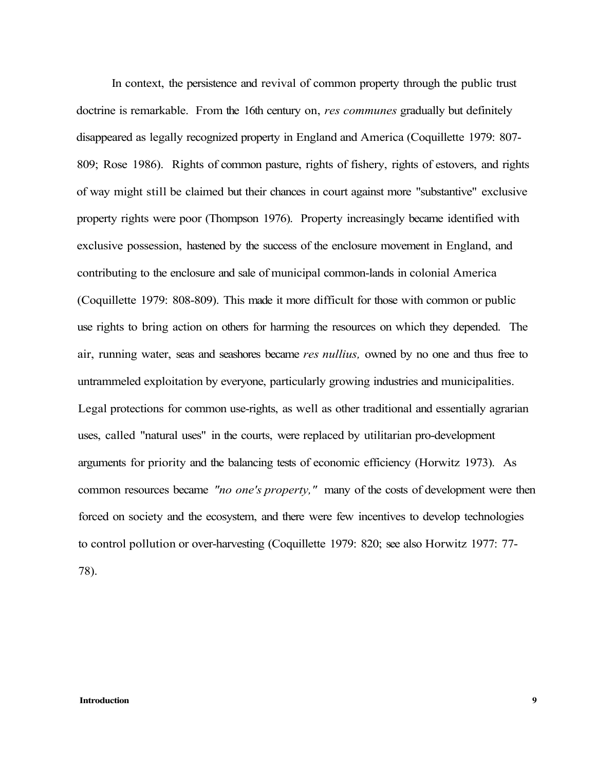In context, the persistence and revival of common property through the public trust doctrine is remarkable. From the 16th century on, *res communes* gradually but definitely disappeared as legally recognized property in England and America (Coquillette 1979: 807-809; Rose 1986). Rights of common pasture, rights of fishery, rights of estovers, and rights of way might still be claimed but their chances in court against more "substantive" exclusive property rights were poor (Thompson 1976). Property increasingly became identified with exclusive possession, hastened by the success of the enclosure movement in England, and contributing to the enclosure and sale of municipal common-lands in colonial America (Coquillette 1979: 808-809). This made it more difficult for those with common or public use rights to bring action on others for harming the resources on which they depended. The air, running water, seas and seashores became *res nullius,* owned by no one and thus free to untrammeled exploitation by everyone, particularly growing industries and municipalities. Legal protections for common use-rights, as well as other traditional and essentially agrarian uses, called "natural uses" in the courts, were replaced by utilitarian pro-development arguments for priority and the balancing tests of economic efficiency (Horwitz 1973). As common resources became *"no one's property,"* many of the costs of development were then forced on society and the ecosystem, and there were few incentives to develop technologies to control pollution or over-harvesting (Coquillette 1979: 820; see also Horwitz 1977: 77-78).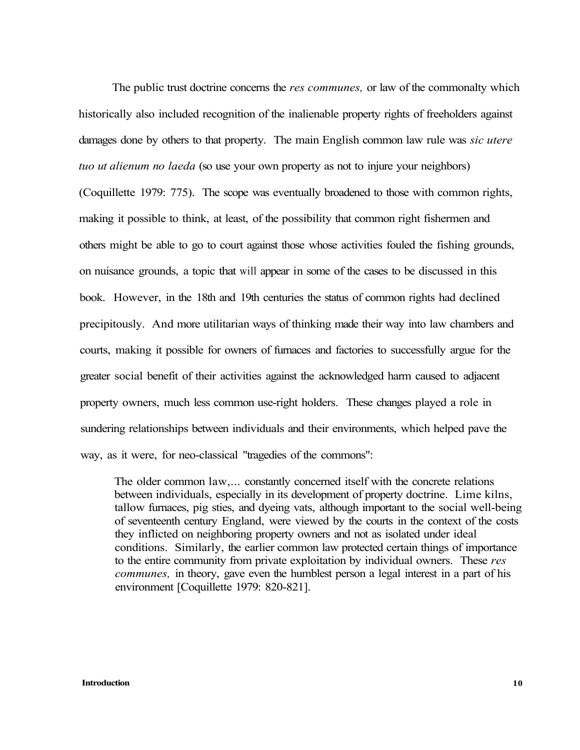The public trust doctrine concerns the *res communes,* or law of the commonalty which historically also included recognition of the inalienable property rights of freeholders against damages done by others to that property. The main English common law rule was *sic utere tuo ut alienum no laeda* (so use your own property as not to injure your neighbors) (Coquillette 1979: 775). The scope was eventually broadened to those with common rights, making it possible to think, at least, of the possibility that common right fishermen and others might be able to go to court against those whose activities fouled the fishing grounds, on nuisance grounds, a topic that will appear in some of the cases to be discussed in this book. However, in the 18th and 19th centuries the status of common rights had declined precipitously. And more utilitarian ways of thinking made their way into law chambers and courts, making it possible for owners of furnaces and factories to successfully argue for the greater social benefit of their activities against the acknowledged harm caused to adjacent property owners, much less common use-right holders. These changes played a role in sundering relationships between individuals and their environments, which helped pave the way, as it were, for neo-classical "tragedies of the commons":

> The older common law,... constantly concerned itself with the concrete relations between individuals, especially in its development of property doctrine. Lime kilns, tallow furnaces, pig sties, and dyeing vats, although important to the social well-being of seventeenth century England, were viewed by the courts in the context of the costs they inflicted on neighboring property owners and not as isolated under ideal conditions. Similarly, the earlier common law protected certain things of importance to the entire community from private exploitation by individual owners. These *res communes,* in theory, gave even the humblest person a legal interest in a part of his environment [Coquillette 1979: 820-821].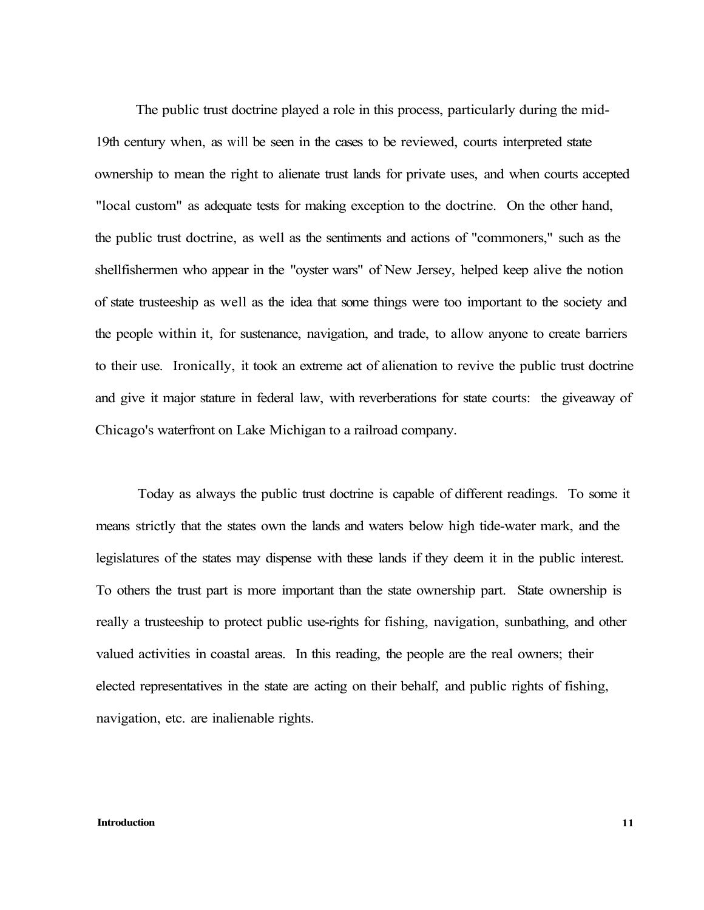The public trust doctrine played a role in this process, particularly during the mid-19th century when, as will be seen in the cases to be reviewed, courts interpreted state ownership to mean the right to alienate trust lands for private uses, and when courts accepted "local custom" as adequate tests for making exception to the doctrine. On the other hand, the public trust doctrine, as well as the sentiments and actions of "commoners," such as the shellfishermen who appear in the "oyster wars" of New Jersey, helped keep alive the notion of state trusteeship as well as the idea that some things were too important to the society and the people within it, for sustenance, navigation, and trade, to allow anyone to create barriers to their use. Ironically, it took an extreme act of alienation to revive the public trust doctrine and give it major stature in federal law, with reverberations for state courts: the giveaway of Chicago's waterfront on Lake Michigan to a railroad company.

Today as always the public trust doctrine is capable of different readings. To some it means strictly that the states own the lands and waters below high tide-water mark, and the legislatures of the states may dispense with these lands if they deem it in the public interest. To others the trust part is more important than the state ownership part. State ownership is really a trusteeship to protect public use-rights for fishing, navigation, sunbathing, and other valued activities in coastal areas. In this reading, the people are the real owners; their elected representatives in the state are acting on their behalf, and public rights of fishing, navigation, etc. are inalienable rights.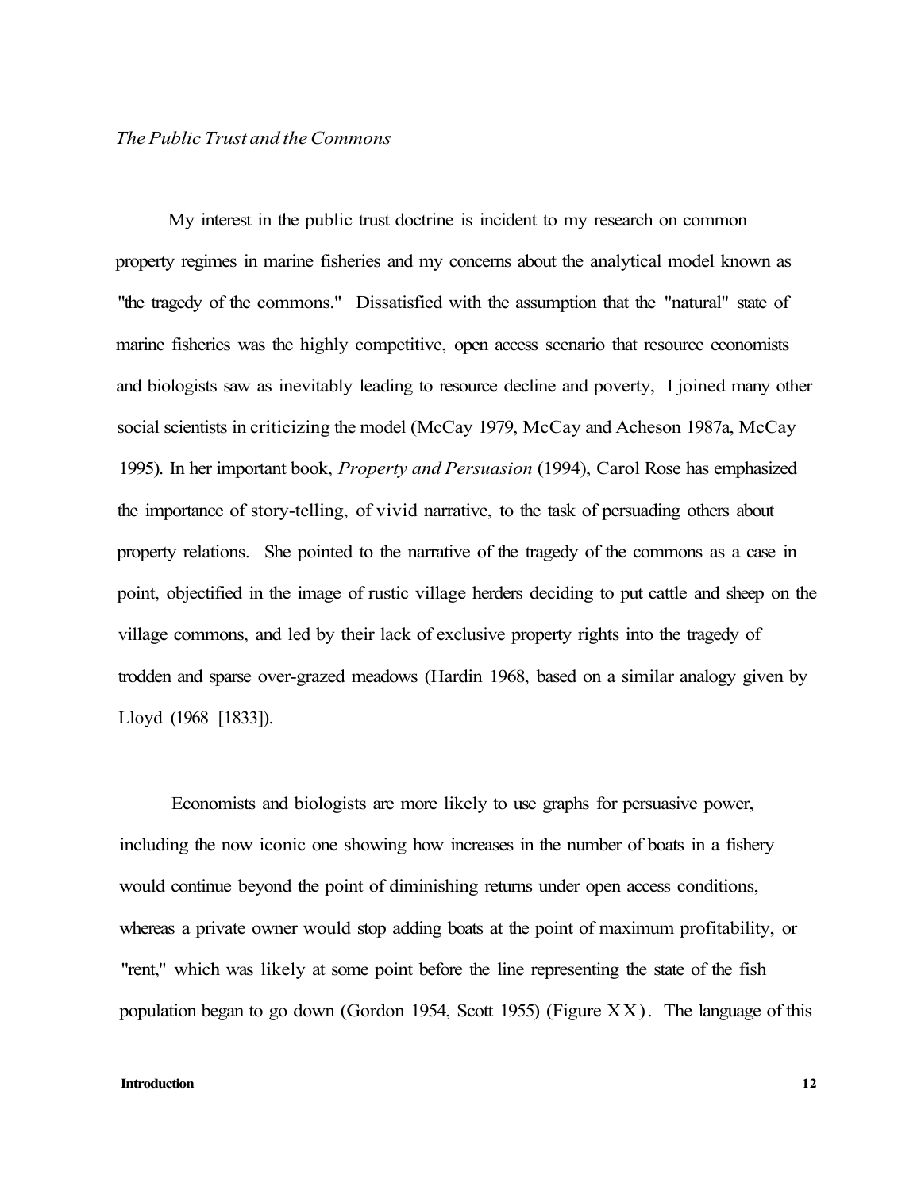*The Public Trust and the Commons*

My interest in the public trust doctrine is incident to my research on common property regimes in marine fisheries and my concerns about the analytical model known as "the tragedy of the commons." Dissatisfied with the assumption that the "natural" state of marine fisheries was the highly competitive, open access scenario that resource economists and biologists saw as inevitably leading to resource decline and poverty, I joined many other social scientists in criticizing the model (McCay 1979, McCay and Acheson 1987a, McCay 1995). In her important book, *Property and Persuasion* (1994), Carol Rose has emphasized the importance of story-telling, of vivid narrative, to the task of persuading others about property relations. She pointed to the narrative of the tragedy of the commons as a case in point, objectified in the image of rustic village herders deciding to put cattle and sheep on the village commons, and led by their lack of exclusive property rights into the tragedy of trodden and sparse over-grazed meadows (Hardin 1968, based on a similar analogy given by Lloyd (1968 [1833]).

Economists and biologists are more likely to use graphs for persuasive power, including the now iconic one showing how increases in the number of boats in a fishery would continue beyond the point of diminishing returns under open access conditions, whereas a private owner would stop adding boats at the point of maximum profitability, or "rent," which was likely at some point before the line representing the state of the fish population began to go down (Gordon 1954, Scott 1955) (Figure XX). The language of this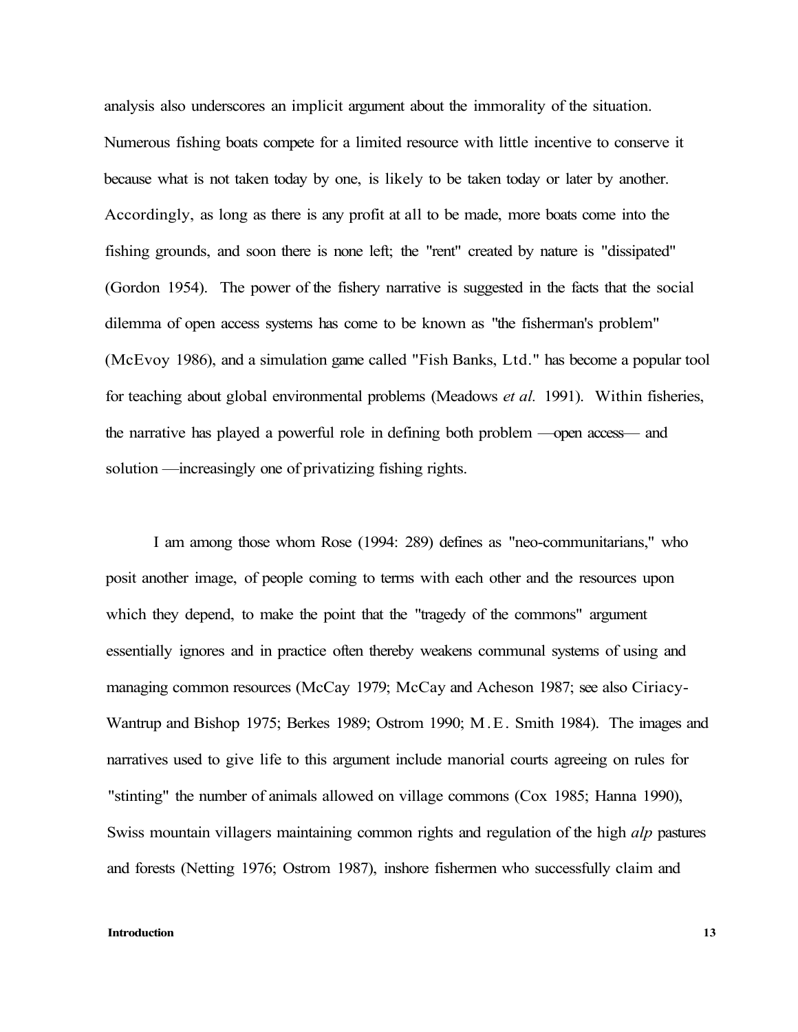analysis also underscores an implicit argument about the immorality of the situation. Numerous fishing boats compete for a limited resource with little incentive to conserve it because what is not taken today by one, is likely to be taken today or later by another. Accordingly, as long as there is any profit at all to be made, more boats come into the fishing grounds, and soon there is none left; the "rent" created by nature is "dissipated" (Gordon 1954). The power of the fishery narrative is suggested in the facts that the social dilemma of open access systems has come to be known as "the fisherman's problem" (McEvoy 1986), and a simulation game called "Fish Banks, Ltd." has become a popular tool for teaching about global environmental problems (Meadows *et al.* 1991). Within fisheries, the narrative has played a powerful role in defining both problem —open access— and solution —increasingly one of privatizing fishing rights.

I am among those whom Rose (1994: 289) defines as "neo-communitarians," who posit another image, of people coming to terms with each other and the resources upon which they depend, to make the point that the "tragedy of the commons" argument essentially ignores and in practice often thereby weakens communal systems of using and managing common resources (McCay 1979; McCay and Acheson 1987; see also Ciriacy-Wantrup and Bishop 1975; Berkes 1989; Ostrom 1990; M.E. Smith 1984). The images and narratives used to give life to this argument include manorial courts agreeing on rules for "stinting" the number of animals allowed on village commons (Cox 1985; Hanna 1990), Swiss mountain villagers maintaining common rights and regulation of the high *alp* pastures and forests (Netting 1976; Ostrom 1987), inshore fishermen who successfully claim and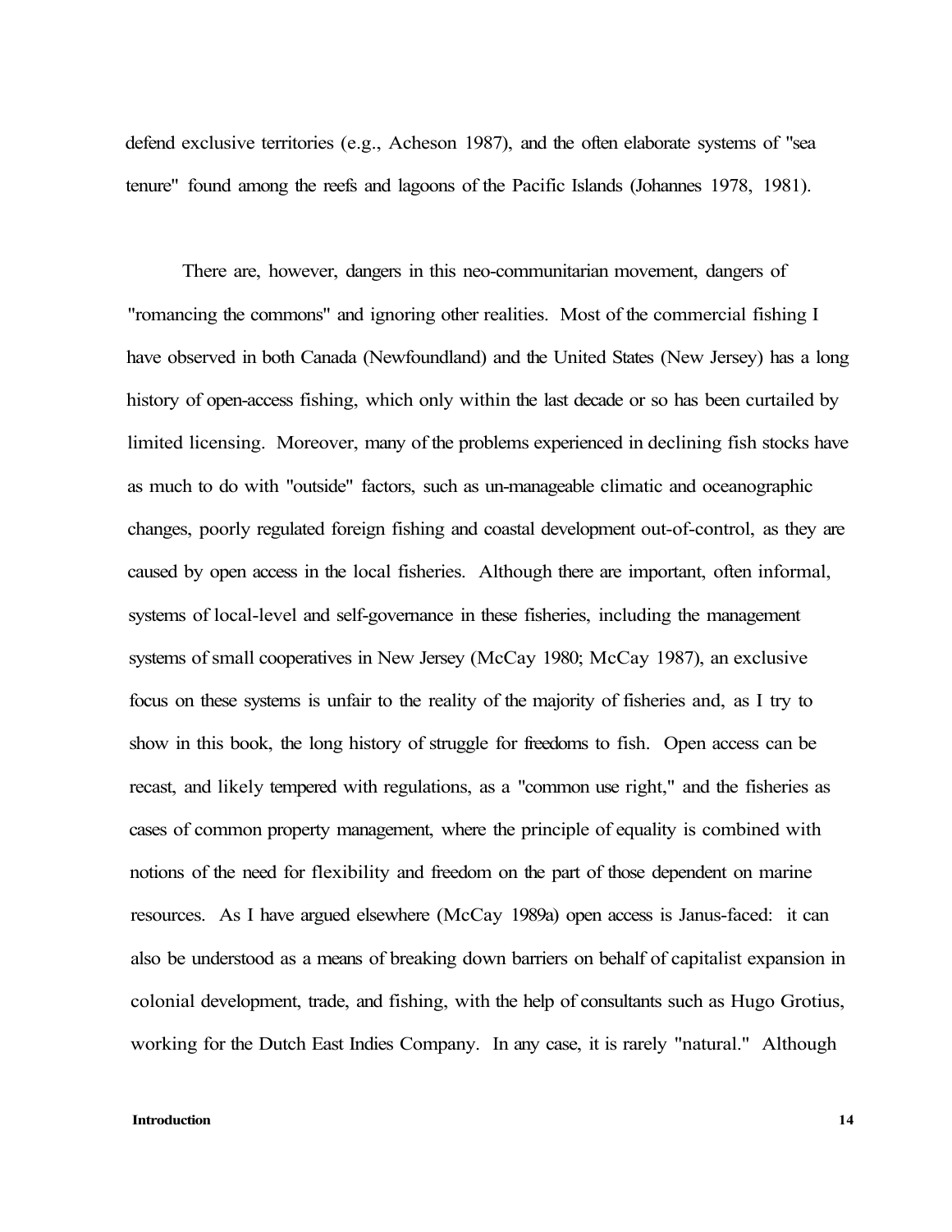defend exclusive territories (e.g., Acheson 1987), and the often elaborate systems of "sea tenure" found among the reefs and lagoons of the Pacific Islands (Johannes 1978, 1981).

There are, however, dangers in this neo-communitarian movement, dangers of "romancing the commons" and ignoring other realities. Most of the commercial fishing I have observed in both Canada (Newfoundland) and the United States (New Jersey) has a long history of open-access fishing, which only within the last decade or so has been curtailed by limited licensing. Moreover, many of the problems experienced in declining fish stocks have as much to do with "outside" factors, such as un-manageable climatic and oceanographic changes, poorly regulated foreign fishing and coastal development out-of-control, as they are caused by open access in the local fisheries. Although there are important, often informal, systems of local-level and self-governance in these fisheries, including the management systems of small cooperatives in New Jersey (McCay 1980; McCay 1987), an exclusive focus on these systems is unfair to the reality of the majority of fisheries and, as I try to show in this book, the long history of struggle for freedoms to fish. Open access can be recast, and likely tempered with regulations, as a "common use right," and the fisheries as cases of common property management, where the principle of equality is combined with notions of the need for flexibility and freedom on the part of those dependent on marine resources. As I have argued elsewhere (McCay 1989a) open access is Janus-faced: it can also be understood as a means of breaking down barriers on behalf of capitalist expansion in colonial development, trade, and fishing, with the help of consultants such as Hugo Grotius, working for the Dutch East Indies Company. In any case, it is rarely "natural." Although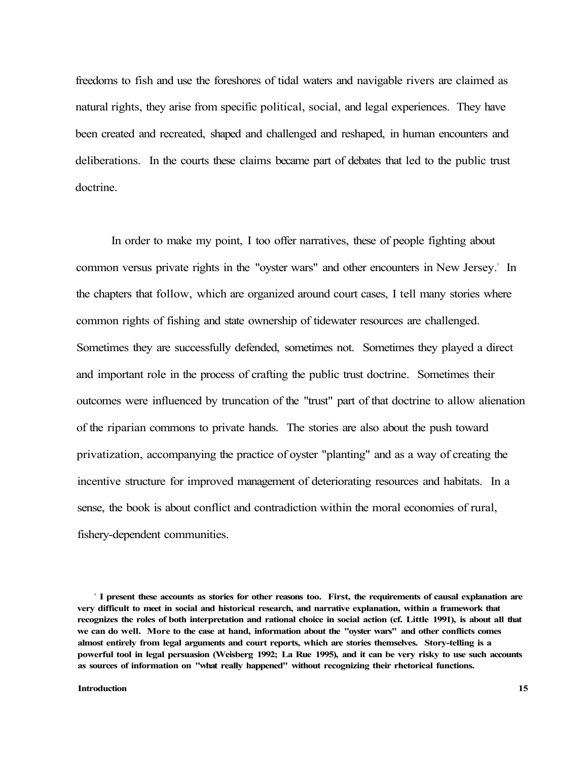freedoms to fish and use the foreshores of tidal waters and navigable rivers are claimed as natural rights, they arise from specific political, social, and legal experiences. They have been created and recreated, shaped and challenged and reshaped, in human encounters and deliberations. In the courts these claims became part of debates that led to the public trust doctrine.

In order to make my point, I too offer narratives, these of people fighting about common versus private rights in the "oyster wars" and other encounters in New Jersey.[1] In the chapters that follow, which are organized around court cases, I tell many stories where common rights of fishing and state ownership of tidewater resources are challenged. Sometimes they are successfully defended, sometimes not. Sometimes they played a direct and important role in the process of crafting the public trust doctrine. Sometimes their outcomes were influenced by truncation of the "trust" part of that doctrine to allow alienation of the riparian commons to private hands. The stories are also about the push toward privatization, accompanying the practice of oyster "planting" and as a way of creating the incentive structure for improved management of deteriorating resources and habitats. In a sense, the book is about conflict and contradiction within the moral economies of rural, fishery-dependent communities.

**[1] I present these accounts as stories for other reasons too. First, the requirements of causal explanation are very difficult to meet in social and historical research, and narrative explanation, within a framework that recognizes the roles of both interpretation and rational choice in social action (cf. Little 1991), is about all that we can do well. More to the case at hand, information about the "oyster wars" and other conflicts comes almost entirely from legal arguments and court reports, which are stories themselves. Story-telling is a powerful tool in legal persuasion (Weisberg 1992; La Rue 1995), and it can be very risky to use such accounts as sources of information on "what really happened" without recognizing their rhetorical functions.**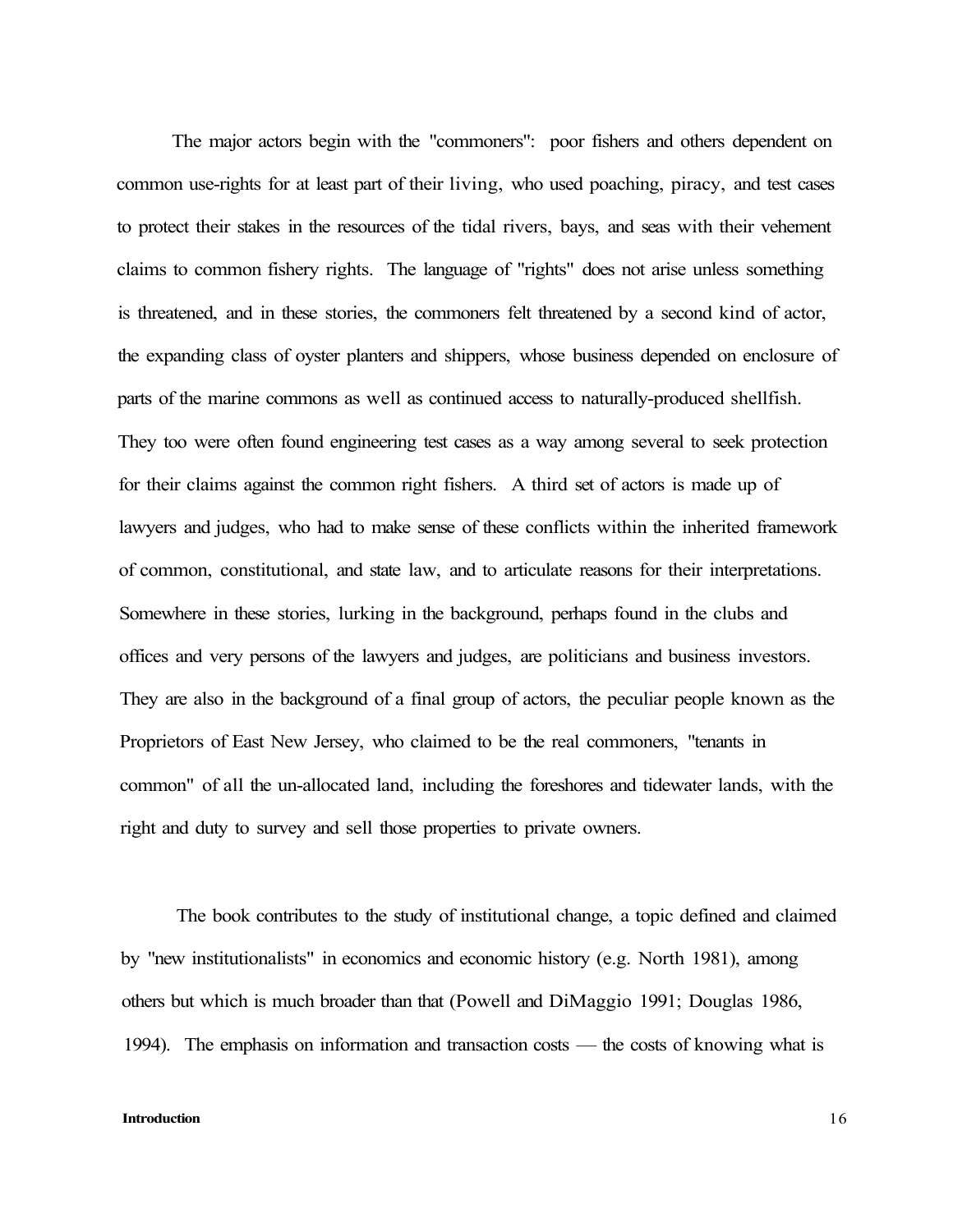The major actors begin with the "commoners": poor fishers and others dependent on common use-rights for at least part of their living, who used poaching, piracy, and test cases to protect their stakes in the resources of the tidal rivers, bays, and seas with their vehement claims to common fishery rights. The language of "rights" does not arise unless something is threatened, and in these stories, the commoners felt threatened by a second kind of actor, the expanding class of oyster planters and shippers, whose business depended on enclosure of parts of the marine commons as well as continued access to naturally-produced shellfish. They too were often found engineering test cases as a way among several to seek protection for their claims against the common right fishers. A third set of actors is made up of lawyers and judges, who had to make sense of these conflicts within the inherited framework of common, constitutional, and state law, and to articulate reasons for their interpretations. Somewhere in these stories, lurking in the background, perhaps found in the clubs and offices and very persons of the lawyers and judges, are politicians and business investors. They are also in the background of a final group of actors, the peculiar people known as the Proprietors of East New Jersey, who claimed to be the real commoners, "tenants in common" of all the un-allocated land, including the foreshores and tidewater lands, with the right and duty to survey and sell those properties to private owners.

The book contributes to the study of institutional change, a topic defined and claimed by "new institutionalists" in economics and economic history (e.g. North 1981), among others but which is much broader than that (Powell and DiMaggio 1991; Douglas 1986, 1994). The emphasis on information and transaction costs — the costs of knowing what is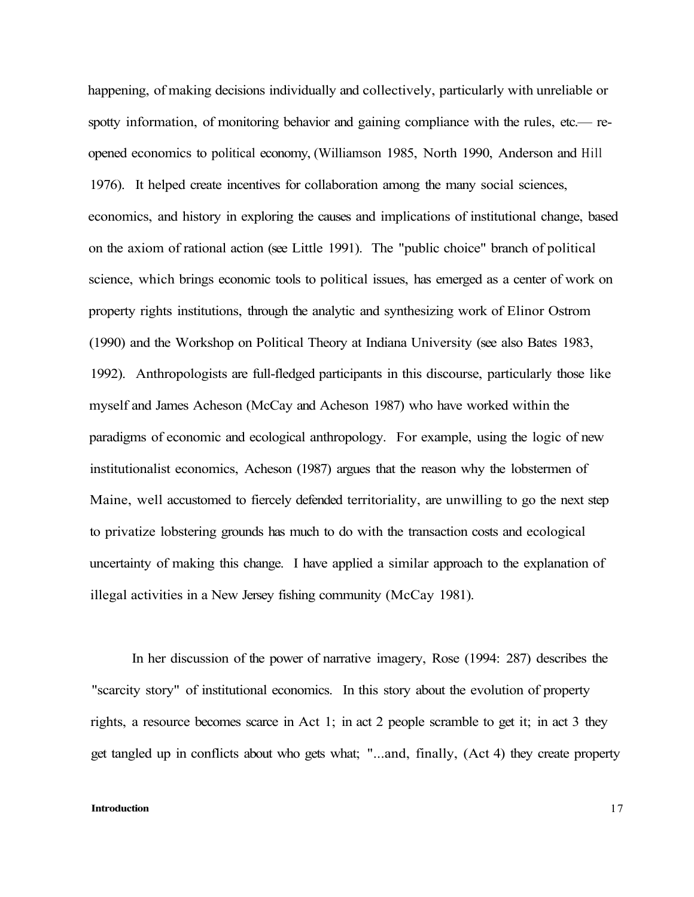happening, of making decisions individually and collectively, particularly with unreliable or spotty information, of monitoring behavior and gaining compliance with the rules, etc.— re-opened economics to political economy, (Williamson 1985, North 1990, Anderson and Hill 1976). It helped create incentives for collaboration among the many social sciences, economics, and history in exploring the causes and implications of institutional change, based on the axiom of rational action (see Little 1991). The "public choice" branch of political science, which brings economic tools to political issues, has emerged as a center of work on property rights institutions, through the analytic and synthesizing work of Elinor Ostrom (1990) and the Workshop on Political Theory at Indiana University (see also Bates 1983, 1992). Anthropologists are full-fledged participants in this discourse, particularly those like myself and James Acheson (McCay and Acheson 1987) who have worked within the paradigms of economic and ecological anthropology. For example, using the logic of new institutionalist economics, Acheson (1987) argues that the reason why the lobstermen of Maine, well accustomed to fiercely defended territoriality, are unwilling to go the next step to privatize lobstering grounds has much to do with the transaction costs and ecological uncertainty of making this change. I have applied a similar approach to the explanation of illegal activities in a New Jersey fishing community (McCay 1981).

In her discussion of the power of narrative imagery, Rose (1994: 287) describes the "scarcity story" of institutional economics. In this story about the evolution of property rights, a resource becomes scarce in Act 1; in act 2 people scramble to get it; in act 3 they get tangled up in conflicts about who gets what; "...and, finally, (Act 4) they create property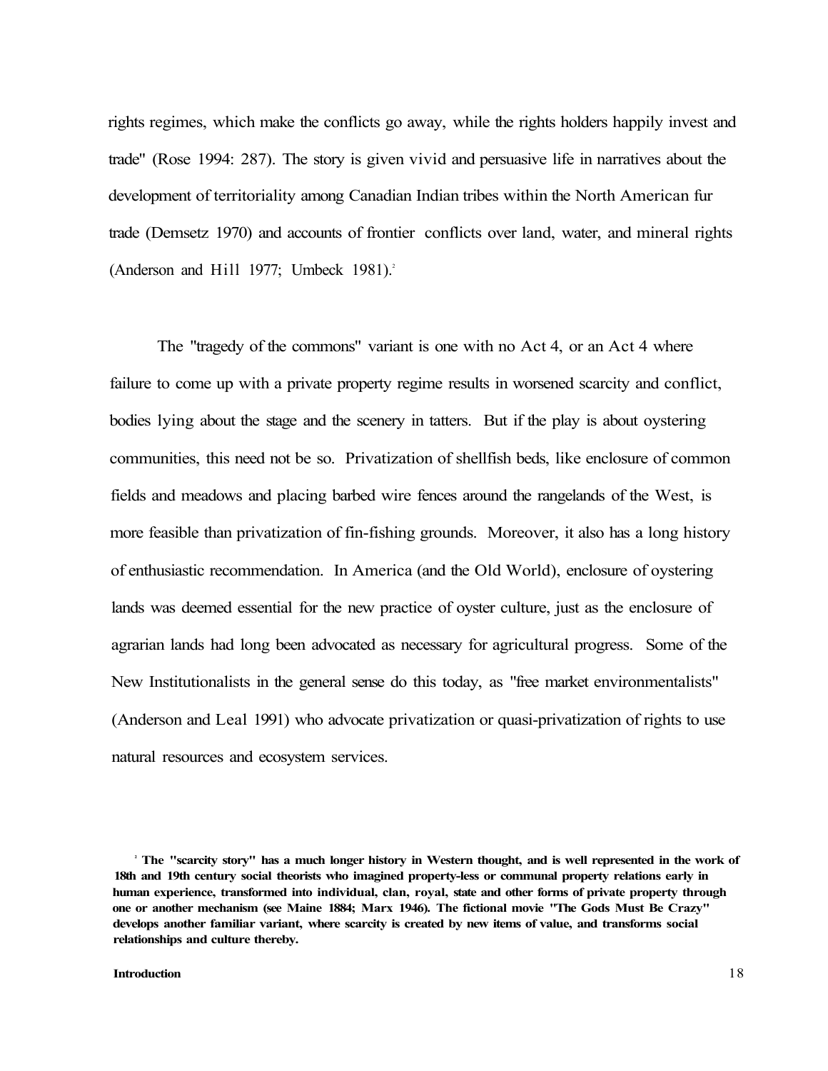rights regimes, which make the conflicts go away, while the rights holders happily invest and trade" (Rose 1994: 287). The story is given vivid and persuasive life in narratives about the development of territoriality among Canadian Indian tribes within the North American fur trade (Demsetz 1970) and accounts of frontier conflicts over land, water, and mineral rights (Anderson and Hill 1977; Umbeck 1981).[2]

The "tragedy of the commons" variant is one with no Act 4, or an Act 4 where failure to come up with a private property regime results in worsened scarcity and conflict, bodies lying about the stage and the scenery in tatters. But if the play is about oystering communities, this need not be so. Privatization of shellfish beds, like enclosure of common fields and meadows and placing barbed wire fences around the rangelands of the West, is more feasible than privatization of fin-fishing grounds. Moreover, it also has a long history of enthusiastic recommendation. In America (and the Old World), enclosure of oystering lands was deemed essential for the new practice of oyster culture, just as the enclosure of agrarian lands had long been advocated as necessary for agricultural progress. Some of the New Institutionalists in the general sense do this today, as "free market environmentalists" (Anderson and Leal 1991) who advocate privatization or quasi-privatization of rights to use natural resources and ecosystem services.

[2] **The "scarcity story" has a much longer history in Western thought, and is well represented in the work of 18th and 19th century social theorists who imagined property-less or communal property relations early in human experience, transformed into individual, clan, royal, state and other forms of private property through one or another mechanism (see Maine 1884; Marx 1946). The fictional movie "The Gods Must Be Crazy" develops another familiar variant, where scarcity is created by new items of value, and transforms social relationships and culture thereby.**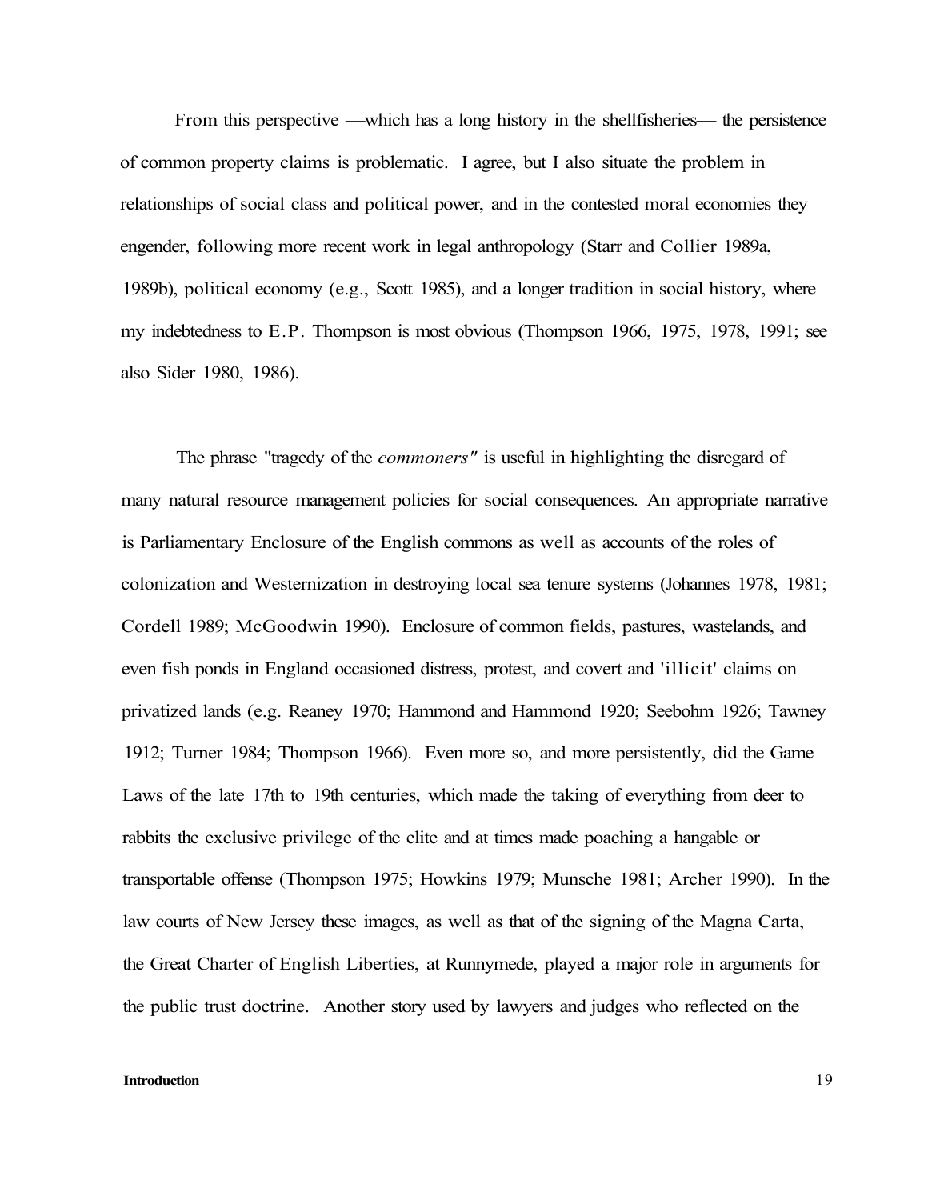From this perspective —which has a long history in the shellfisheries— the persistence of common property claims is problematic. I agree, but I also situate the problem in relationships of social class and political power, and in the contested moral economies they engender, following more recent work in legal anthropology (Starr and Collier 1989a, 1989b), political economy (e.g., Scott 1985), and a longer tradition in social history, where my indebtedness to E.P. Thompson is most obvious (Thompson 1966, 1975, 1978, 1991; see also Sider 1980, 1986).

The phrase "tragedy of the *commoners"* is useful in highlighting the disregard of many natural resource management policies for social consequences. An appropriate narrative is Parliamentary Enclosure of the English commons as well as accounts of the roles of colonization and Westernization in destroying local sea tenure systems (Johannes 1978, 1981; Cordell 1989; McGoodwin 1990). Enclosure of common fields, pastures, wastelands, and even fish ponds in England occasioned distress, protest, and covert and 'illicit' claims on privatized lands (e.g. Reaney 1970; Hammond and Hammond 1920; Seebohm 1926; Tawney 1912; Turner 1984; Thompson 1966). Even more so, and more persistently, did the Game Laws of the late 17th to 19th centuries, which made the taking of everything from deer to rabbits the exclusive privilege of the elite and at times made poaching a hangable or transportable offense (Thompson 1975; Howkins 1979; Munsche 1981; Archer 1990). In the law courts of New Jersey these images, as well as that of the signing of the Magna Carta, the Great Charter of English Liberties, at Runnymede, played a major role in arguments for the public trust doctrine. Another story used by lawyers and judges who reflected on the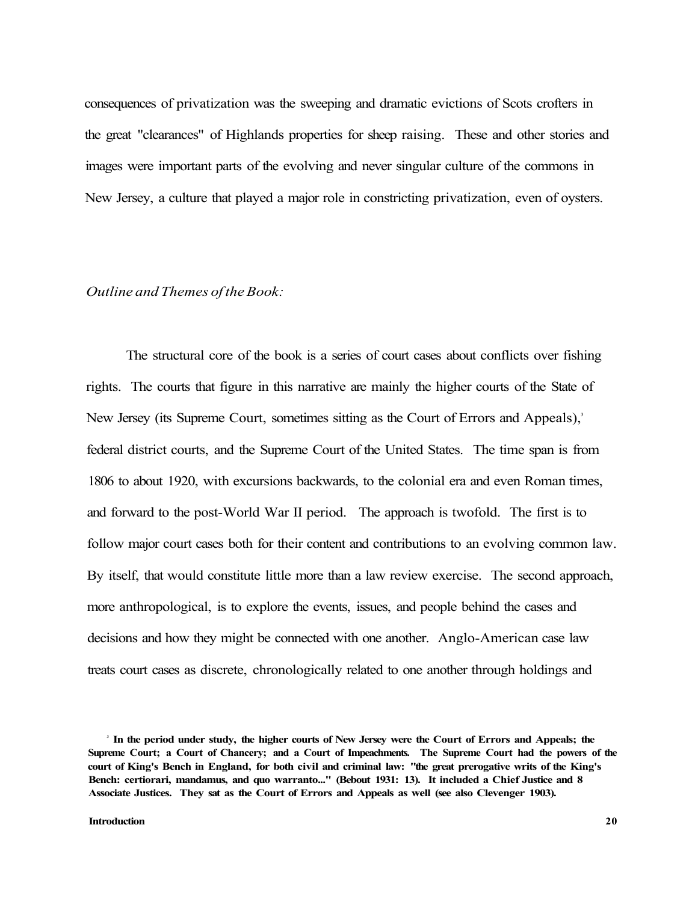consequences of privatization was the sweeping and dramatic evictions of Scots crofters in the great "clearances" of Highlands properties for sheep raising. These and other stories and images were important parts of the evolving and never singular culture of the commons in New Jersey, a culture that played a major role in constricting privatization, even of oysters.

*Outline and Themes of the Book:*

The structural core of the book is a series of court cases about conflicts over fishing rights. The courts that figure in this narrative are mainly the higher courts of the State of New Jersey (its Supreme Court, sometimes sitting as the Court of Errors and Appeals),[3] federal district courts, and the Supreme Court of the United States. The time span is from 1806 to about 1920, with excursions backwards, to the colonial era and even Roman times, and forward to the post-World War II period. The approach is twofold. The first is to follow major court cases both for their content and contributions to an evolving common law. By itself, that would constitute little more than a law review exercise. The second approach, more anthropological, is to explore the events, issues, and people behind the cases and decisions and how they might be connected with one another. Anglo-American case law treats court cases as discrete, chronologically related to one another through holdings and

[3] **In the period under study, the higher courts of New Jersey were the Court of Errors and Appeals; the Supreme Court; a Court of Chancery; and a Court of Impeachments. The Supreme Court had the powers of the court of King's Bench in England, for both civil and criminal law: "the great prerogative writs of the King's Bench: certiorari, mandamus, and quo warranto..." (Bebout 1931: 13). It included a Chief Justice and 8 Associate Justices. They sat as the Court of Errors and Appeals as well (see also Clevenger 1903).**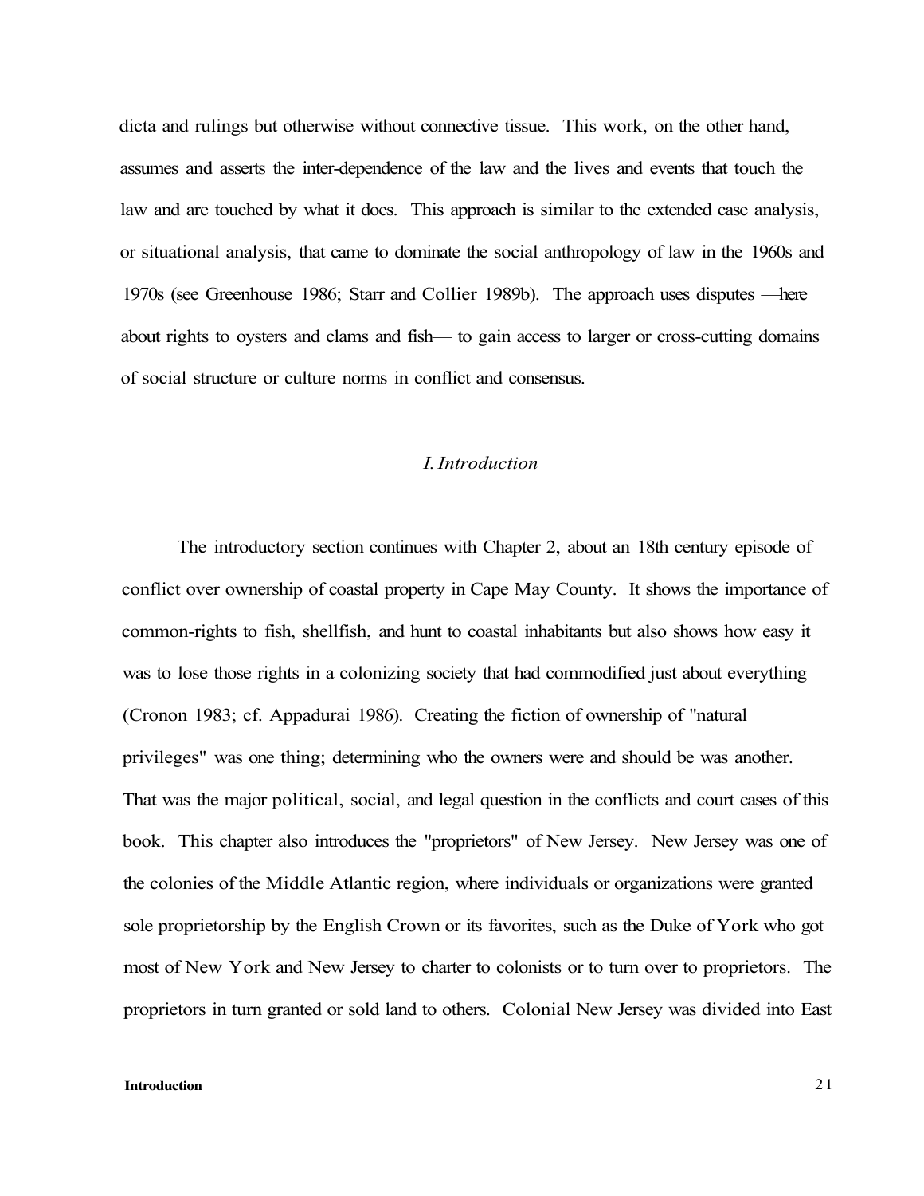dicta and rulings but otherwise without connective tissue. This work, on the other hand, assumes and asserts the inter-dependence of the law and the lives and events that touch the law and are touched by what it does. This approach is similar to the extended case analysis, or situational analysis, that came to dominate the social anthropology of law in the 1960s and 1970s (see Greenhouse 1986; Starr and Collier 1989b). The approach uses disputes —here about rights to oysters and clams and fish— to gain access to larger or cross-cutting domains of social structure or culture norms in conflict and consensus.

## *I. Introduction*

The introductory section continues with Chapter 2, about an 18th century episode of conflict over ownership of coastal property in Cape May County. It shows the importance of common-rights to fish, shellfish, and hunt to coastal inhabitants but also shows how easy it was to lose those rights in a colonizing society that had commodified just about everything (Cronon 1983; cf. Appadurai 1986). Creating the fiction of ownership of "natural privileges" was one thing; determining who the owners were and should be was another. That was the major political, social, and legal question in the conflicts and court cases of this book. This chapter also introduces the "proprietors" of New Jersey. New Jersey was one of the colonies of the Middle Atlantic region, where individuals or organizations were granted sole proprietorship by the English Crown or its favorites, such as the Duke of York who got most of New York and New Jersey to charter to colonists or to turn over to proprietors. The proprietors in turn granted or sold land to others. Colonial New Jersey was divided into East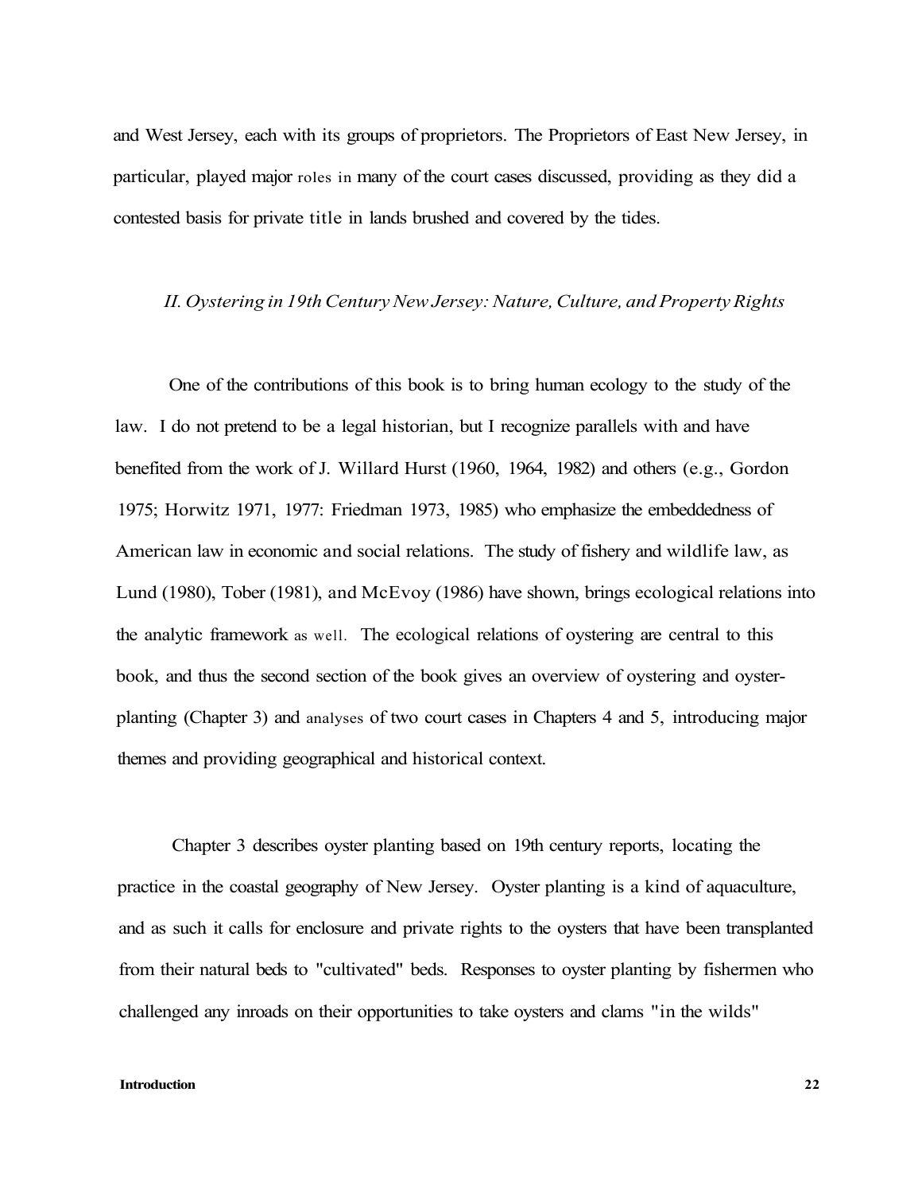and West Jersey, each with its groups of proprietors. The Proprietors of East New Jersey, in particular, played major roles in many of the court cases discussed, providing as they did a contested basis for private title in lands brushed and covered by the tides.

## *II. Oystering in 19th Century New Jersey: Nature, Culture, and Property Rights*

One of the contributions of this book is to bring human ecology to the study of the law. I do not pretend to be a legal historian, but I recognize parallels with and have benefited from the work of J. Willard Hurst (1960, 1964, 1982) and others (e.g., Gordon 1975; Horwitz 1971, 1977: Friedman 1973, 1985) who emphasize the embeddedness of American law in economic and social relations. The study of fishery and wildlife law, as Lund (1980), Tober (1981), and McEvoy (1986) have shown, brings ecological relations into the analytic framework as well. The ecological relations of oystering are central to this book, and thus the second section of the book gives an overview of oystering and oyster-planting (Chapter 3) and analyses of two court cases in Chapters 4 and 5, introducing major themes and providing geographical and historical context.

Chapter 3 describes oyster planting based on 19th century reports, locating the practice in the coastal geography of New Jersey. Oyster planting is a kind of aquaculture, and as such it calls for enclosure and private rights to the oysters that have been transplanted from their natural beds to "cultivated" beds. Responses to oyster planting by fishermen who challenged any inroads on their opportunities to take oysters and clams "in the wilds"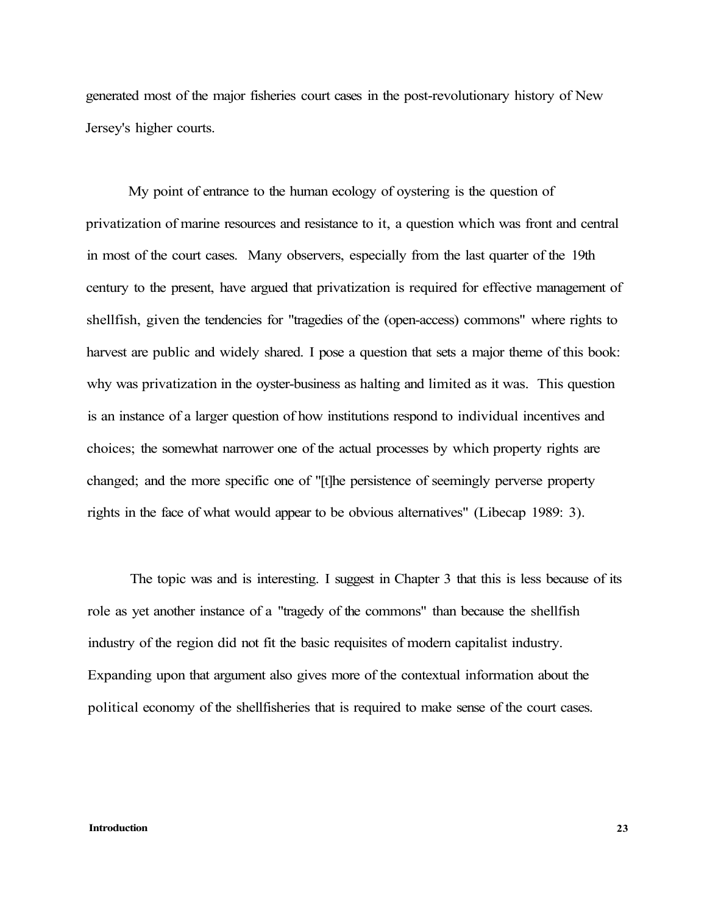generated most of the major fisheries court cases in the post-revolutionary history of New Jersey's higher courts.

My point of entrance to the human ecology of oystering is the question of privatization of marine resources and resistance to it, a question which was front and central in most of the court cases. Many observers, especially from the last quarter of the 19th century to the present, have argued that privatization is required for effective management of shellfish, given the tendencies for "tragedies of the (open-access) commons" where rights to harvest are public and widely shared. I pose a question that sets a major theme of this book: why was privatization in the oyster-business as halting and limited as it was. This question is an instance of a larger question of how institutions respond to individual incentives and choices; the somewhat narrower one of the actual processes by which property rights are changed; and the more specific one of "[t]he persistence of seemingly perverse property rights in the face of what would appear to be obvious alternatives" (Libecap 1989: 3).

The topic was and is interesting. I suggest in Chapter 3 that this is less because of its role as yet another instance of a "tragedy of the commons" than because the shellfish industry of the region did not fit the basic requisites of modern capitalist industry. Expanding upon that argument also gives more of the contextual information about the political economy of the shellfisheries that is required to make sense of the court cases.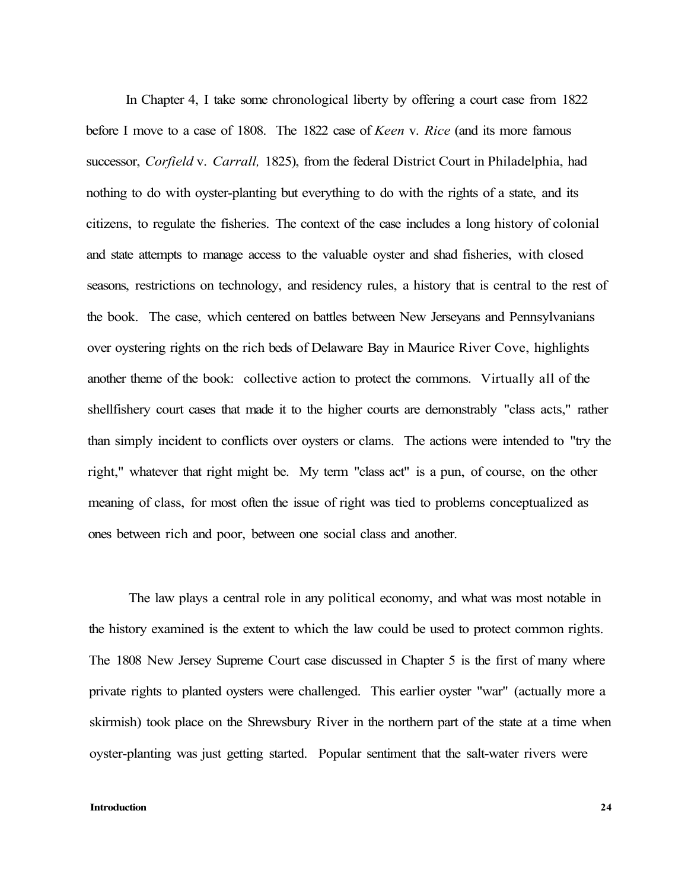In Chapter 4, I take some chronological liberty by offering a court case from 1822 before I move to a case of 1808. The 1822 case of *Keen* v. *Rice* (and its more famous successor, *Corfield* v. *Carrall,* 1825), from the federal District Court in Philadelphia, had nothing to do with oyster-planting but everything to do with the rights of a state, and its citizens, to regulate the fisheries. The context of the case includes a long history of colonial and state attempts to manage access to the valuable oyster and shad fisheries, with closed seasons, restrictions on technology, and residency rules, a history that is central to the rest of the book. The case, which centered on battles between New Jerseyans and Pennsylvanians over oystering rights on the rich beds of Delaware Bay in Maurice River Cove, highlights another theme of the book: collective action to protect the commons. Virtually all of the shellfishery court cases that made it to the higher courts are demonstrably "class acts," rather than simply incident to conflicts over oysters or clams. The actions were intended to "try the right," whatever that right might be. My term "class act" is a pun, of course, on the other meaning of class, for most often the issue of right was tied to problems conceptualized as ones between rich and poor, between one social class and another.

The law plays a central role in any political economy, and what was most notable in the history examined is the extent to which the law could be used to protect common rights. The 1808 New Jersey Supreme Court case discussed in Chapter 5 is the first of many where private rights to planted oysters were challenged. This earlier oyster "war" (actually more a skirmish) took place on the Shrewsbury River in the northern part of the state at a time when oyster-planting was just getting started. Popular sentiment that the salt-water rivers were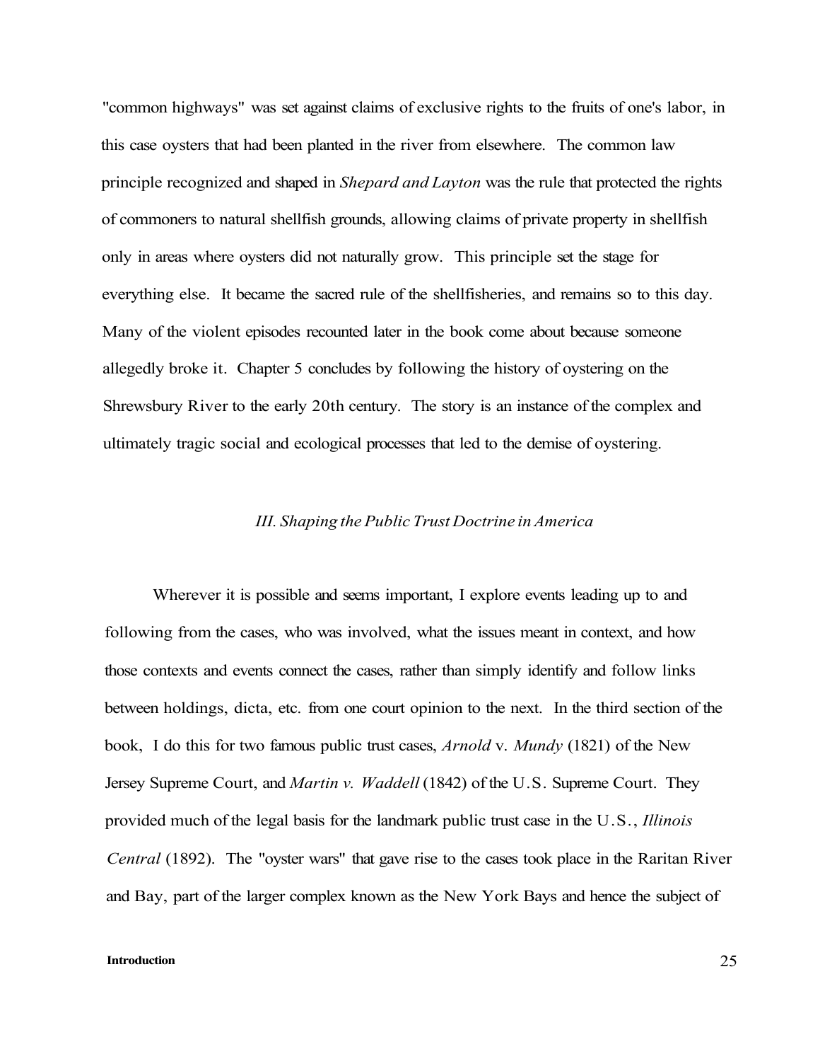"common highways" was set against claims of exclusive rights to the fruits of one's labor, in this case oysters that had been planted in the river from elsewhere. The common law principle recognized and shaped in *Shepard and Layton* was the rule that protected the rights of commoners to natural shellfish grounds, allowing claims of private property in shellfish only in areas where oysters did not naturally grow. This principle set the stage for everything else. It became the sacred rule of the shellfisheries, and remains so to this day. Many of the violent episodes recounted later in the book come about because someone allegedly broke it. Chapter 5 concludes by following the history of oystering on the Shrewsbury River to the early 20th century. The story is an instance of the complex and ultimately tragic social and ecological processes that led to the demise of oystering.

### *III. Shaping the Public Trust Doctrine in America*

Wherever it is possible and seems important, I explore events leading up to and following from the cases, who was involved, what the issues meant in context, and how those contexts and events connect the cases, rather than simply identify and follow links between holdings, dicta, etc. from one court opinion to the next. In the third section of the book, I do this for two famous public trust cases, *Arnold* v. *Mundy* (1821) of the New Jersey Supreme Court, and *Martin v. Waddell* (1842) of the U.S. Supreme Court. They provided much of the legal basis for the landmark public trust case in the U.S., *Illinois Central* (1892). The "oyster wars" that gave rise to the cases took place in the Raritan River and Bay, part of the larger complex known as the New York Bays and hence the subject of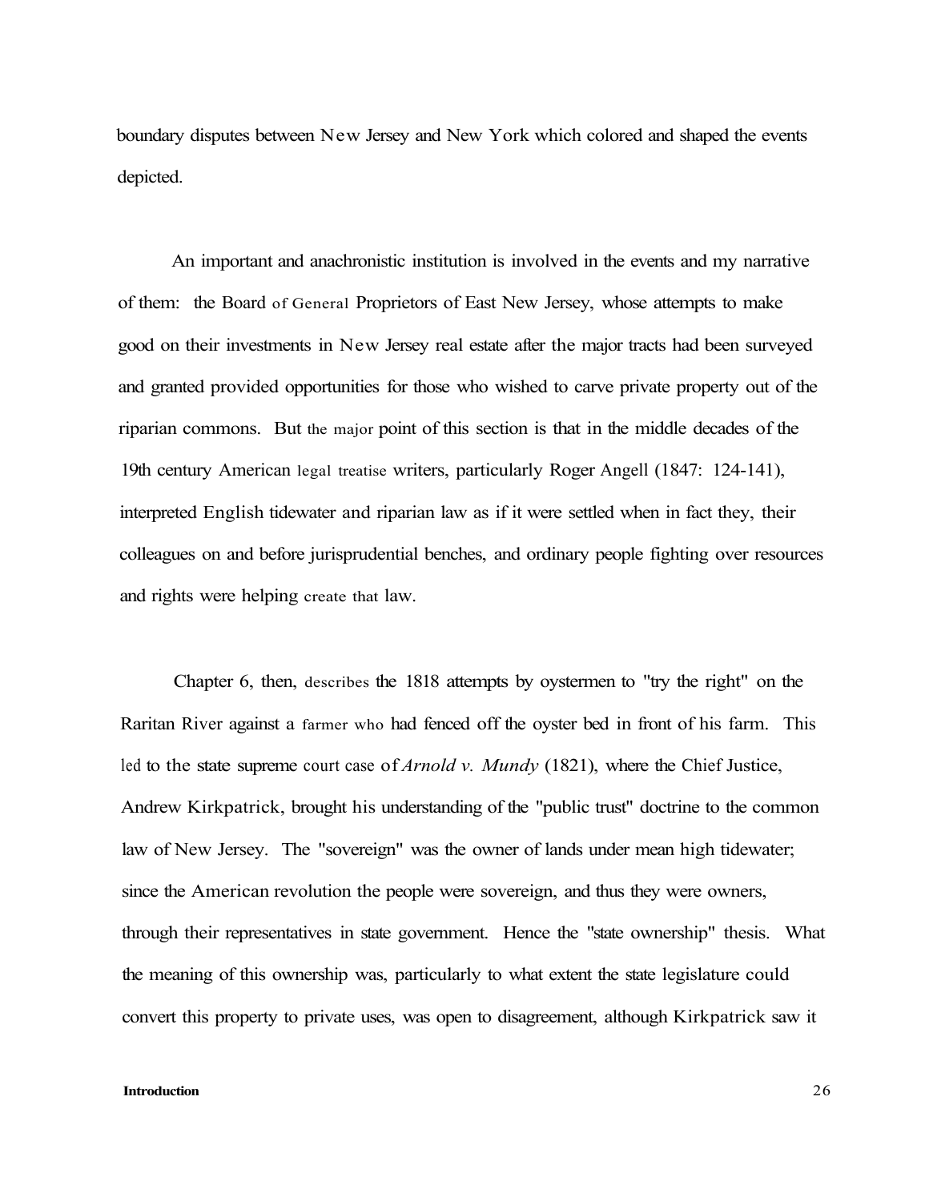boundary disputes between New Jersey and New York which colored and shaped the events depicted.

An important and anachronistic institution is involved in the events and my narrative of them: the Board of General Proprietors of East New Jersey, whose attempts to make good on their investments in New Jersey real estate after the major tracts had been surveyed and granted provided opportunities for those who wished to carve private property out of the riparian commons. But the major point of this section is that in the middle decades of the 19th century American legal treatise writers, particularly Roger Angell (1847: 124-141), interpreted English tidewater and riparian law as if it were settled when in fact they, their colleagues on and before jurisprudential benches, and ordinary people fighting over resources and rights were helping create that law.

Chapter 6, then, describes the 1818 attempts by oystermen to "try the right" on the Raritan River against a farmer who had fenced off the oyster bed in front of his farm. This led to the state supreme court case of *Arnold v. Mundy* (1821), where the Chief Justice, Andrew Kirkpatrick, brought his understanding of the "public trust" doctrine to the common law of New Jersey. The "sovereign" was the owner of lands under mean high tidewater; since the American revolution the people were sovereign, and thus they were owners, through their representatives in state government. Hence the "state ownership" thesis. What the meaning of this ownership was, particularly to what extent the state legislature could convert this property to private uses, was open to disagreement, although Kirkpatrick saw it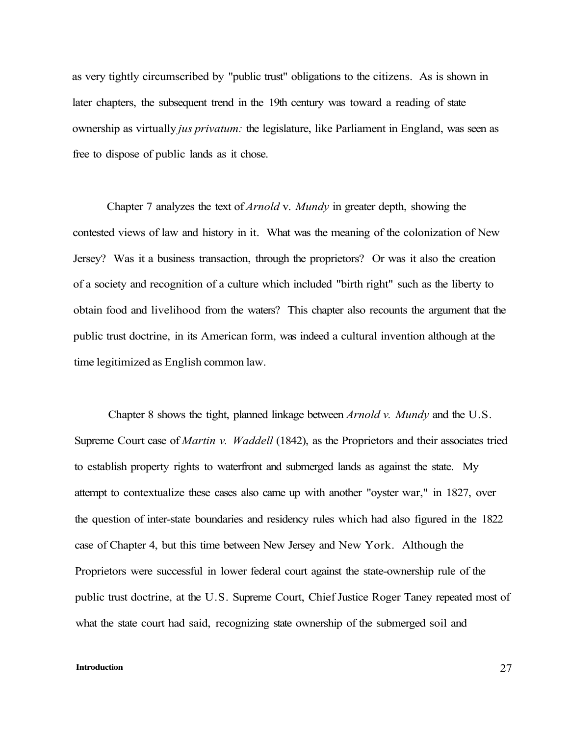as very tightly circumscribed by "public trust" obligations to the citizens. As is shown in later chapters, the subsequent trend in the 19th century was toward a reading of state ownership as virtually *jus privatum:* the legislature, like Parliament in England, was seen as free to dispose of public lands as it chose.

Chapter 7 analyzes the text of *Arnold* v. *Mundy* in greater depth, showing the contested views of law and history in it. What was the meaning of the colonization of New Jersey? Was it a business transaction, through the proprietors? Or was it also the creation of a society and recognition of a culture which included "birth right" such as the liberty to obtain food and livelihood from the waters? This chapter also recounts the argument that the public trust doctrine, in its American form, was indeed a cultural invention although at the time legitimized as English common law.

Chapter 8 shows the tight, planned linkage between *Arnold v. Mundy* and the U.S. Supreme Court case of *Martin v. Waddell* (1842), as the Proprietors and their associates tried to establish property rights to waterfront and submerged lands as against the state. My attempt to contextualize these cases also came up with another "oyster war," in 1827, over the question of inter-state boundaries and residency rules which had also figured in the 1822 case of Chapter 4, but this time between New Jersey and New York. Although the Proprietors were successful in lower federal court against the state-ownership rule of the public trust doctrine, at the U.S. Supreme Court, Chief Justice Roger Taney repeated most of what the state court had said, recognizing state ownership of the submerged soil and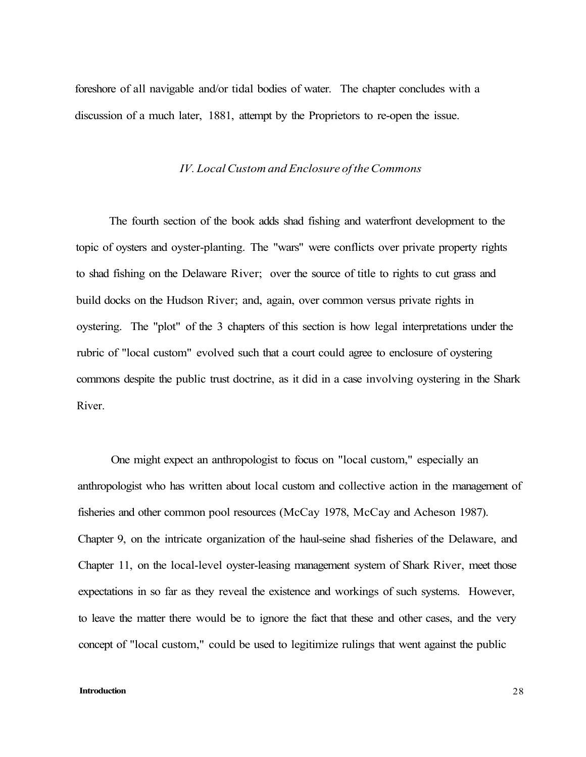foreshore of all navigable and/or tidal bodies of water. The chapter concludes with a discussion of a much later, 1881, attempt by the Proprietors to re-open the issue.

### *IV. Local Custom and Enclosure of the Commons*

The fourth section of the book adds shad fishing and waterfront development to the topic of oysters and oyster-planting. The "wars" were conflicts over private property rights to shad fishing on the Delaware River; over the source of title to rights to cut grass and build docks on the Hudson River; and, again, over common versus private rights in oystering. The "plot" of the 3 chapters of this section is how legal interpretations under the rubric of "local custom" evolved such that a court could agree to enclosure of oystering commons despite the public trust doctrine, as it did in a case involving oystering in the Shark River.

One might expect an anthropologist to focus on "local custom," especially an anthropologist who has written about local custom and collective action in the management of fisheries and other common pool resources (McCay 1978, McCay and Acheson 1987). Chapter 9, on the intricate organization of the haul-seine shad fisheries of the Delaware, and Chapter 11, on the local-level oyster-leasing management system of Shark River, meet those expectations in so far as they reveal the existence and workings of such systems. However, to leave the matter there would be to ignore the fact that these and other cases, and the very concept of "local custom," could be used to legitimize rulings that went against the public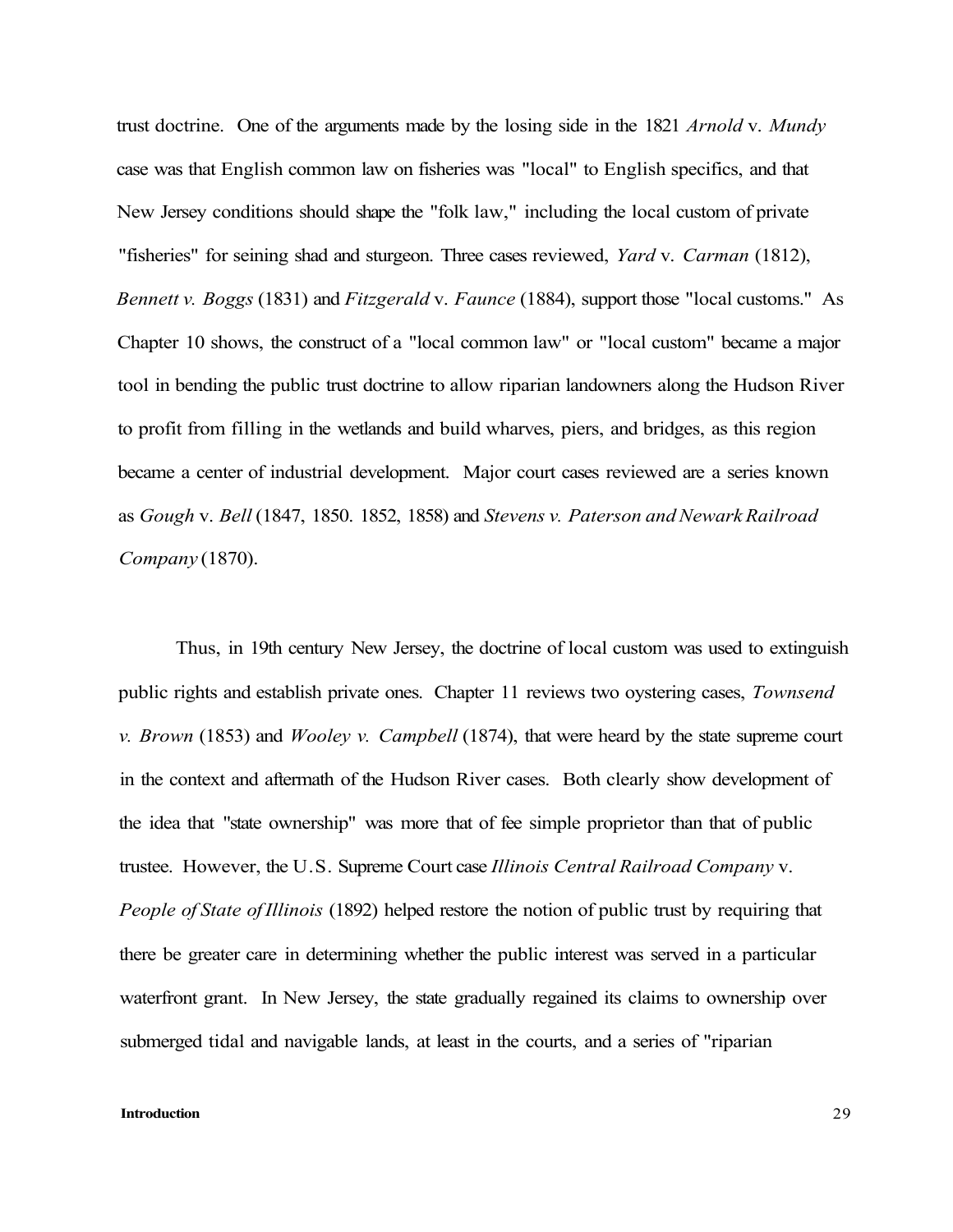trust doctrine. One of the arguments made by the losing side in the 1821 *Arnold* v. *Mundy* case was that English common law on fisheries was "local" to English specifics, and that New Jersey conditions should shape the "folk law," including the local custom of private "fisheries" for seining shad and sturgeon. Three cases reviewed, *Yard* v. *Carman* (1812), *Bennett v. Boggs* (1831) and *Fitzgerald* v. *Faunce* (1884), support those "local customs." As Chapter 10 shows, the construct of a "local common law" or "local custom" became a major tool in bending the public trust doctrine to allow riparian landowners along the Hudson River to profit from filling in the wetlands and build wharves, piers, and bridges, as this region became a center of industrial development. Major court cases reviewed are a series known as *Gough* v. *Bell* (1847, 1850. 1852, 1858) and *Stevens v. Paterson and Newark Railroad Company* (1870).

Thus, in 19th century New Jersey, the doctrine of local custom was used to extinguish public rights and establish private ones. Chapter 11 reviews two oystering cases, *Townsend v. Brown* (1853) and *Wooley v. Campbell* (1874), that were heard by the state supreme court in the context and aftermath of the Hudson River cases. Both clearly show development of the idea that "state ownership" was more that of fee simple proprietor than that of public trustee. However, the U.S. Supreme Court case *Illinois Central Railroad Company* v. *People of State of Illinois* (1892) helped restore the notion of public trust by requiring that there be greater care in determining whether the public interest was served in a particular waterfront grant. In New Jersey, the state gradually regained its claims to ownership over submerged tidal and navigable lands, at least in the courts, and a series of "riparian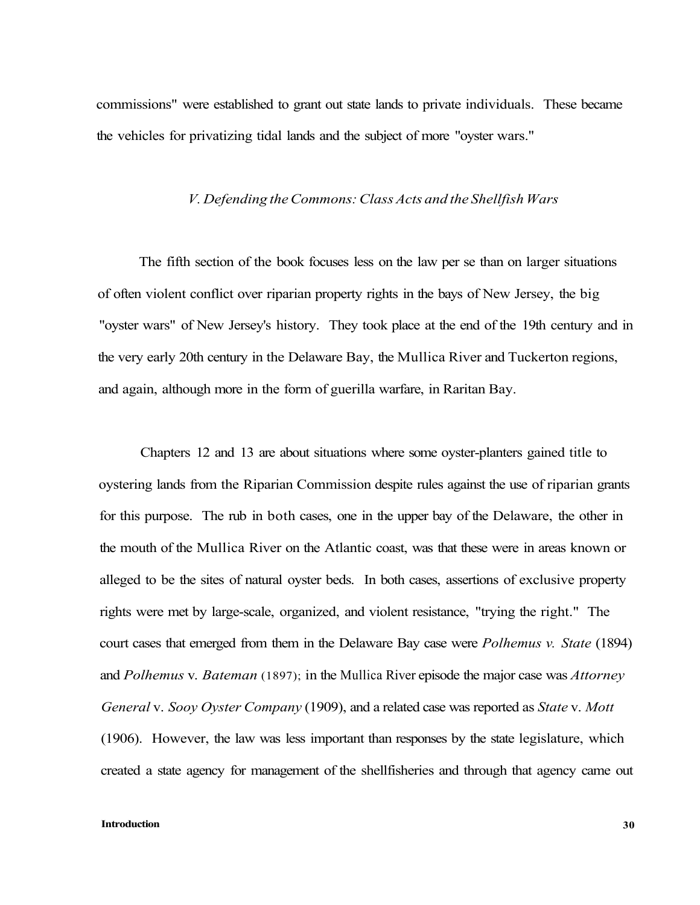commissions" were established to grant out state lands to private individuals. These became the vehicles for privatizing tidal lands and the subject of more "oyster wars."

### *V. Defending the Commons: Class Acts and the Shellfish Wars*

The fifth section of the book focuses less on the law per se than on larger situations of often violent conflict over riparian property rights in the bays of New Jersey, the big "oyster wars" of New Jersey's history. They took place at the end of the 19th century and in the very early 20th century in the Delaware Bay, the Mullica River and Tuckerton regions, and again, although more in the form of guerilla warfare, in Raritan Bay.

Chapters 12 and 13 are about situations where some oyster-planters gained title to oystering lands from the Riparian Commission despite rules against the use of riparian grants for this purpose. The rub in both cases, one in the upper bay of the Delaware, the other in the mouth of the Mullica River on the Atlantic coast, was that these were in areas known or alleged to be the sites of natural oyster beds. In both cases, assertions of exclusive property rights were met by large-scale, organized, and violent resistance, "trying the right." The court cases that emerged from them in the Delaware Bay case were *Polhemus v. State* (1894) and *Polhemus* v. *Bateman* (1897); in the Mullica River episode the major case was *Attorney General* v. *Sooy Oyster Company* (1909), and a related case was reported as *State* v. *Mott* (1906). However, the law was less important than responses by the state legislature, which created a state agency for management of the shellfisheries and through that agency came out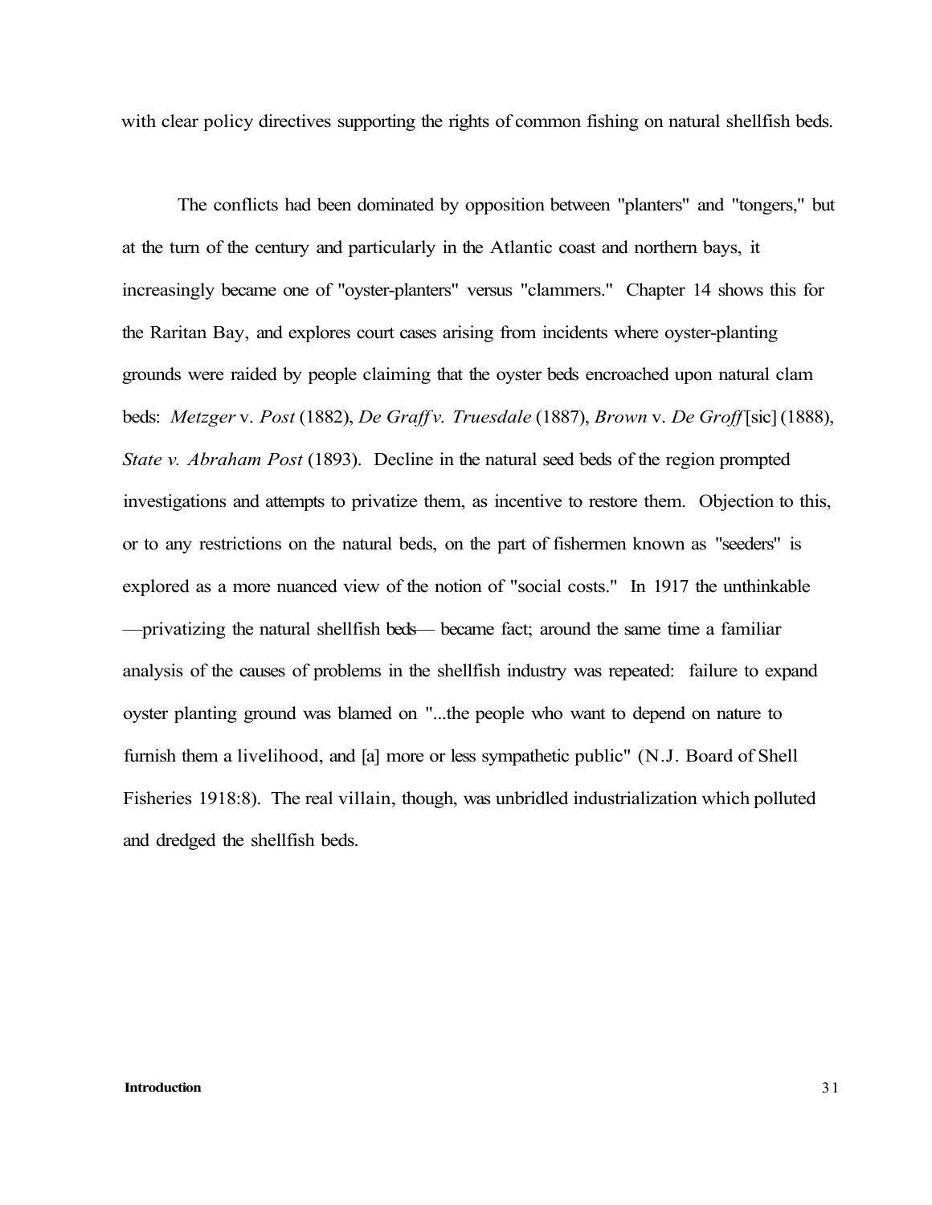with clear policy directives supporting the rights of common fishing on natural shellfish beds.

The conflicts had been dominated by opposition between "planters" and "tongers," but at the turn of the century and particularly in the Atlantic coast and northern bays, it increasingly became one of "oyster-planters" versus "clammers." Chapter 14 shows this for the Raritan Bay, and explores court cases arising from incidents where oyster-planting grounds were raided by people claiming that the oyster beds encroached upon natural clam beds: *Metzger* v. *Post* (1882), *De Graff v. Truesdale* (1887), *Brown* v. *De Groff* [sic] (1888), *State v. Abraham Post* (1893). Decline in the natural seed beds of the region prompted investigations and attempts to privatize them, as incentive to restore them. Objection to this, or to any restrictions on the natural beds, on the part of fishermen known as "seeders" is explored as a more nuanced view of the notion of "social costs." In 1917 the unthinkable —privatizing the natural shellfish beds— became fact; around the same time a familiar analysis of the causes of problems in the shellfish industry was repeated: failure to expand oyster planting ground was blamed on "...the people who want to depend on nature to furnish them a livelihood, and [a] more or less sympathetic public" (N.J. Board of Shell Fisheries 1918:8). The real villain, though, was unbridled industrialization which polluted and dredged the shellfish beds.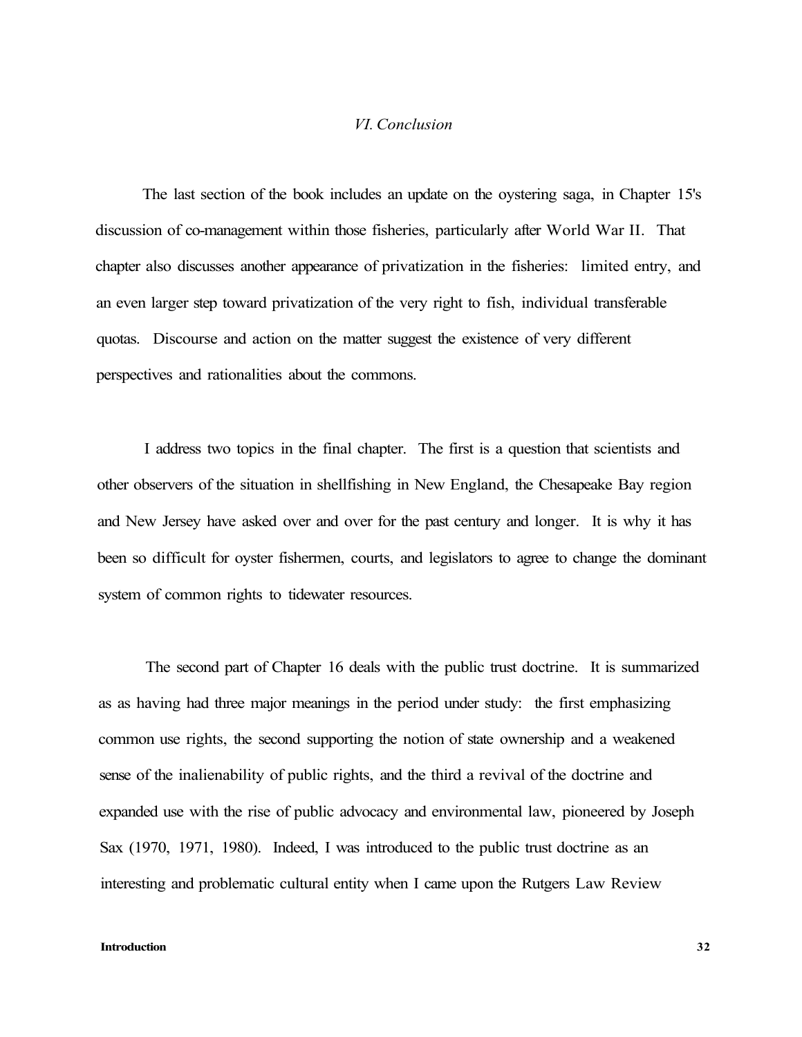## *VI. Conclusion*

The last section of the book includes an update on the oystering saga, in Chapter 15's discussion of co-management within those fisheries, particularly after World War II. That chapter also discusses another appearance of privatization in the fisheries: limited entry, and an even larger step toward privatization of the very right to fish, individual transferable quotas. Discourse and action on the matter suggest the existence of very different perspectives and rationalities about the commons.

I address two topics in the final chapter. The first is a question that scientists and other observers of the situation in shellfishing in New England, the Chesapeake Bay region and New Jersey have asked over and over for the past century and longer. It is why it has been so difficult for oyster fishermen, courts, and legislators to agree to change the dominant system of common rights to tidewater resources.

The second part of Chapter 16 deals with the public trust doctrine. It is summarized as as having had three major meanings in the period under study: the first emphasizing common use rights, the second supporting the notion of state ownership and a weakened sense of the inalienability of public rights, and the third a revival of the doctrine and expanded use with the rise of public advocacy and environmental law, pioneered by Joseph Sax (1970, 1971, 1980). Indeed, I was introduced to the public trust doctrine as an interesting and problematic cultural entity when I came upon the Rutgers Law Review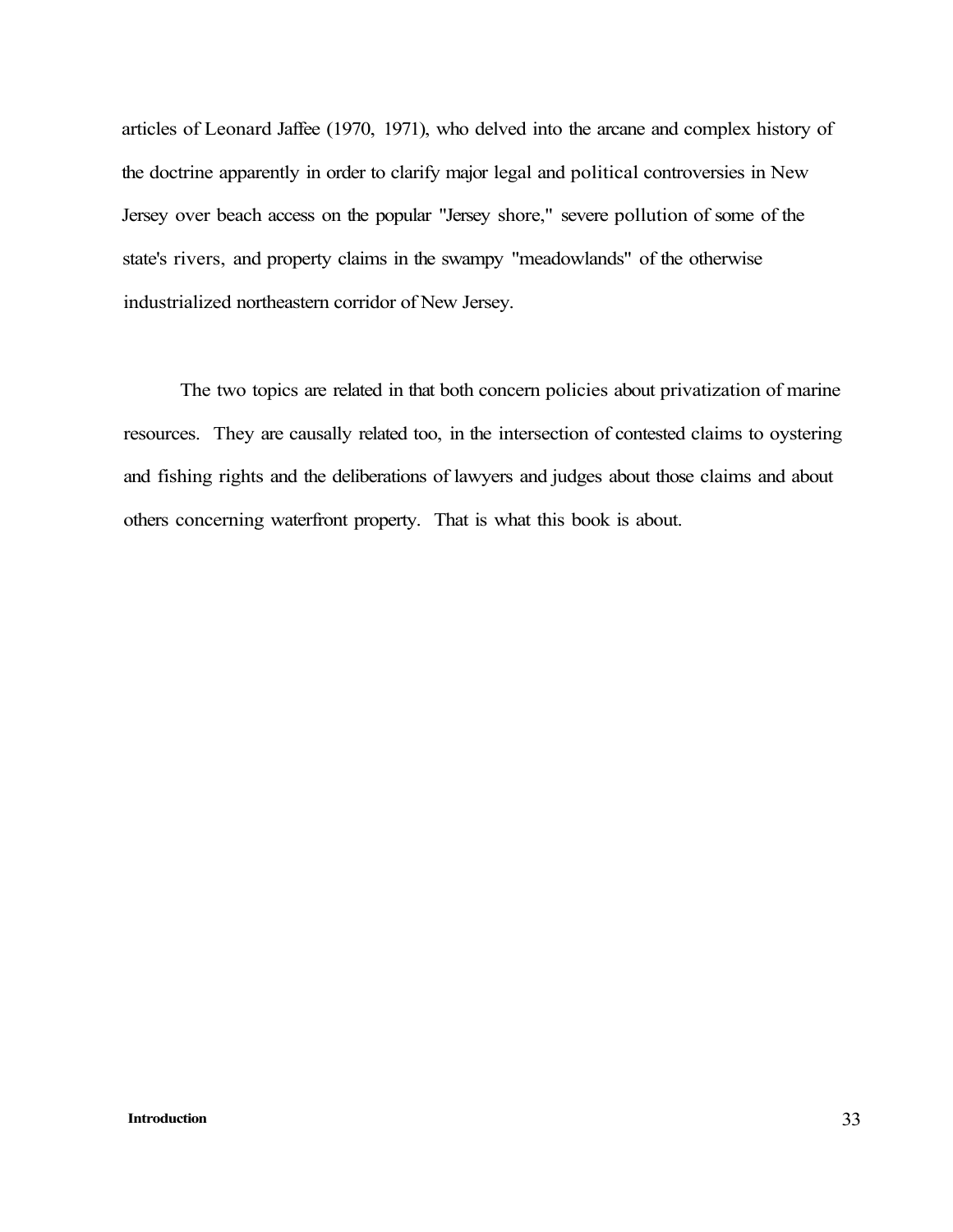articles of Leonard Jaffee (1970, 1971), who delved into the arcane and complex history of the doctrine apparently in order to clarify major legal and political controversies in New Jersey over beach access on the popular "Jersey shore," severe pollution of some of the state's rivers, and property claims in the swampy "meadowlands" of the otherwise industrialized northeastern corridor of New Jersey.

The two topics are related in that both concern policies about privatization of marine resources. They are causally related too, in the intersection of contested claims to oystering and fishing rights and the deliberations of lawyers and judges about those claims and about others concerning waterfront property. That is what this book is about.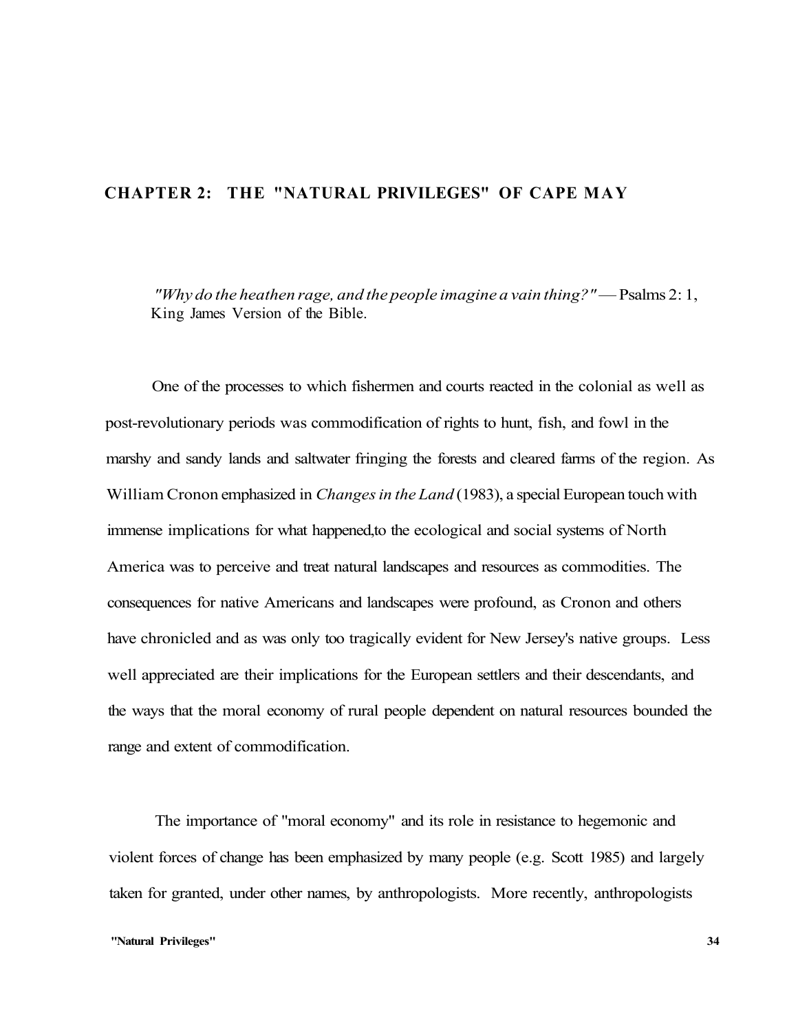## CHAPTER 2: THE "NATURAL PRIVILEGES" OF CAPE MAY

> *"Why do the heathen rage, and the people imagine a vain thing?"* — Psalms 2: 1, King James Version of the Bible.

One of the processes to which fishermen and courts reacted in the colonial as well as post-revolutionary periods was commodification of rights to hunt, fish, and fowl in the marshy and sandy lands and saltwater fringing the forests and cleared farms of the region. As William Cronon emphasized in *Changes in the Land* (1983), a special European touch with immense implications for what happened,to the ecological and social systems of North America was to perceive and treat natural landscapes and resources as commodities. The consequences for native Americans and landscapes were profound, as Cronon and others have chronicled and as was only too tragically evident for New Jersey's native groups. Less well appreciated are their implications for the European settlers and their descendants, and the ways that the moral economy of rural people dependent on natural resources bounded the range and extent of commodification.

The importance of "moral economy" and its role in resistance to hegemonic and violent forces of change has been emphasized by many people (e.g. Scott 1985) and largely taken for granted, under other names, by anthropologists. More recently, anthropologists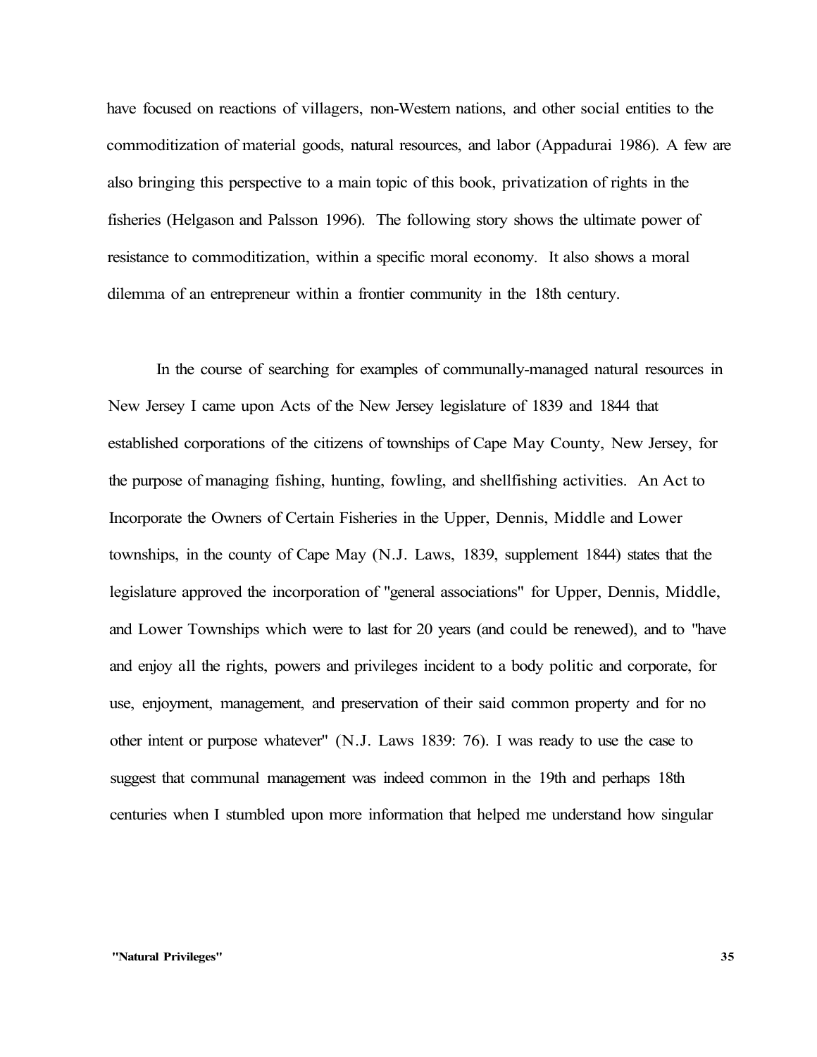have focused on reactions of villagers, non-Western nations, and other social entities to the commoditization of material goods, natural resources, and labor (Appadurai 1986). A few are also bringing this perspective to a main topic of this book, privatization of rights in the fisheries (Helgason and Palsson 1996). The following story shows the ultimate power of resistance to commoditization, within a specific moral economy. It also shows a moral dilemma of an entrepreneur within a frontier community in the 18th century.

In the course of searching for examples of communally-managed natural resources in New Jersey I came upon Acts of the New Jersey legislature of 1839 and 1844 that established corporations of the citizens of townships of Cape May County, New Jersey, for the purpose of managing fishing, hunting, fowling, and shellfishing activities. An Act to Incorporate the Owners of Certain Fisheries in the Upper, Dennis, Middle and Lower townships, in the county of Cape May (N.J. Laws, 1839, supplement 1844) states that the legislature approved the incorporation of "general associations" for Upper, Dennis, Middle, and Lower Townships which were to last for 20 years (and could be renewed), and to "have and enjoy all the rights, powers and privileges incident to a body politic and corporate, for use, enjoyment, management, and preservation of their said common property and for no other intent or purpose whatever" (N.J. Laws 1839: 76). I was ready to use the case to suggest that communal management was indeed common in the 19th and perhaps 18th centuries when I stumbled upon more information that helped me understand how singular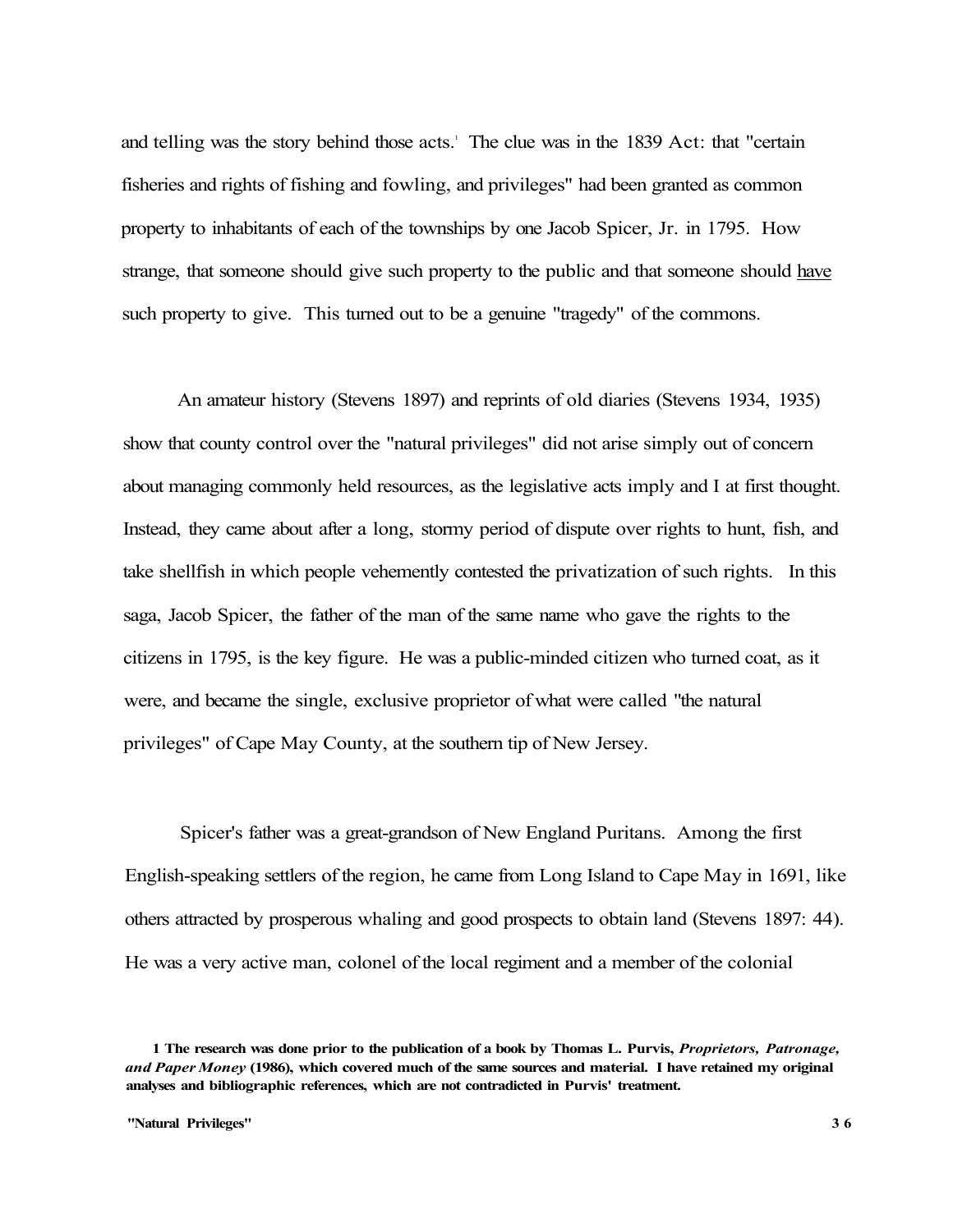and telling was the story behind those acts.[1] The clue was in the 1839 Act: that "certain fisheries and rights of fishing and fowling, and privileges" had been granted as common property to inhabitants of each of the townships by one Jacob Spicer, Jr. in 1795. How strange, that someone should give such property to the public and that someone should <u>have</u> such property to give. This turned out to be a genuine "tragedy" of the commons.

An amateur history (Stevens 1897) and reprints of old diaries (Stevens 1934, 1935) show that county control over the "natural privileges" did not arise simply out of concern about managing commonly held resources, as the legislative acts imply and I at first thought. Instead, they came about after a long, stormy period of dispute over rights to hunt, fish, and take shellfish in which people vehemently contested the privatization of such rights. In this saga, Jacob Spicer, the father of the man of the same name who gave the rights to the citizens in 1795, is the key figure. He was a public-minded citizen who turned coat, as it were, and became the single, exclusive proprietor of what were called "the natural privileges" of Cape May County, at the southern tip of New Jersey.

Spicer's father was a great-grandson of New England Puritans. Among the first English-speaking settlers of the region, he came from Long Island to Cape May in 1691, like others attracted by prosperous whaling and good prospects to obtain land (Stevens 1897: 44). He was a very active man, colonel of the local regiment and a member of the colonial

**1 The research was done prior to the publication of a book by Thomas L. Purvis, *Proprietors, Patronage, and Paper Money* (1986), which covered much of the same sources and material. I have retained my original analyses and bibliographic references, which are not contradicted in Purvis' treatment.**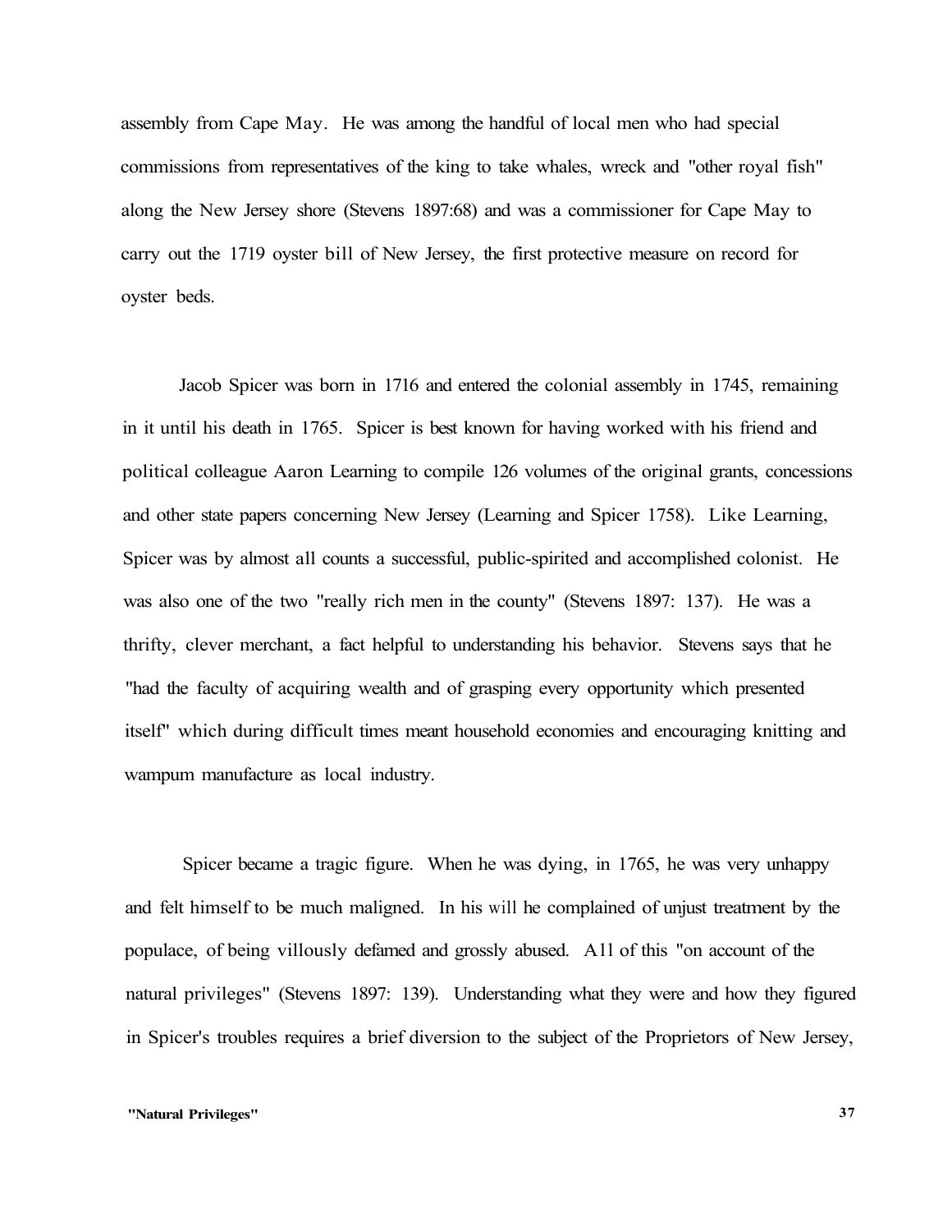assembly from Cape May. He was among the handful of local men who had special commissions from representatives of the king to take whales, wreck and "other royal fish" along the New Jersey shore (Stevens 1897:68) and was a commissioner for Cape May to carry out the 1719 oyster bill of New Jersey, the first protective measure on record for oyster beds.

Jacob Spicer was born in 1716 and entered the colonial assembly in 1745, remaining in it until his death in 1765. Spicer is best known for having worked with his friend and political colleague Aaron Learning to compile 126 volumes of the original grants, concessions and other state papers concerning New Jersey (Learning and Spicer 1758). Like Learning, Spicer was by almost all counts a successful, public-spirited and accomplished colonist. He was also one of the two "really rich men in the county" (Stevens 1897: 137). He was a thrifty, clever merchant, a fact helpful to understanding his behavior. Stevens says that he "had the faculty of acquiring wealth and of grasping every opportunity which presented itself" which during difficult times meant household economies and encouraging knitting and wampum manufacture as local industry.

Spicer became a tragic figure. When he was dying, in 1765, he was very unhappy and felt himself to be much maligned. In his will he complained of unjust treatment by the populace, of being villously defamed and grossly abused. All of this "on account of the natural privileges" (Stevens 1897: 139). Understanding what they were and how they figured in Spicer's troubles requires a brief diversion to the subject of the Proprietors of New Jersey,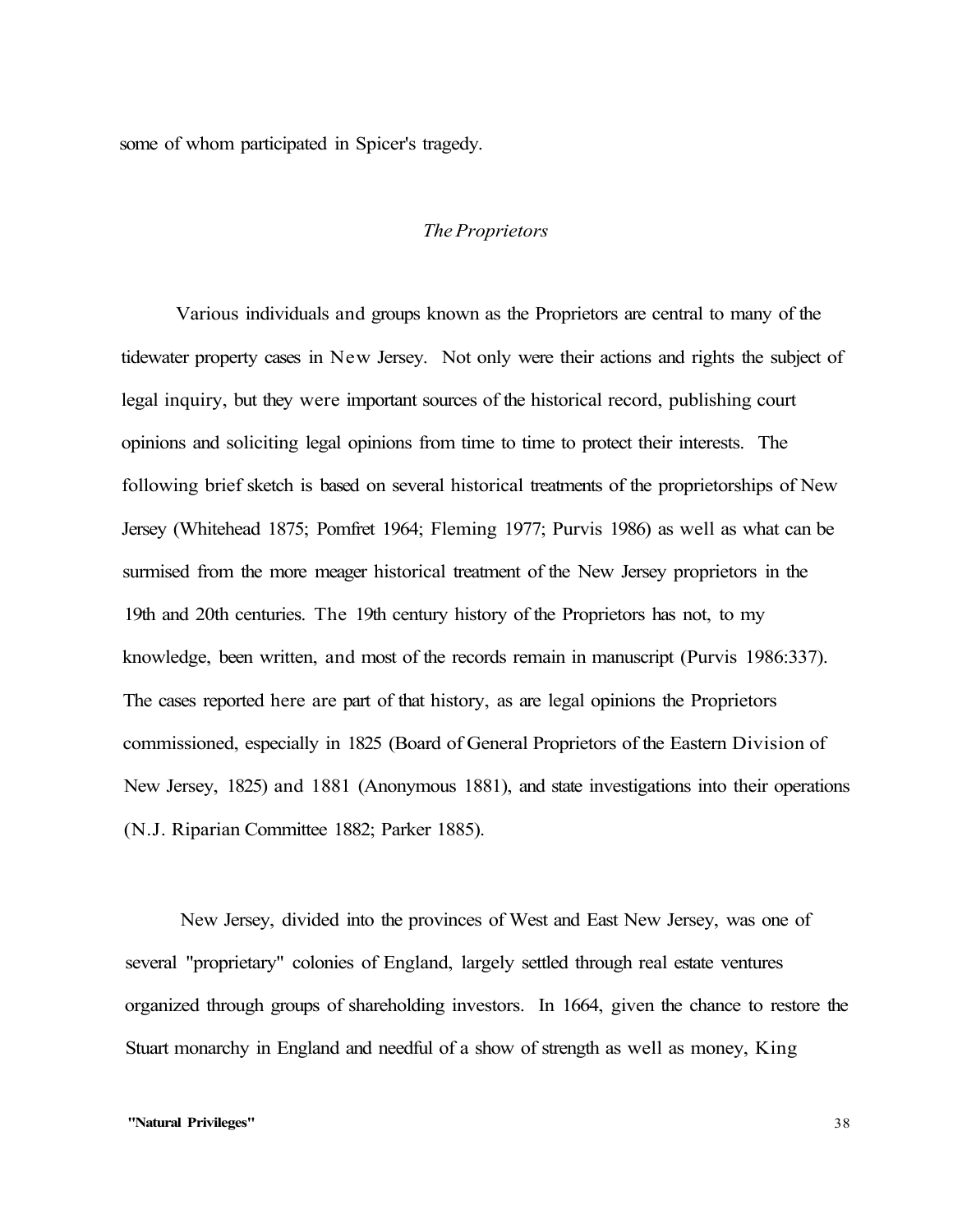some of whom participated in Spicer's tragedy.

## *The Proprietors*

Various individuals and groups known as the Proprietors are central to many of the tidewater property cases in New Jersey. Not only were their actions and rights the subject of legal inquiry, but they were important sources of the historical record, publishing court opinions and soliciting legal opinions from time to time to protect their interests. The following brief sketch is based on several historical treatments of the proprietorships of New Jersey (Whitehead 1875; Pomfret 1964; Fleming 1977; Purvis 1986) as well as what can be surmised from the more meager historical treatment of the New Jersey proprietors in the 19th and 20th centuries. The 19th century history of the Proprietors has not, to my knowledge, been written, and most of the records remain in manuscript (Purvis 1986:337). The cases reported here are part of that history, as are legal opinions the Proprietors commissioned, especially in 1825 (Board of General Proprietors of the Eastern Division of New Jersey, 1825) and 1881 (Anonymous 1881), and state investigations into their operations (N.J. Riparian Committee 1882; Parker 1885).

New Jersey, divided into the provinces of West and East New Jersey, was one of several "proprietary" colonies of England, largely settled through real estate ventures organized through groups of shareholding investors. In 1664, given the chance to restore the Stuart monarchy in England and needful of a show of strength as well as money, King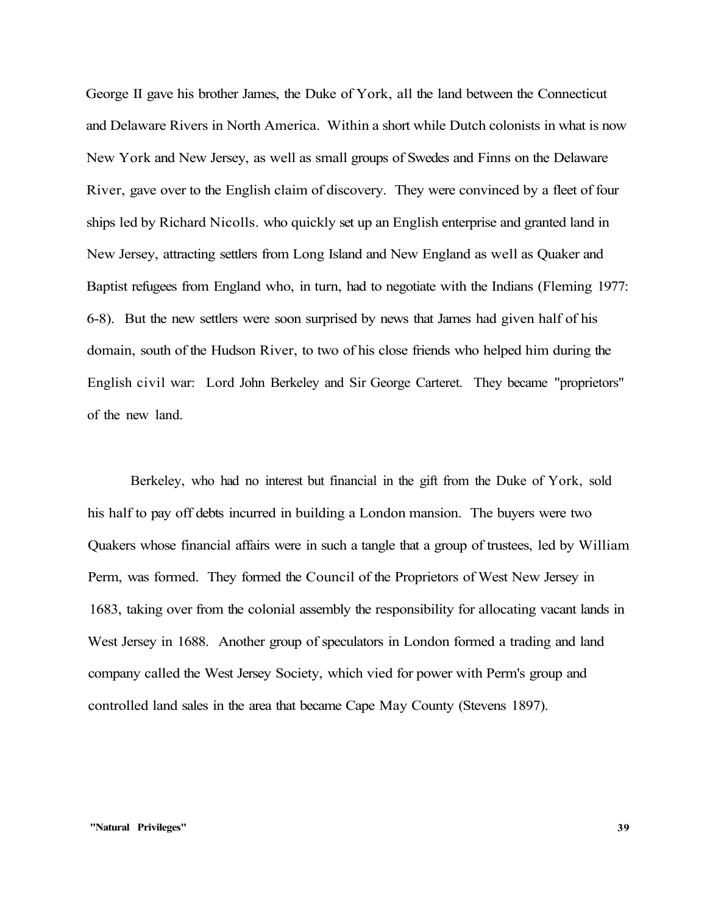George II gave his brother James, the Duke of York, all the land between the Connecticut and Delaware Rivers in North America. Within a short while Dutch colonists in what is now New York and New Jersey, as well as small groups of Swedes and Finns on the Delaware River, gave over to the English claim of discovery. They were convinced by a fleet of four ships led by Richard Nicolls. who quickly set up an English enterprise and granted land in New Jersey, attracting settlers from Long Island and New England as well as Quaker and Baptist refugees from England who, in turn, had to negotiate with the Indians (Fleming 1977: 6-8). But the new settlers were soon surprised by news that James had given half of his domain, south of the Hudson River, to two of his close friends who helped him during the English civil war: Lord John Berkeley and Sir George Carteret. They became "proprietors" of the new land.

Berkeley, who had no interest but financial in the gift from the Duke of York, sold his half to pay off debts incurred in building a London mansion. The buyers were two Quakers whose financial affairs were in such a tangle that a group of trustees, led by William Perm, was formed. They formed the Council of the Proprietors of West New Jersey in 1683, taking over from the colonial assembly the responsibility for allocating vacant lands in West Jersey in 1688. Another group of speculators in London formed a trading and land company called the West Jersey Society, which vied for power with Perm's group and controlled land sales in the area that became Cape May County (Stevens 1897).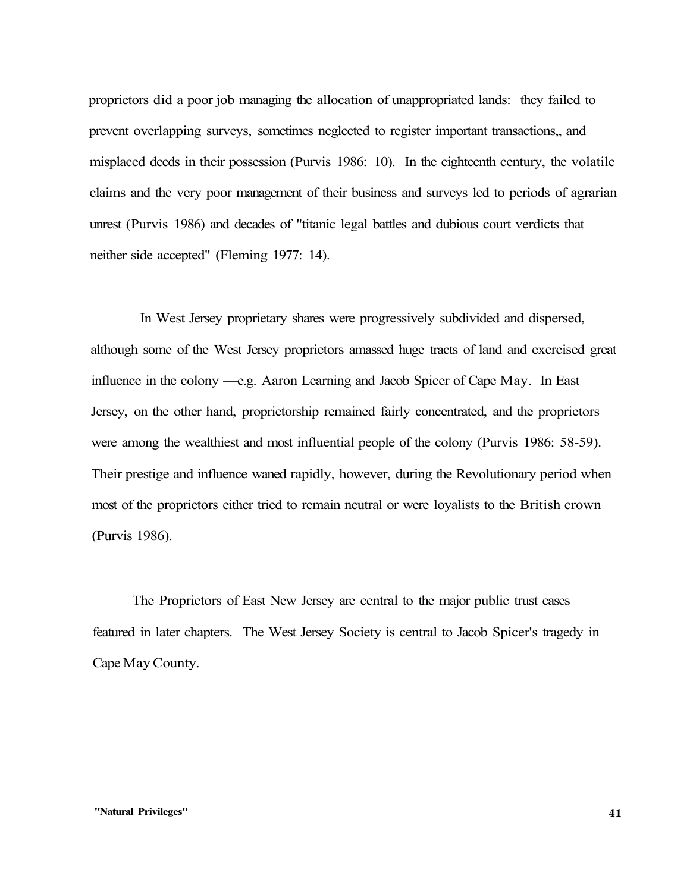proprietors did a poor job managing the allocation of unappropriated lands: they failed to prevent overlapping surveys, sometimes neglected to register important transactions,, and misplaced deeds in their possession (Purvis 1986: 10). In the eighteenth century, the volatile claims and the very poor management of their business and surveys led to periods of agrarian unrest (Purvis 1986) and decades of "titanic legal battles and dubious court verdicts that neither side accepted" (Fleming 1977: 14).

In West Jersey proprietary shares were progressively subdivided and dispersed, although some of the West Jersey proprietors amassed huge tracts of land and exercised great influence in the colony —e.g. Aaron Learning and Jacob Spicer of Cape May. In East Jersey, on the other hand, proprietorship remained fairly concentrated, and the proprietors were among the wealthiest and most influential people of the colony (Purvis 1986: 58-59). Their prestige and influence waned rapidly, however, during the Revolutionary period when most of the proprietors either tried to remain neutral or were loyalists to the British crown (Purvis 1986).

The Proprietors of East New Jersey are central to the major public trust cases featured in later chapters. The West Jersey Society is central to Jacob Spicer's tragedy in Cape May County.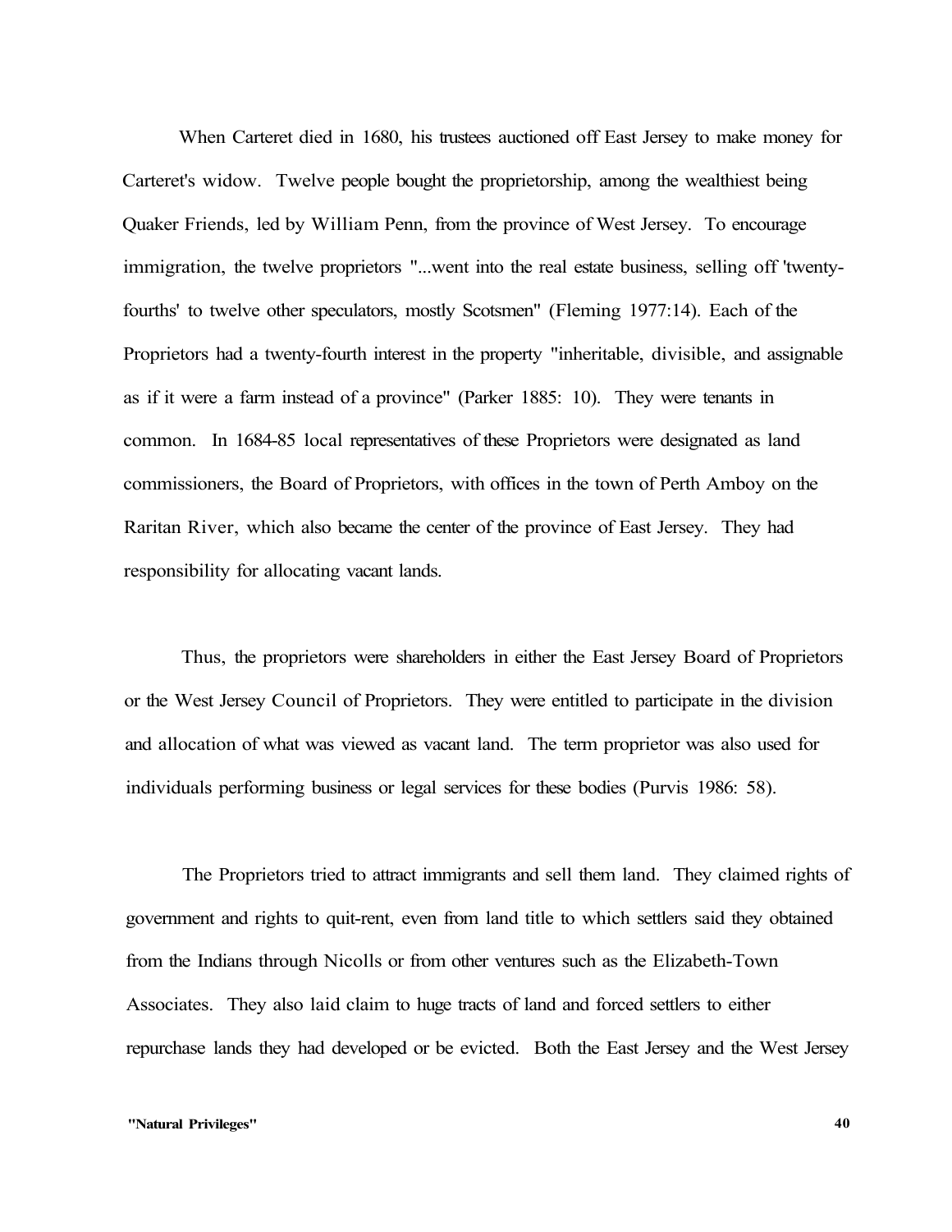When Carteret died in 1680, his trustees auctioned off East Jersey to make money for Carteret's widow. Twelve people bought the proprietorship, among the wealthiest being Quaker Friends, led by William Penn, from the province of West Jersey. To encourage immigration, the twelve proprietors "...went into the real estate business, selling off 'twenty-fourths' to twelve other speculators, mostly Scotsmen" (Fleming 1977:14). Each of the Proprietors had a twenty-fourth interest in the property "inheritable, divisible, and assignable as if it were a farm instead of a province" (Parker 1885: 10). They were tenants in common. In 1684-85 local representatives of these Proprietors were designated as land commissioners, the Board of Proprietors, with offices in the town of Perth Amboy on the Raritan River, which also became the center of the province of East Jersey. They had responsibility for allocating vacant lands.

Thus, the proprietors were shareholders in either the East Jersey Board of Proprietors or the West Jersey Council of Proprietors. They were entitled to participate in the division and allocation of what was viewed as vacant land. The term proprietor was also used for individuals performing business or legal services for these bodies (Purvis 1986: 58).

The Proprietors tried to attract immigrants and sell them land. They claimed rights of government and rights to quit-rent, even from land title to which settlers said they obtained from the Indians through Nicolls or from other ventures such as the Elizabeth-Town Associates. They also laid claim to huge tracts of land and forced settlers to either repurchase lands they had developed or be evicted. Both the East Jersey and the West Jersey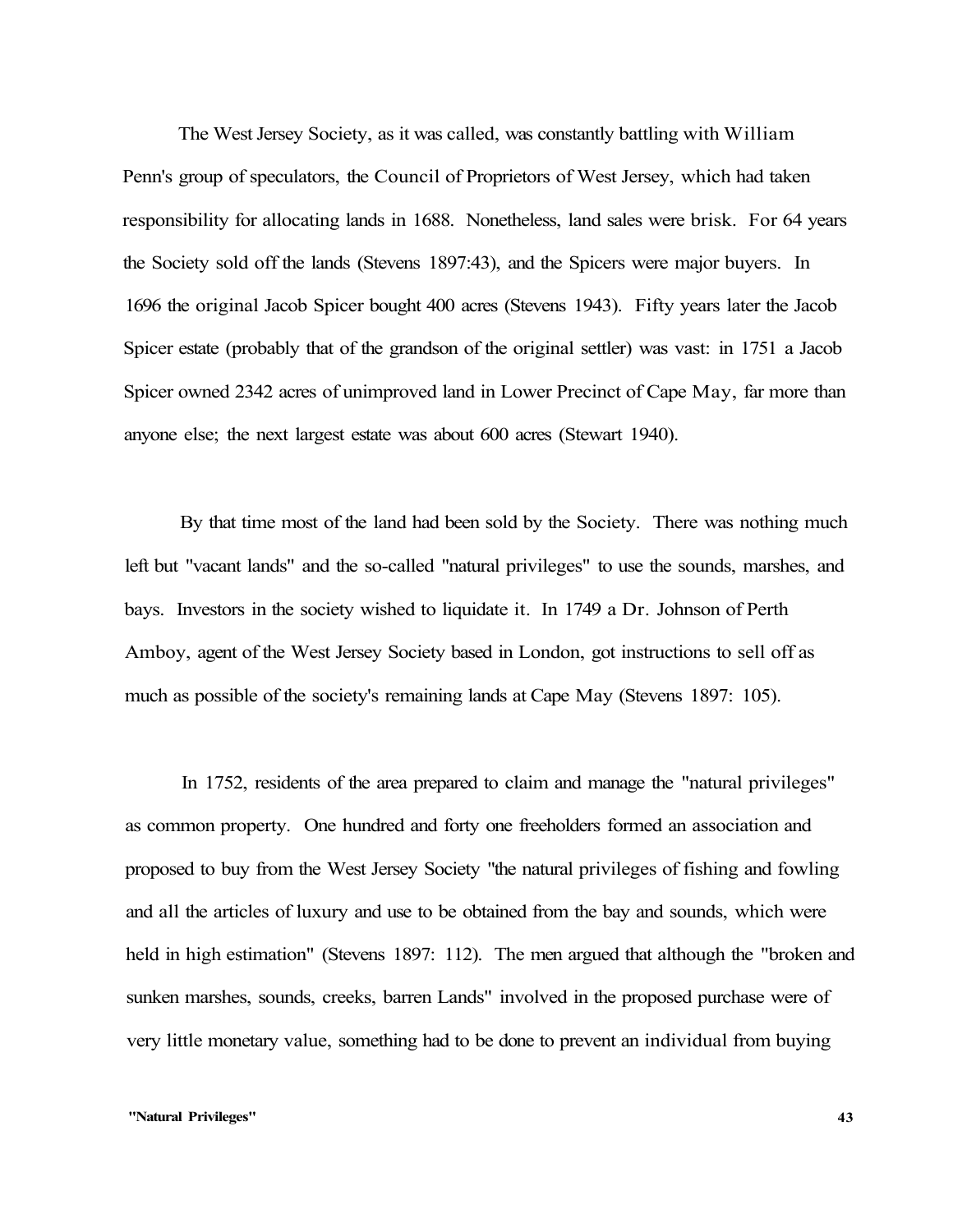The West Jersey Society, as it was called, was constantly battling with William Penn's group of speculators, the Council of Proprietors of West Jersey, which had taken responsibility for allocating lands in 1688. Nonetheless, land sales were brisk. For 64 years the Society sold off the lands (Stevens 1897:43), and the Spicers were major buyers. In 1696 the original Jacob Spicer bought 400 acres (Stevens 1943). Fifty years later the Jacob Spicer estate (probably that of the grandson of the original settler) was vast: in 1751 a Jacob Spicer owned 2342 acres of unimproved land in Lower Precinct of Cape May, far more than anyone else; the next largest estate was about 600 acres (Stewart 1940).

By that time most of the land had been sold by the Society. There was nothing much left but "vacant lands" and the so-called "natural privileges" to use the sounds, marshes, and bays. Investors in the society wished to liquidate it. In 1749 a Dr. Johnson of Perth Amboy, agent of the West Jersey Society based in London, got instructions to sell off as much as possible of the society's remaining lands at Cape May (Stevens 1897: 105).

In 1752, residents of the area prepared to claim and manage the "natural privileges" as common property. One hundred and forty one freeholders formed an association and proposed to buy from the West Jersey Society "the natural privileges of fishing and fowling and all the articles of luxury and use to be obtained from the bay and sounds, which were held in high estimation" (Stevens 1897: 112). The men argued that although the "broken and sunken marshes, sounds, creeks, barren Lands" involved in the proposed purchase were of very little monetary value, something had to be done to prevent an individual from buying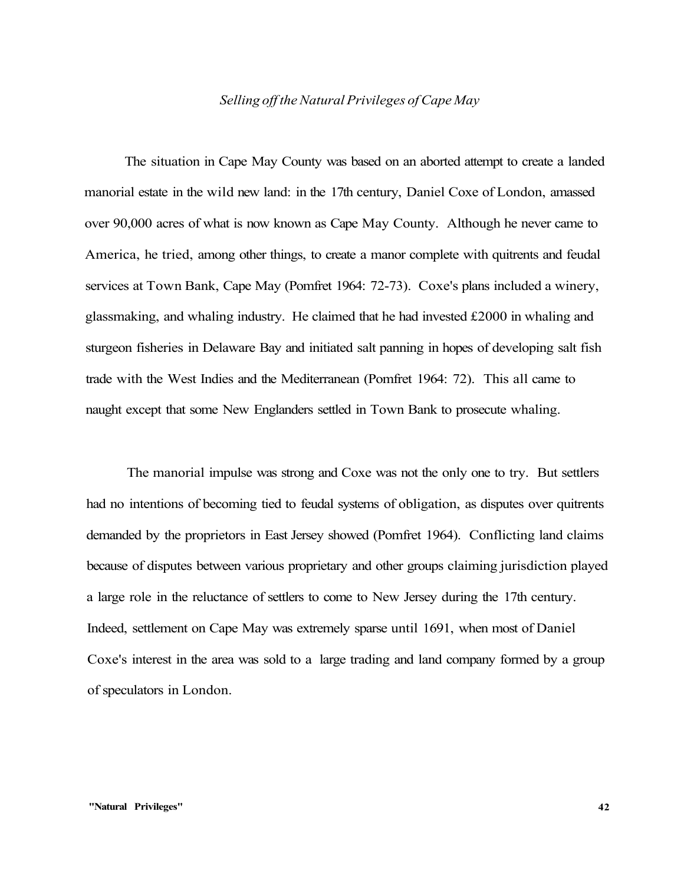*Selling off the Natural Privileges of Cape May*

The situation in Cape May County was based on an aborted attempt to create a landed manorial estate in the wild new land: in the 17th century, Daniel Coxe of London, amassed over 90,000 acres of what is now known as Cape May County. Although he never came to America, he tried, among other things, to create a manor complete with quitrents and feudal services at Town Bank, Cape May (Pomfret 1964: 72-73). Coxe's plans included a winery, glassmaking, and whaling industry. He claimed that he had invested £2000 in whaling and sturgeon fisheries in Delaware Bay and initiated salt panning in hopes of developing salt fish trade with the West Indies and the Mediterranean (Pomfret 1964: 72). This all came to naught except that some New Englanders settled in Town Bank to prosecute whaling.

The manorial impulse was strong and Coxe was not the only one to try. But settlers had no intentions of becoming tied to feudal systems of obligation, as disputes over quitrents demanded by the proprietors in East Jersey showed (Pomfret 1964). Conflicting land claims because of disputes between various proprietary and other groups claiming jurisdiction played a large role in the reluctance of settlers to come to New Jersey during the 17th century. Indeed, settlement on Cape May was extremely sparse until 1691, when most of Daniel Coxe's interest in the area was sold to a large trading and land company formed by a group of speculators in London.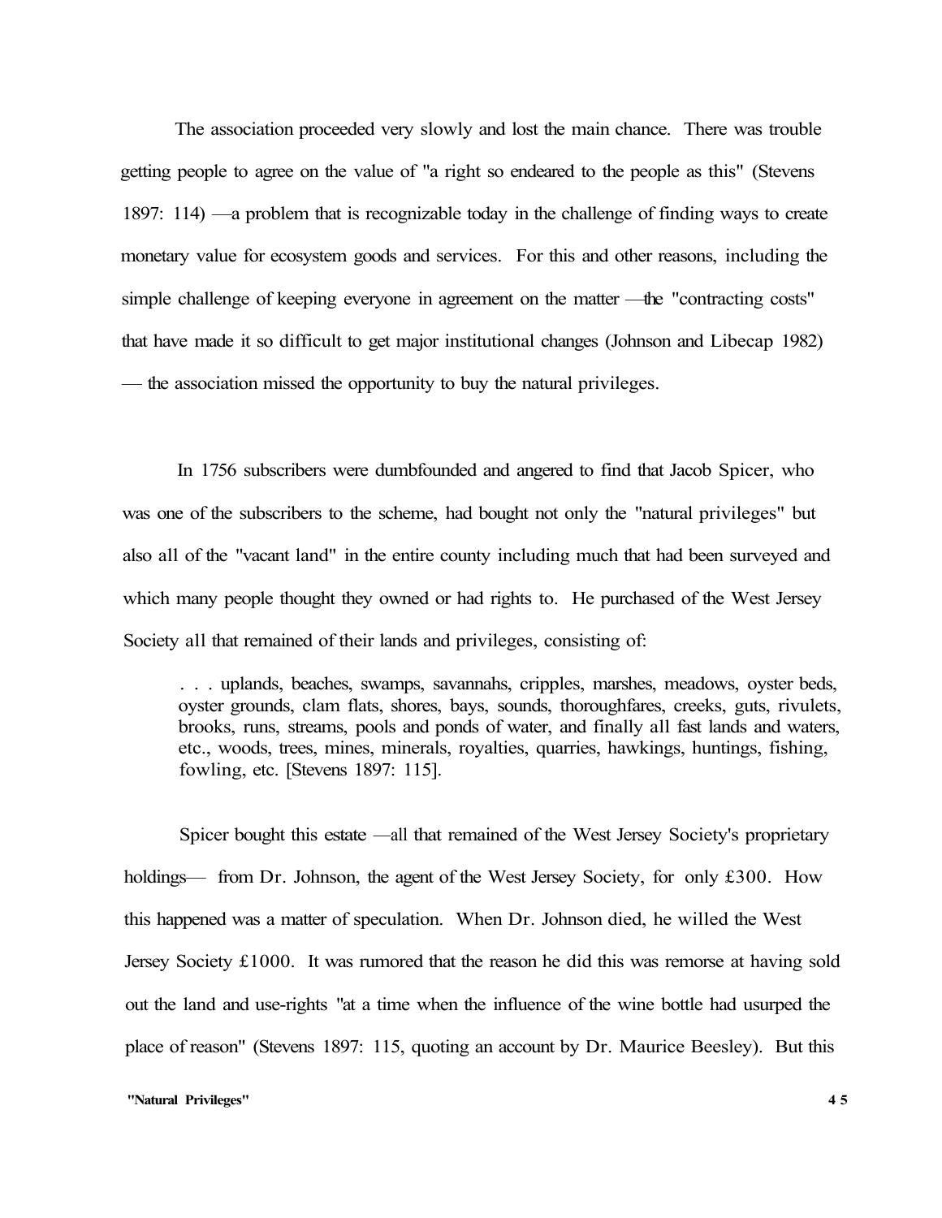The association proceeded very slowly and lost the main chance. There was trouble getting people to agree on the value of "a right so endeared to the people as this" (Stevens 1897: 114) —a problem that is recognizable today in the challenge of finding ways to create monetary value for ecosystem goods and services. For this and other reasons, including the simple challenge of keeping everyone in agreement on the matter —the "contracting costs" that have made it so difficult to get major institutional changes (Johnson and Libecap 1982) — the association missed the opportunity to buy the natural privileges.

In 1756 subscribers were dumbfounded and angered to find that Jacob Spicer, who was one of the subscribers to the scheme, had bought not only the "natural privileges" but also all of the "vacant land" in the entire county including much that had been surveyed and which many people thought they owned or had rights to. He purchased of the West Jersey Society all that remained of their lands and privileges, consisting of:

> . . . uplands, beaches, swamps, savannahs, cripples, marshes, meadows, oyster beds, oyster grounds, clam flats, shores, bays, sounds, thoroughfares, creeks, guts, rivulets, brooks, runs, streams, pools and ponds of water, and finally all fast lands and waters, etc., woods, trees, mines, minerals, royalties, quarries, hawkings, huntings, fishing, fowling, etc. [Stevens 1897: 115].

Spicer bought this estate —all that remained of the West Jersey Society's proprietary holdings— from Dr. Johnson, the agent of the West Jersey Society, for only £300. How this happened was a matter of speculation. When Dr. Johnson died, he willed the West Jersey Society £1000. It was rumored that the reason he did this was remorse at having sold out the land and use-rights "at a time when the influence of the wine bottle had usurped the place of reason" (Stevens 1897: 115, quoting an account by Dr. Maurice Beesley). But this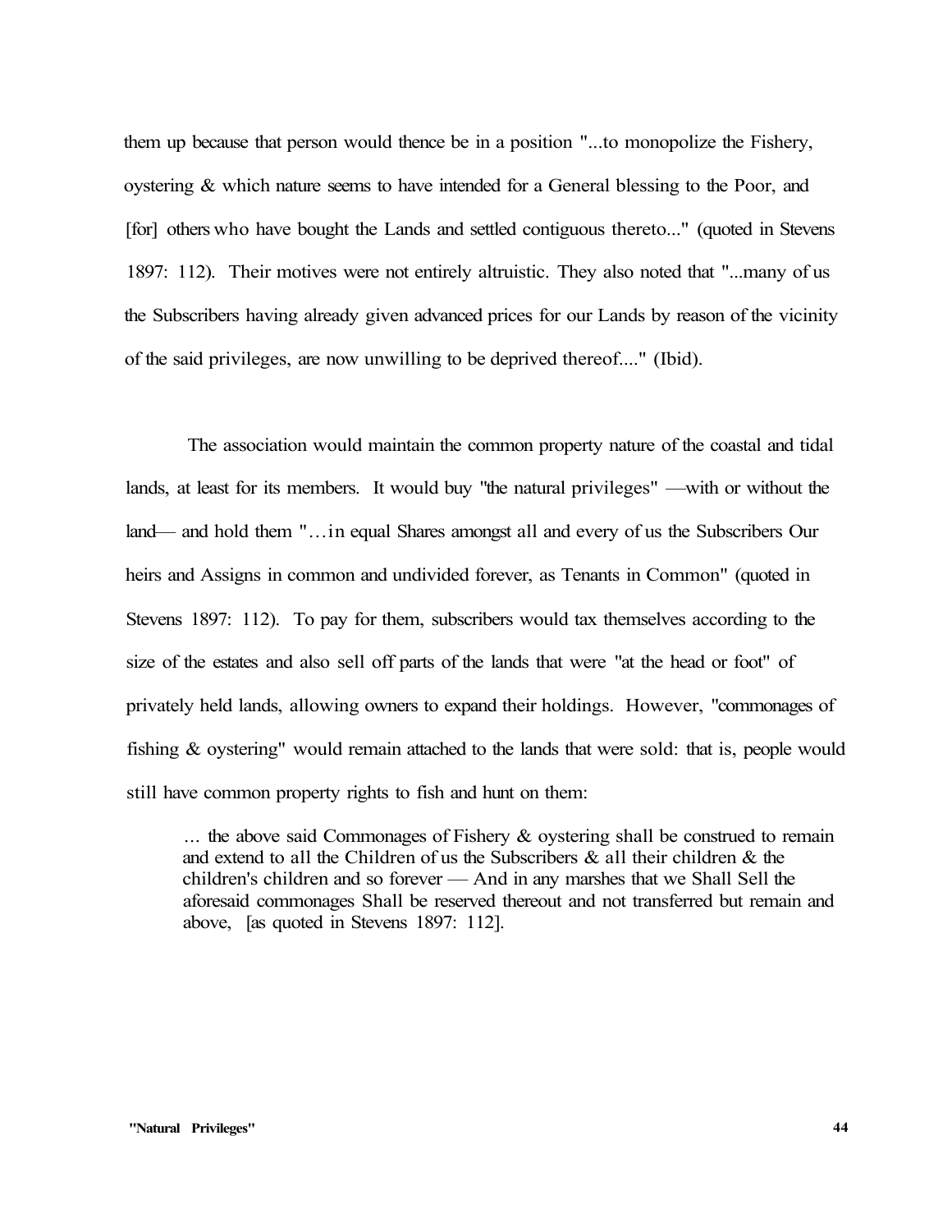them up because that person would thence be in a position "...to monopolize the Fishery, oystering & which nature seems to have intended for a General blessing to the Poor, and [for] others who have bought the Lands and settled contiguous thereto..." (quoted in Stevens 1897: 112). Their motives were not entirely altruistic. They also noted that "...many of us the Subscribers having already given advanced prices for our Lands by reason of the vicinity of the said privileges, are now unwilling to be deprived thereof...." (Ibid).

The association would maintain the common property nature of the coastal and tidal lands, at least for its members. It would buy "the natural privileges" —with or without the land— and hold them "…in equal Shares amongst all and every of us the Subscribers Our heirs and Assigns in common and undivided forever, as Tenants in Common" (quoted in Stevens 1897: 112). To pay for them, subscribers would tax themselves according to the size of the estates and also sell off parts of the lands that were "at the head or foot" of privately held lands, allowing owners to expand their holdings. However, "commonages of fishing & oystering" would remain attached to the lands that were sold: that is, people would still have common property rights to fish and hunt on them:

> … the above said Commonages of Fishery & oystering shall be construed to remain and extend to all the Children of us the Subscribers & all their children & the children's children and so forever — And in any marshes that we Shall Sell the aforesaid commonages Shall be reserved thereout and not transferred but remain and above, [as quoted in Stevens 1897: 112].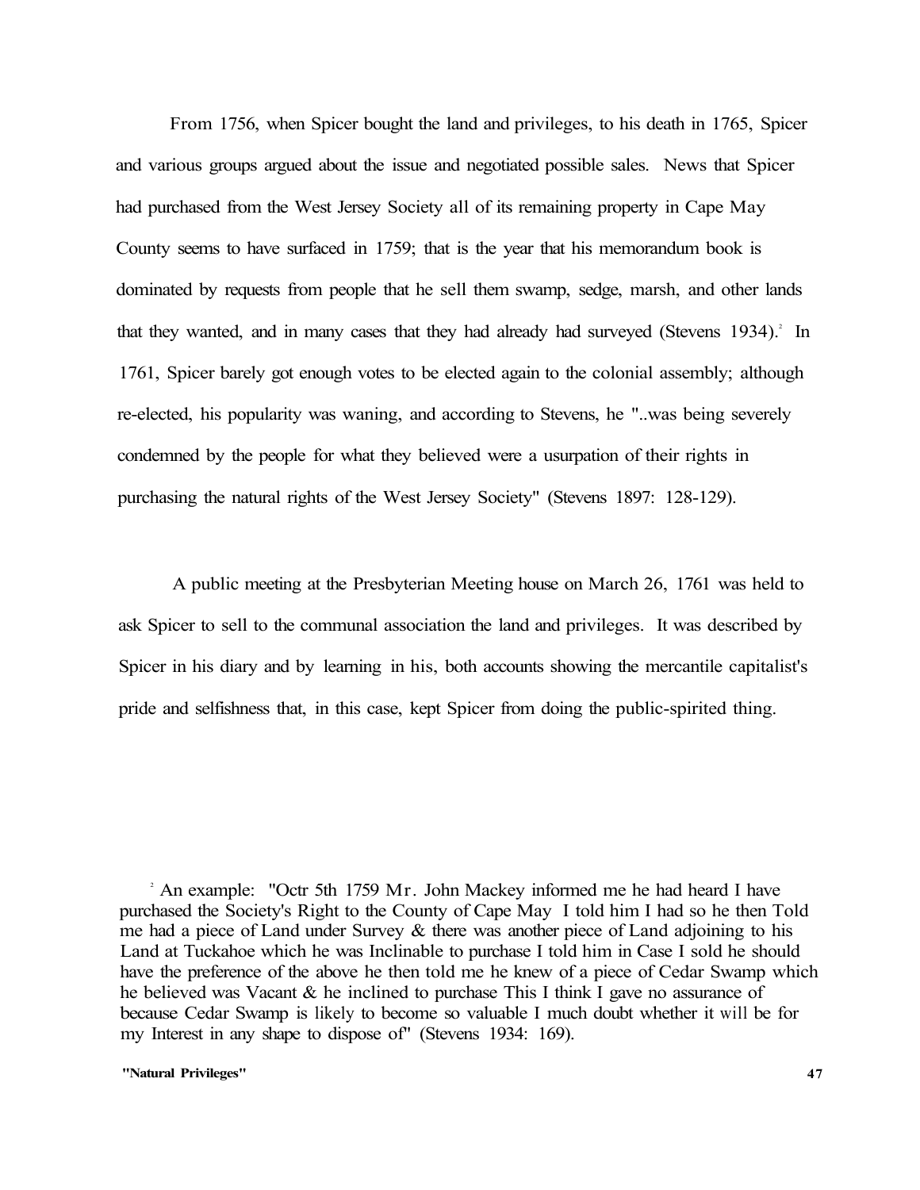From 1756, when Spicer bought the land and privileges, to his death in 1765, Spicer and various groups argued about the issue and negotiated possible sales. News that Spicer had purchased from the West Jersey Society all of its remaining property in Cape May County seems to have surfaced in 1759; that is the year that his memorandum book is dominated by requests from people that he sell them swamp, sedge, marsh, and other lands that they wanted, and in many cases that they had already had surveyed (Stevens 1934).[2] In 1761, Spicer barely got enough votes to be elected again to the colonial assembly; although re-elected, his popularity was waning, and according to Stevens, he "..was being severely condemned by the people for what they believed were a usurpation of their rights in purchasing the natural rights of the West Jersey Society" (Stevens 1897: 128-129).

A public meeting at the Presbyterian Meeting house on March 26, 1761 was held to ask Spicer to sell to the communal association the land and privileges. It was described by Spicer in his diary and by learning in his, both accounts showing the mercantile capitalist's pride and selfishness that, in this case, kept Spicer from doing the public-spirited thing.

[2] An example: "Octr 5th 1759 Mr. John Mackey informed me he had heard I have purchased the Society's Right to the County of Cape May I told him I had so he then Told me had a piece of Land under Survey & there was another piece of Land adjoining to his Land at Tuckahoe which he was Inclinable to purchase I told him in Case I sold he should have the preference of the above he then told me he knew of a piece of Cedar Swamp which he believed was Vacant & he inclined to purchase This I think I gave no assurance of because Cedar Swamp is likely to become so valuable I much doubt whether it will be for my Interest in any shape to dispose of" (Stevens 1934: 169).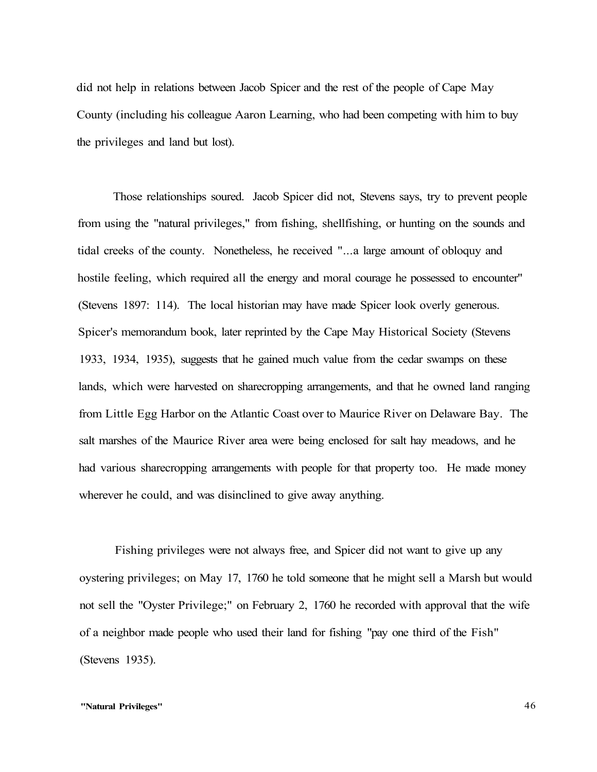did not help in relations between Jacob Spicer and the rest of the people of Cape May County (including his colleague Aaron Learning, who had been competing with him to buy the privileges and land but lost).

Those relationships soured. Jacob Spicer did not, Stevens says, try to prevent people from using the "natural privileges," from fishing, shellfishing, or hunting on the sounds and tidal creeks of the county. Nonetheless, he received "...a large amount of obloquy and hostile feeling, which required all the energy and moral courage he possessed to encounter" (Stevens 1897: 114). The local historian may have made Spicer look overly generous. Spicer's memorandum book, later reprinted by the Cape May Historical Society (Stevens 1933, 1934, 1935), suggests that he gained much value from the cedar swamps on these lands, which were harvested on sharecropping arrangements, and that he owned land ranging from Little Egg Harbor on the Atlantic Coast over to Maurice River on Delaware Bay. The salt marshes of the Maurice River area were being enclosed for salt hay meadows, and he had various sharecropping arrangements with people for that property too. He made money wherever he could, and was disinclined to give away anything.

Fishing privileges were not always free, and Spicer did not want to give up any oystering privileges; on May 17, 1760 he told someone that he might sell a Marsh but would not sell the "Oyster Privilege;" on February 2, 1760 he recorded with approval that the wife of a neighbor made people who used their land for fishing "pay one third of the Fish" (Stevens 1935).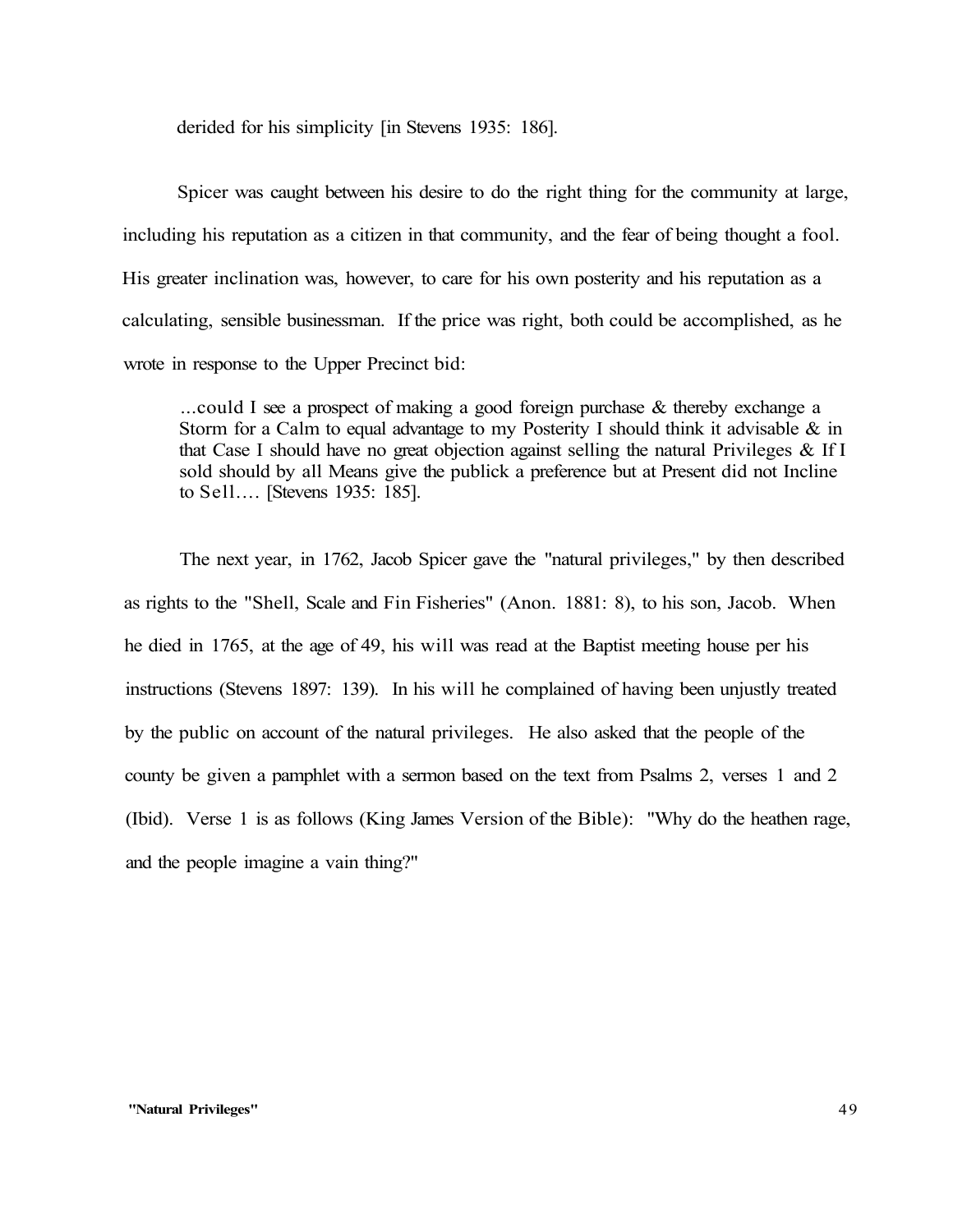derided for his simplicity [in Stevens 1935: 186].

Spicer was caught between his desire to do the right thing for the community at large, including his reputation as a citizen in that community, and the fear of being thought a fool. His greater inclination was, however, to care for his own posterity and his reputation as a calculating, sensible businessman. If the price was right, both could be accomplished, as he wrote in response to the Upper Precinct bid:

> ...could I see a prospect of making a good foreign purchase & thereby exchange a Storm for a Calm to equal advantage to my Posterity I should think it advisable & in that Case I should have no great objection against selling the natural Privileges & If I sold should by all Means give the publick a preference but at Present did not Incline to Sell.... [Stevens 1935: 185].

The next year, in 1762, Jacob Spicer gave the "natural privileges," by then described as rights to the "Shell, Scale and Fin Fisheries" (Anon. 1881: 8), to his son, Jacob. When he died in 1765, at the age of 49, his will was read at the Baptist meeting house per his instructions (Stevens 1897: 139). In his will he complained of having been unjustly treated by the public on account of the natural privileges. He also asked that the people of the county be given a pamphlet with a sermon based on the text from Psalms 2, verses 1 and 2 (Ibid). Verse 1 is as follows (King James Version of the Bible): "Why do the heathen rage, and the people imagine a vain thing?"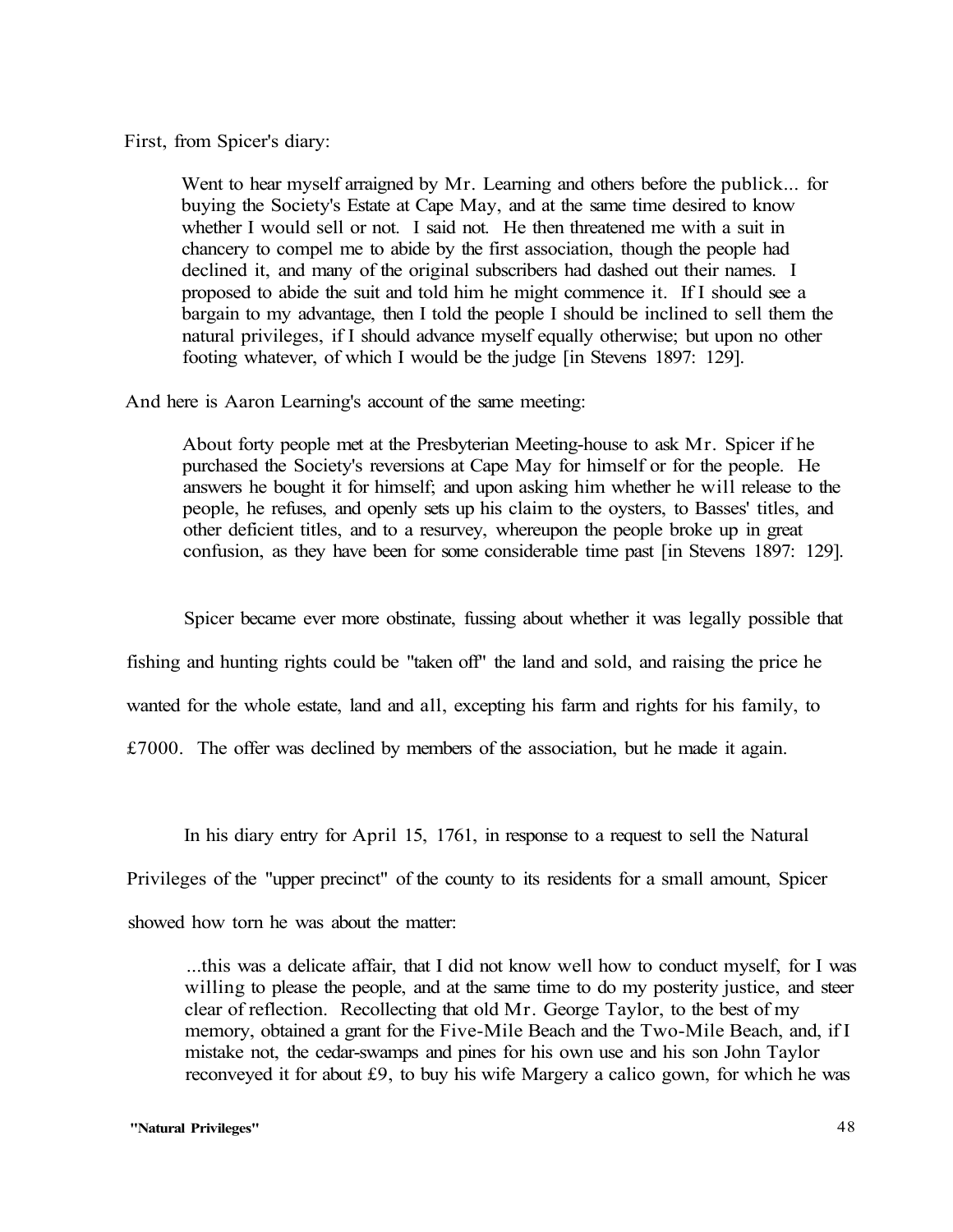First, from Spicer's diary:

> Went to hear myself arraigned by Mr. Learning and others before the publick... for buying the Society's Estate at Cape May, and at the same time desired to know whether I would sell or not. I said not. He then threatened me with a suit in chancery to compel me to abide by the first association, though the people had declined it, and many of the original subscribers had dashed out their names. I proposed to abide the suit and told him he might commence it. If I should see a bargain to my advantage, then I told the people I should be inclined to sell them the natural privileges, if I should advance myself equally otherwise; but upon no other footing whatever, of which I would be the judge [in Stevens 1897: 129].

And here is Aaron Learning's account of the same meeting:

> About forty people met at the Presbyterian Meeting-house to ask Mr. Spicer if he purchased the Society's reversions at Cape May for himself or for the people. He answers he bought it for himself; and upon asking him whether he will release to the people, he refuses, and openly sets up his claim to the oysters, to Basses' titles, and other deficient titles, and to a resurvey, whereupon the people broke up in great confusion, as they have been for some considerable time past [in Stevens 1897: 129].

Spicer became ever more obstinate, fussing about whether it was legally possible that fishing and hunting rights could be "taken off" the land and sold, and raising the price he wanted for the whole estate, land and all, excepting his farm and rights for his family, to £7000. The offer was declined by members of the association, but he made it again.

In his diary entry for April 15, 1761, in response to a request to sell the Natural Privileges of the "upper precinct" of the county to its residents for a small amount, Spicer showed how torn he was about the matter:

> ...this was a delicate affair, that I did not know well how to conduct myself, for I was willing to please the people, and at the same time to do my posterity justice, and steer clear of reflection. Recollecting that old Mr. George Taylor, to the best of my memory, obtained a grant for the Five-Mile Beach and the Two-Mile Beach, and, if I mistake not, the cedar-swamps and pines for his own use and his son John Taylor reconveyed it for about £9, to buy his wife Margery a calico gown, for which he was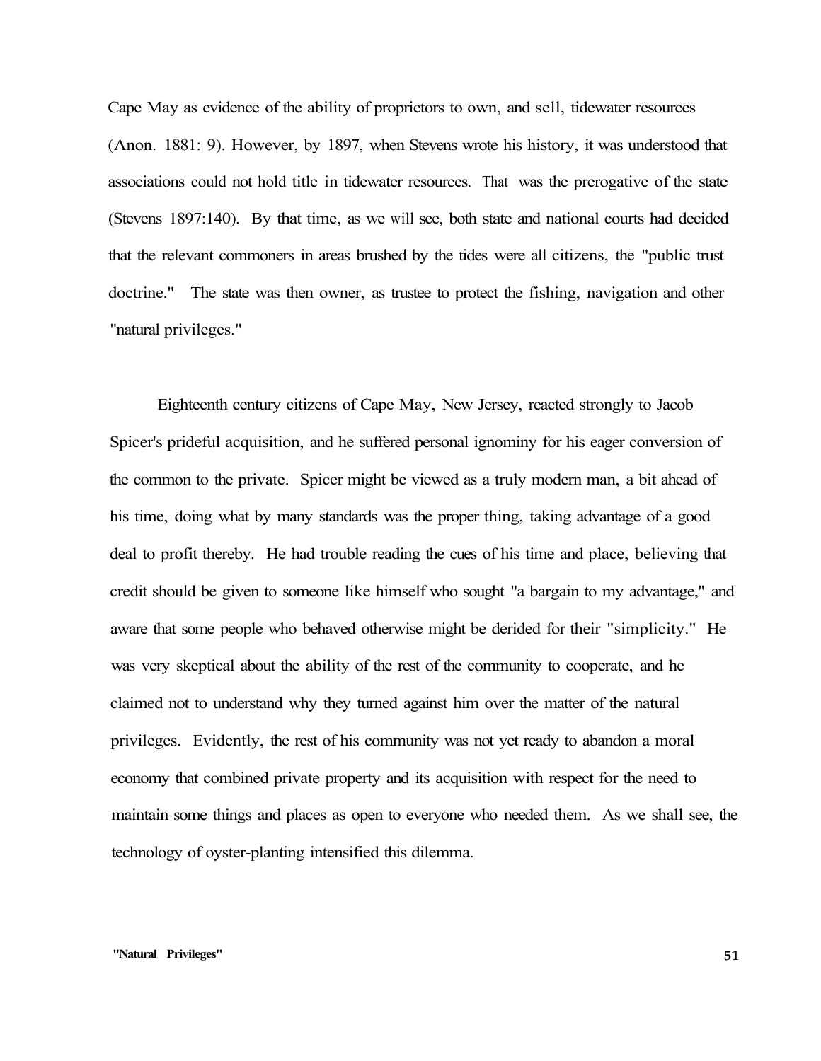Cape May as evidence of the ability of proprietors to own, and sell, tidewater resources (Anon. 1881: 9). However, by 1897, when Stevens wrote his history, it was understood that associations could not hold title in tidewater resources. That was the prerogative of the state (Stevens 1897:140). By that time, as we will see, both state and national courts had decided that the relevant commoners in areas brushed by the tides were all citizens, the "public trust doctrine." The state was then owner, as trustee to protect the fishing, navigation and other "natural privileges."

Eighteenth century citizens of Cape May, New Jersey, reacted strongly to Jacob Spicer's prideful acquisition, and he suffered personal ignominy for his eager conversion of the common to the private. Spicer might be viewed as a truly modern man, a bit ahead of his time, doing what by many standards was the proper thing, taking advantage of a good deal to profit thereby. He had trouble reading the cues of his time and place, believing that credit should be given to someone like himself who sought "a bargain to my advantage," and aware that some people who behaved otherwise might be derided for their "simplicity." He was very skeptical about the ability of the rest of the community to cooperate, and he claimed not to understand why they turned against him over the matter of the natural privileges. Evidently, the rest of his community was not yet ready to abandon a moral economy that combined private property and its acquisition with respect for the need to maintain some things and places as open to everyone who needed them. As we shall see, the technology of oyster-planting intensified this dilemma.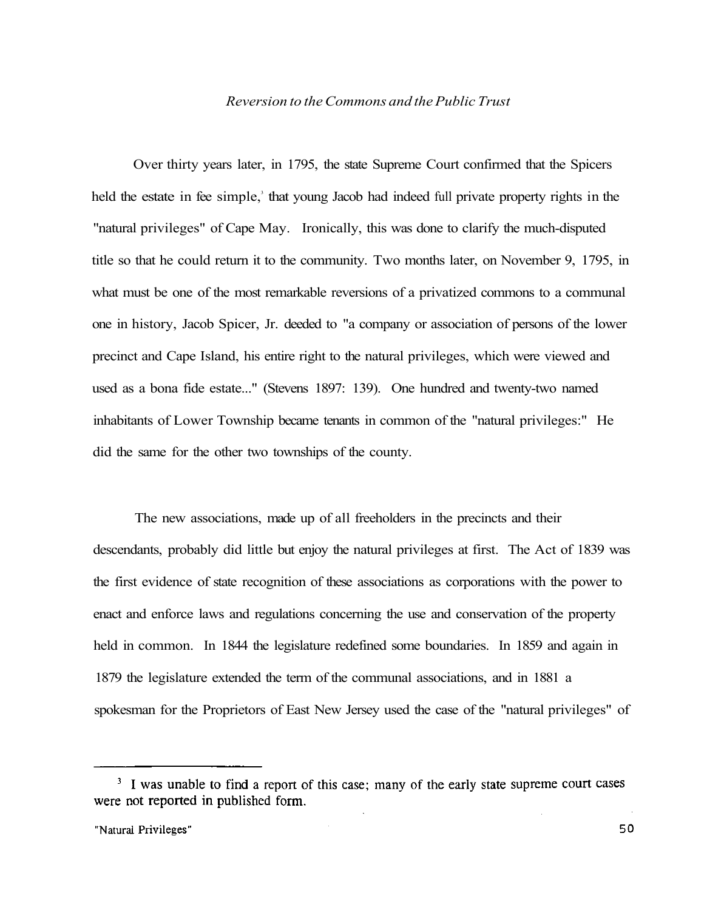*Reversion to the Commons and the Public Trust*

Over thirty years later, in 1795, the state Supreme Court confirmed that the Spicers held the estate in fee simple,[3] that young Jacob had indeed full private property rights in the "natural privileges" of Cape May. Ironically, this was done to clarify the much-disputed title so that he could return it to the community. Two months later, on November 9, 1795, in what must be one of the most remarkable reversions of a privatized commons to a communal one in history, Jacob Spicer, Jr. deeded to "a company or association of persons of the lower precinct and Cape Island, his entire right to the natural privileges, which were viewed and used as a bona fide estate..." (Stevens 1897: 139). One hundred and twenty-two named inhabitants of Lower Township became tenants in common of the "natural privileges:" He did the same for the other two townships of the county.

The new associations, made up of all freeholders in the precincts and their descendants, probably did little but enjoy the natural privileges at first. The Act of 1839 was the first evidence of state recognition of these associations as corporations with the power to enact and enforce laws and regulations concerning the use and conservation of the property held in common. In 1844 the legislature redefined some boundaries. In 1859 and again in 1879 the legislature extended the term of the communal associations, and in 1881 a spokesman for the Proprietors of East New Jersey used the case of the "natural privileges" of

---

[3] I was unable to find a report of this case; many of the early state supreme court cases were not reported in published form.